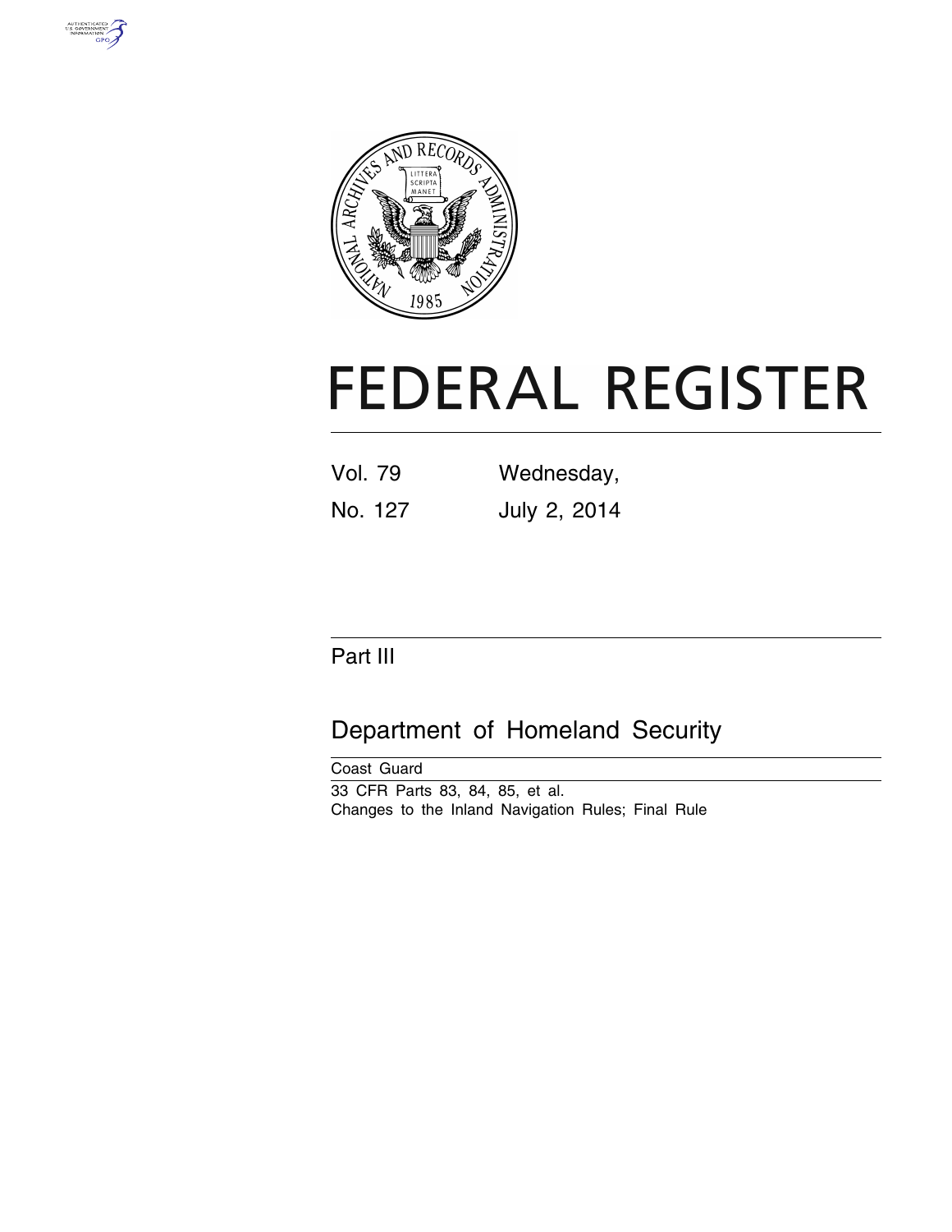# FEDERAL REGISTER

Vol. 79 Wednesday,

No. 127 July 2, 2014

## Part III

## Department of Homeland Security

Coast Guard

33 CFR Parts 83, 84, 85, et al.

Changes to the Inland Navigation Rules; Final Rule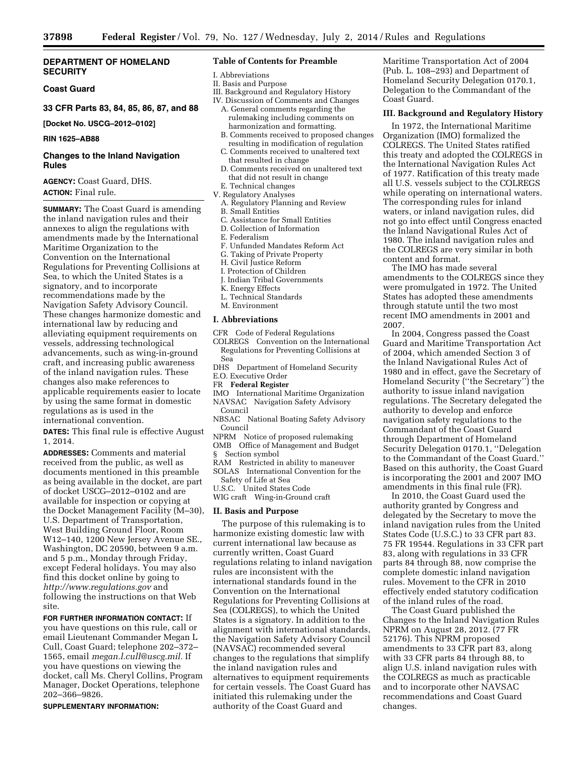**DEPARTMENT OF HOMELAND SECURITY**

**Coast Guard**

**33 CFR Parts 83, 84, 85, 86, 87, and 88**

**[Docket No. USCG–2012–0102]**

**RIN 1625–AB88**

## Changes to the Inland Navigation Rules

**AGENCY:** Coast Guard, DHS.

**ACTION:** Final rule.

**SUMMARY:** The Coast Guard is amending the inland navigation rules and their annexes to align the regulations with amendments made by the International Maritime Organization to the Convention on the International Regulations for Preventing Collisions at Sea, to which the United States is a signatory, and to incorporate recommendations made by the Navigation Safety Advisory Council. These changes harmonize domestic and international law by reducing and alleviating equipment requirements on vessels, addressing technological advancements, such as wing-in-ground craft, and increasing public awareness of the inland navigation rules. These changes also make references to applicable requirements easier to locate by using the same format in domestic regulations as is used in the international convention.

**DATES:** This final rule is effective August 1, 2014.

**ADDRESSES:** Comments and material received from the public, as well as documents mentioned in this preamble as being available in the docket, are part of docket USCG–2012–0102 and are available for inspection or copying at the Docket Management Facility (M–30), U.S. Department of Transportation, West Building Ground Floor, Room W12–140, 1200 New Jersey Avenue SE., Washington, DC 20590, between 9 a.m. and 5 p.m., Monday through Friday, except Federal holidays. You may also find this docket online by going to *http://www.regulations.gov* and following the instructions on that Web site.

**FOR FURTHER INFORMATION CONTACT:** If you have questions on this rule, call or email Lieutenant Commander Megan L Cull, Coast Guard; telephone 202–372–1565, email *megan.l.cull@uscg.mil.* If you have questions on viewing the docket, call Ms. Cheryl Collins, Program Manager, Docket Operations, telephone 202–366–9826.

**SUPPLEMENTARY INFORMATION:**

**Table of Contents for Preamble**

I. Abbreviations
II. Basis and Purpose
III. Background and Regulatory History
IV. Discussion of Comments and Changes
- A. General comments regarding the rulemaking including comments on harmonization and formatting.
- B. Comments received to proposed changes resulting in modification of regulation
- C. Comments received to unaltered text that resulted in change
- D. Comments received on unaltered text that did not result in change
- E. Technical changes

V. Regulatory Analyses
- A. Regulatory Planning and Review
- B. Small Entities
- C. Assistance for Small Entities
- D. Collection of Information
- E. Federalism
- F. Unfunded Mandates Reform Act
- G. Taking of Private Property
- H. Civil Justice Reform
- I. Protection of Children
- J. Indian Tribal Governments
- K. Energy Effects
- L. Technical Standards
- M. Environment

## I. Abbreviations

CFR Code of Federal Regulations
COLREGS Convention on the International Regulations for Preventing Collisions at Sea
DHS Department of Homeland Security
E.O. Executive Order
FR **Federal Register**
IMO International Maritime Organization
NAVSAC Navigation Safety Advisory Council
NBSAC National Boating Safety Advisory Council
NPRM Notice of proposed rulemaking
OMB Office of Management and Budget
§ Section symbol
RAM Restricted in ability to maneuver
SOLAS International Convention for the Safety of Life at Sea
U.S.C. United States Code
WIG craft Wing-in-Ground craft

## II. Basis and Purpose

The purpose of this rulemaking is to harmonize existing domestic law with current international law because as currently written, Coast Guard regulations relating to inland navigation rules are inconsistent with the international standards found in the Convention on the International Regulations for Preventing Collisions at Sea (COLREGS), to which the United States is a signatory. In addition to the alignment with international standards, the Navigation Safety Advisory Council (NAVSAC) recommended several changes to the regulations that simplify the inland navigation rules and alternatives to equipment requirements for certain vessels. The Coast Guard has initiated this rulemaking under the authority of the Coast Guard and Maritime Transportation Act of 2004 (Pub. L. 108–293) and Department of Homeland Security Delegation 0170.1, Delegation to the Commandant of the Coast Guard.

## III. Background and Regulatory History

In 1972, the International Maritime Organization (IMO) formalized the COLREGS. The United States ratified this treaty and adopted the COLREGS in the International Navigation Rules Act of 1977. Ratification of this treaty made all U.S. vessels subject to the COLREGS while operating on international waters. The corresponding rules for inland waters, or inland navigation rules, did not go into effect until Congress enacted the Inland Navigational Rules Act of 1980. The inland navigation rules and the COLREGS are very similar in both content and format.

The IMO has made several amendments to the COLREGS since they were promulgated in 1972. The United States has adopted these amendments through statute until the two most recent IMO amendments in 2001 and 2007.

In 2004, Congress passed the Coast Guard and Maritime Transportation Act of 2004, which amended Section 3 of the Inland Navigational Rules Act of 1980 and in effect, gave the Secretary of Homeland Security (''the Secretary'') the authority to issue inland navigation regulations. The Secretary delegated the authority to develop and enforce navigation safety regulations to the Commandant of the Coast Guard through Department of Homeland Security Delegation 0170.1, ''Delegation to the Commandant of the Coast Guard.'' Based on this authority, the Coast Guard is incorporating the 2001 and 2007 IMO amendments in this final rule (FR).

In 2010, the Coast Guard used the authority granted by Congress and delegated by the Secretary to move the inland navigation rules from the United States Code (U.S.C.) to 33 CFR part 83. 75 FR 19544. Regulations in 33 CFR part 83, along with regulations in 33 CFR parts 84 through 88, now comprise the complete domestic inland navigation rules. Movement to the CFR in 2010 effectively ended statutory codification of the inland rules of the road.

The Coast Guard published the Changes to the Inland Navigation Rules NPRM on August 28, 2012. (77 FR 52176). This NPRM proposed amendments to 33 CFR part 83, along with 33 CFR parts 84 through 88, to align U.S. inland navigation rules with the COLREGS as much as practicable and to incorporate other NAVSAC recommendations and Coast Guard changes.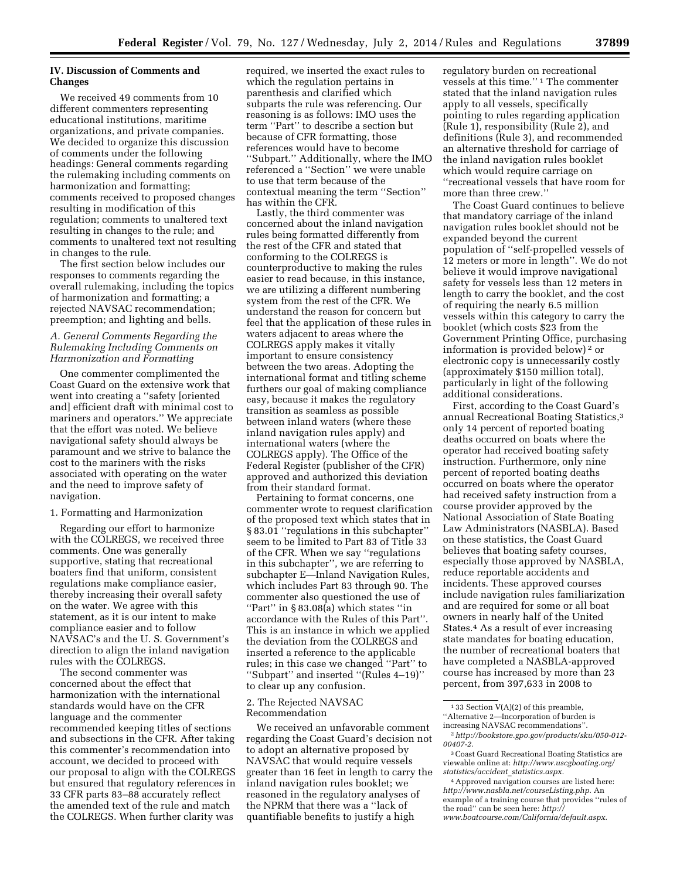## IV. Discussion of Comments and Changes

We received 49 comments from 10 different commenters representing educational institutions, maritime organizations, and private companies. We decided to organize this discussion of comments under the following headings: General comments regarding the rulemaking including comments on harmonization and formatting; comments received to proposed changes resulting in modification of this regulation; comments to unaltered text resulting in changes to the rule; and comments to unaltered text not resulting in changes to the rule.

The first section below includes our responses to comments regarding the overall rulemaking, including the topics of harmonization and formatting; a rejected NAVSAC recommendation; preemption; and lighting and bells.

### *A. General Comments Regarding the Rulemaking Including Comments on Harmonization and Formatting*

One commenter complimented the Coast Guard on the extensive work that went into creating a ''safety [oriented and] efficient draft with minimal cost to mariners and operators.'' We appreciate that the effort was noted. We believe navigational safety should always be paramount and we strive to balance the cost to the mariners with the risks associated with operating on the water and the need to improve safety of navigation.

#### 1. Formatting and Harmonization

Regarding our effort to harmonize with the COLREGS, we received three comments. One was generally supportive, stating that recreational boaters find that uniform, consistent regulations make compliance easier, thereby increasing their overall safety on the water. We agree with this statement, as it is our intent to make compliance easier and to follow NAVSAC's and the U. S. Government's direction to align the inland navigation rules with the COLREGS.

The second commenter was concerned about the effect that harmonization with the international standards would have on the CFR language and the commenter recommended keeping titles of sections and subsections in the CFR. After taking this commenter's recommendation into account, we decided to proceed with our proposal to align with the COLREGS but ensured that regulatory references in 33 CFR parts 83–88 accurately reflect the amended text of the rule and match the COLREGS. When further clarity was required, we inserted the exact rules to which the regulation pertains in parenthesis and clarified which subparts the rule was referencing. Our reasoning is as follows: IMO uses the term ''Part'' to describe a section but because of CFR formatting, those references would have to become ''Subpart.'' Additionally, where the IMO referenced a ''Section'' we were unable to use that term because of the contextual meaning the term ''Section'' has within the CFR.

Lastly, the third commenter was concerned about the inland navigation rules being formatted differently from the rest of the CFR and stated that conforming to the COLREGS is counterproductive to making the rules easier to read because, in this instance, we are utilizing a different numbering system from the rest of the CFR. We understand the reason for concern but feel that the application of these rules in waters adjacent to areas where the COLREGS apply makes it vitally important to ensure consistency between the two areas. Adopting the international format and titling scheme furthers our goal of making compliance easy, because it makes the regulatory transition as seamless as possible between inland waters (where these inland navigation rules apply) and international waters (where the COLREGS apply). The Office of the Federal Register (publisher of the CFR) approved and authorized this deviation from their standard format.

Pertaining to format concerns, one commenter wrote to request clarification of the proposed text which states that in § 83.01 ''regulations in this subchapter'' seem to be limited to Part 83 of Title 33 of the CFR. When we say ''regulations in this subchapter'', we are referring to subchapter E—Inland Navigation Rules, which includes Part 83 through 90. The commenter also questioned the use of ''Part'' in § 83.08(a) which states ''in accordance with the Rules of this Part''. This is an instance in which we applied the deviation from the COLREGS and inserted a reference to the applicable rules; in this case we changed ''Part'' to ''Subpart'' and inserted ''(Rules 4–19)'' to clear up any confusion.

#### 2. The Rejected NAVSAC Recommendation

We received an unfavorable comment regarding the Coast Guard's decision not to adopt an alternative proposed by NAVSAC that would require vessels greater than 16 feet in length to carry the inland navigation rules booklet; we reasoned in the regulatory analyses of the NPRM that there was a ''lack of quantifiable benefits to justify a high regulatory burden on recreational vessels at this time.'' [1] The commenter stated that the inland navigation rules apply to all vessels, specifically pointing to rules regarding application (Rule 1), responsibility (Rule 2), and definitions (Rule 3), and recommended an alternative threshold for carriage of the inland navigation rules booklet which would require carriage on ''recreational vessels that have room for more than three crew.''

The Coast Guard continues to believe that mandatory carriage of the inland navigation rules booklet should not be expanded beyond the current population of ''self-propelled vessels of 12 meters or more in length''. We do not believe it would improve navigational safety for vessels less than 12 meters in length to carry the booklet, and the cost of requiring the nearly 6.5 million vessels within this category to carry the booklet (which costs $23 from the Government Printing Office, purchasing information is provided below) [2] or electronic copy is unnecessarily costly (approximately $150 million total), particularly in light of the following additional considerations.

First, according to the Coast Guard's annual Recreational Boating Statistics,[3] only 14 percent of reported boating deaths occurred on boats where the operator had received boating safety instruction. Furthermore, only nine percent of reported boating deaths occurred on boats where the operator had received safety instruction from a course provider approved by the National Association of State Boating Law Administrators (NASBLA). Based on these statistics, the Coast Guard believes that boating safety courses, especially those approved by NASBLA, reduce reportable accidents and incidents. These approved courses include navigation rules familiarization and are required for some or all boat owners in nearly half of the United States.[4] As a result of ever increasing state mandates for boating education, the number of recreational boaters that have completed a NASBLA-approved course has increased by more than 23 percent, from 397,633 in 2008 to

---

[1] 33 Section V(A)(2) of this preamble, ''Alternative 2—Incorporation of burden is increasing NAVSAC recommendations''.

[2] *http://bookstore.gpo.gov/products/sku/050-012-00407-2.*

[3] Coast Guard Recreational Boating Statistics are viewable online at: *http://www.uscgboating.org/statistics/accident_statistics.aspx.*

[4] Approved navigation courses are listed here: *http://www.nasbla.net/courseListing.php.* An example of a training course that provides ''rules of the road'' can be seen here: *http://www.boatcourse.com/California/default.aspx.*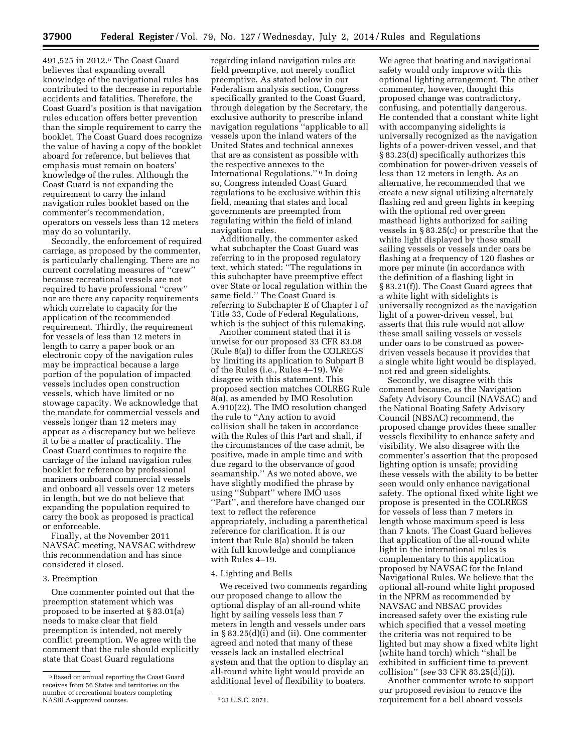491,525 in 2012.[5] The Coast Guard believes that expanding overall knowledge of the navigational rules has contributed to the decrease in reportable accidents and fatalities. Therefore, the Coast Guard's position is that navigation rules education offers better prevention than the simple requirement to carry the booklet. The Coast Guard does recognize the value of having a copy of the booklet aboard for reference, but believes that emphasis must remain on boaters' knowledge of the rules. Although the Coast Guard is not expanding the requirement to carry the inland navigation rules booklet based on the commenter's recommendation, operators on vessels less than 12 meters may do so voluntarily.

Secondly, the enforcement of required carriage, as proposed by the commenter, is particularly challenging. There are no current correlating measures of "crew" because recreational vessels are not required to have professional "crew" nor are there any capacity requirements which correlate to capacity for the application of the recommended requirement. Thirdly, the requirement for vessels of less than 12 meters in length to carry a paper book or an electronic copy of the navigation rules may be impractical because a large portion of the population of impacted vessels includes open construction vessels, which have limited or no stowage capacity. We acknowledge that the mandate for commercial vessels and vessels longer than 12 meters may appear as a discrepancy but we believe it to be a matter of practicality. The Coast Guard continues to require the carriage of the inland navigation rules booklet for reference by professional mariners onboard commercial vessels and onboard all vessels over 12 meters in length, but we do not believe that expanding the population required to carry the book as proposed is practical or enforceable.

Finally, at the November 2011 NAVSAC meeting, NAVSAC withdrew this recommendation and has since considered it closed.

3. Preemption

One commenter pointed out that the preemption statement which was proposed to be inserted at § 83.01(a) needs to make clear that field preemption is intended, not merely conflict preemption. We agree with the comment that the rule should explicitly state that Coast Guard regulations regarding inland navigation rules are field preemptive, not merely conflict preemptive. As stated below in our Federalism analysis section, Congress specifically granted to the Coast Guard, through delegation by the Secretary, the exclusive authority to prescribe inland navigation regulations "applicable to all vessels upon the inland waters of the United States and technical annexes that are as consistent as possible with the respective annexes to the International Regulations."[6] In doing so, Congress intended Coast Guard regulations to be exclusive within this field, meaning that states and local governments are preempted from regulating within the field of inland navigation rules.

Additionally, the commenter asked what subchapter the Coast Guard was referring to in the proposed regulatory text, which stated: "The regulations in this subchapter have preemptive effect over State or local regulation within the same field." The Coast Guard is referring to Subchapter E of Chapter I of Title 33, Code of Federal Regulations, which is the subject of this rulemaking.

Another comment stated that it is unwise for our proposed 33 CFR 83.08 (Rule 8(a)) to differ from the COLREGS by limiting its application to Subpart B of the Rules (i.e., Rules 4–19). We disagree with this statement. This proposed section matches COLREG Rule 8(a), as amended by IMO Resolution A.910(22). The IMO resolution changed the rule to "Any action to avoid collision shall be taken in accordance with the Rules of this Part and shall, if the circumstances of the case admit, be positive, made in ample time and with due regard to the observance of good seamanship." As we noted above, we have slightly modified the phrase by using "Subpart" where IMO uses "Part", and therefore have changed our text to reflect the reference appropriately, including a parenthetical reference for clarification. It is our intent that Rule 8(a) should be taken with full knowledge and compliance with Rules 4–19.

4. Lighting and Bells

We received two comments regarding our proposed change to allow the optional display of an all-round white light by sailing vessels less than 7 meters in length and vessels under oars in § 83.25(d)(i) and (ii). One commenter agreed and noted that many of these vessels lack an installed electrical system and that the option to display an all-round white light would provide an additional level of flexibility to boaters.

We agree that boating and navigational safety would only improve with this optional lighting arrangement. The other commenter, however, thought this proposed change was contradictory, confusing, and potentially dangerous. He contended that a constant white light with accompanying sidelights is universally recognized as the navigation lights of a power-driven vessel, and that § 83.23(d) specifically authorizes this combination for power-driven vessels of less than 12 meters in length. As an alternative, he recommended that we create a new signal utilizing alternately flashing red and green lights in keeping with the optional red over green masthead lights authorized for sailing vessels in § 83.25(c) or prescribe that the white light displayed by these small sailing vessels or vessels under oars be flashing at a frequency of 120 flashes or more per minute (in accordance with the definition of a flashing light in § 83.21(f)). The Coast Guard agrees that a white light with sidelights is universally recognized as the navigation light of a power-driven vessel, but asserts that this rule would not allow these small sailing vessels or vessels under oars to be construed as power-driven vessels because it provides that a single white light would be displayed, not red and green sidelights.

Secondly, we disagree with this comment because, as the Navigation Safety Advisory Council (NAVSAC) and the National Boating Safety Advisory Council (NBSAC) recommend, the proposed change provides these smaller vessels flexibility to enhance safety and visibility. We also disagree with the commenter's assertion that the proposed lighting option is unsafe; providing these vessels with the ability to be better seen would only enhance navigational safety. The optional fixed white light we propose is presented in the COLREGS for vessels of less than 7 meters in length whose maximum speed is less than 7 knots. The Coast Guard believes that application of the all-round white light in the international rules is complementary to this application proposed by NAVSAC for the Inland Navigational Rules. We believe that the optional all-round white light proposed in the NPRM as recommended by NAVSAC and NBSAC provides increased safety over the existing rule which specified that a vessel meeting the criteria was not required to be lighted but may show a fixed white light (white hand torch) which "shall be exhibited in sufficient time to prevent collision" (*see* 33 CFR 83.25(d)(i)).

Another commenter wrote to support our proposed revision to remove the requirement for a bell aboard vessels

---

[5] Based on annual reporting the Coast Guard receives from 56 States and territories on the number of recreational boaters completing NASBLA-approved courses.

[6] 33 U.S.C. 2071.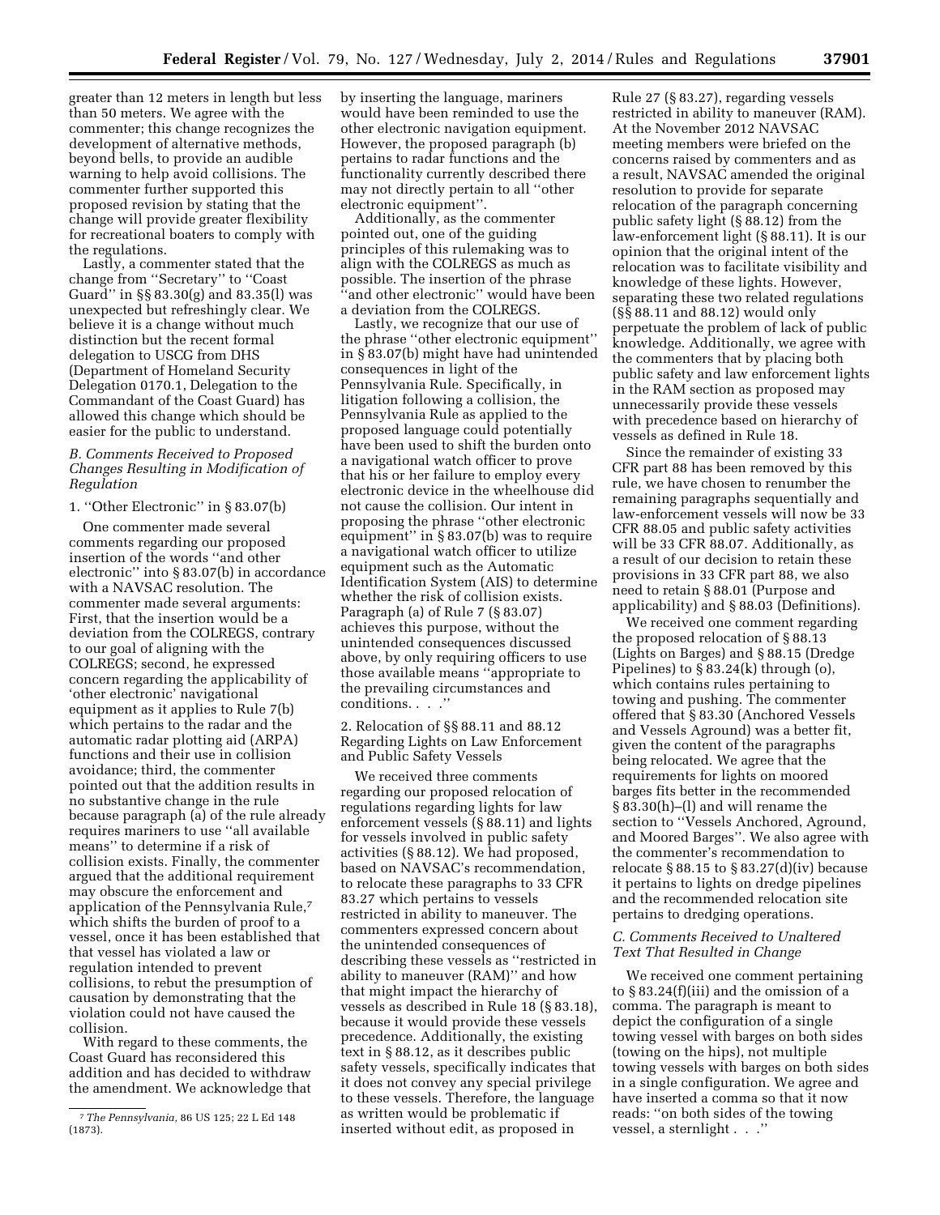greater than 12 meters in length but less than 50 meters. We agree with the commenter; this change recognizes the development of alternative methods, beyond bells, to provide an audible warning to help avoid collisions. The commenter further supported this proposed revision by stating that the change will provide greater flexibility for recreational boaters to comply with the regulations.

Lastly, a commenter stated that the change from ''Secretary'' to ''Coast Guard'' in §§ 83.30(g) and 83.35(l) was unexpected but refreshingly clear. We believe it is a change without much distinction but the recent formal delegation to USCG from DHS (Department of Homeland Security Delegation 0170.1, Delegation to the Commandant of the Coast Guard) has allowed this change which should be easier for the public to understand.

### *B. Comments Received to Proposed Changes Resulting in Modification of Regulation*

1. ''Other Electronic'' in § 83.07(b)

One commenter made several comments regarding our proposed insertion of the words ''and other electronic'' into § 83.07(b) in accordance with a NAVSAC resolution. The commenter made several arguments: First, that the insertion would be a deviation from the COLREGS, contrary to our goal of aligning with the COLREGS; second, he expressed concern regarding the applicability of 'other electronic' navigational equipment as it applies to Rule 7(b) which pertains to the radar and the automatic radar plotting aid (ARPA) functions and their use in collision avoidance; third, the commenter pointed out that the addition results in no substantive change in the rule because paragraph (a) of the rule already requires mariners to use ''all available means'' to determine if a risk of collision exists. Finally, the commenter argued that the additional requirement may obscure the enforcement and application of the Pennsylvania Rule,[7] which shifts the burden of proof to a vessel, once it has been established that that vessel has violated a law or regulation intended to prevent collisions, to rebut the presumption of causation by demonstrating that the violation could not have caused the collision.

With regard to these comments, the Coast Guard has reconsidered this addition and has decided to withdraw the amendment. We acknowledge that by inserting the language, mariners would have been reminded to use the other electronic navigation equipment. However, the proposed paragraph (b) pertains to radar functions and the functionality currently described there may not directly pertain to all ''other electronic equipment''.

Additionally, as the commenter pointed out, one of the guiding principles of this rulemaking was to align with the COLREGS as much as possible. The insertion of the phrase ''and other electronic'' would have been a deviation from the COLREGS.

Lastly, we recognize that our use of the phrase ''other electronic equipment'' in § 83.07(b) might have had unintended consequences in light of the Pennsylvania Rule. Specifically, in litigation following a collision, the Pennsylvania Rule as applied to the proposed language could potentially have been used to shift the burden onto a navigational watch officer to prove that his or her failure to employ every electronic device in the wheelhouse did not cause the collision. Our intent in proposing the phrase ''other electronic equipment'' in § 83.07(b) was to require a navigational watch officer to utilize equipment such as the Automatic Identification System (AIS) to determine whether the risk of collision exists. Paragraph (a) of Rule 7 (§ 83.07) achieves this purpose, without the unintended consequences discussed above, by only requiring officers to use those available means ''appropriate to the prevailing circumstances and conditions. . . .''

2. Relocation of §§ 88.11 and 88.12 Regarding Lights on Law Enforcement and Public Safety Vessels

We received three comments regarding our proposed relocation of regulations regarding lights for law enforcement vessels (§ 88.11) and lights for vessels involved in public safety activities (§ 88.12). We had proposed, based on NAVSAC's recommendation, to relocate these paragraphs to 33 CFR 83.27 which pertains to vessels restricted in ability to maneuver. The commenters expressed concern about the unintended consequences of describing these vessels as ''restricted in ability to maneuver (RAM)'' and how that might impact the hierarchy of vessels as described in Rule 18 (§ 83.18), because it would provide these vessels precedence. Additionally, the existing text in § 88.12, as it describes public safety vessels, specifically indicates that it does not convey any special privilege to these vessels. Therefore, the language as written would be problematic if inserted without edit, as proposed in Rule 27 (§ 83.27), regarding vessels restricted in ability to maneuver (RAM). At the November 2012 NAVSAC meeting members were briefed on the concerns raised by commenters and as a result, NAVSAC amended the original resolution to provide for separate relocation of the paragraph concerning public safety light (§ 88.12) from the law-enforcement light (§ 88.11). It is our opinion that the original intent of the relocation was to facilitate visibility and knowledge of these lights. However, separating these two related regulations (§§ 88.11 and 88.12) would only perpetuate the problem of lack of public knowledge. Additionally, we agree with the commenters that by placing both public safety and law enforcement lights in the RAM section as proposed may unnecessarily provide these vessels with precedence based on hierarchy of vessels as defined in Rule 18.

Since the remainder of existing 33 CFR part 88 has been removed by this rule, we have chosen to renumber the remaining paragraphs sequentially and law-enforcement vessels will now be 33 CFR 88.05 and public safety activities will be 33 CFR 88.07. Additionally, as a result of our decision to retain these provisions in 33 CFR part 88, we also need to retain § 88.01 (Purpose and applicability) and § 88.03 (Definitions).

We received one comment regarding the proposed relocation of § 88.13 (Lights on Barges) and § 88.15 (Dredge Pipelines) to § 83.24(k) through (o), which contains rules pertaining to towing and pushing. The commenter offered that § 83.30 (Anchored Vessels and Vessels Aground) was a better fit, given the content of the paragraphs being relocated. We agree that the requirements for lights on moored barges fits better in the recommended § 83.30(h)–(l) and will rename the section to ''Vessels Anchored, Aground, and Moored Barges''. We also agree with the commenter's recommendation to relocate § 88.15 to § 83.27(d)(iv) because it pertains to lights on dredge pipelines and the recommended relocation site pertains to dredging operations.

### *C. Comments Received to Unaltered Text That Resulted in Change*

We received one comment pertaining to § 83.24(f)(iii) and the omission of a comma. The paragraph is meant to depict the configuration of a single towing vessel with barges on both sides (towing on the hips), not multiple towing vessels with barges on both sides in a single configuration. We agree and have inserted a comma so that it now reads: ''on both sides of the towing vessel, a sternlight . . .''

---

[7] *The Pennsylvania*, 86 US 125; 22 L Ed 148 (1873).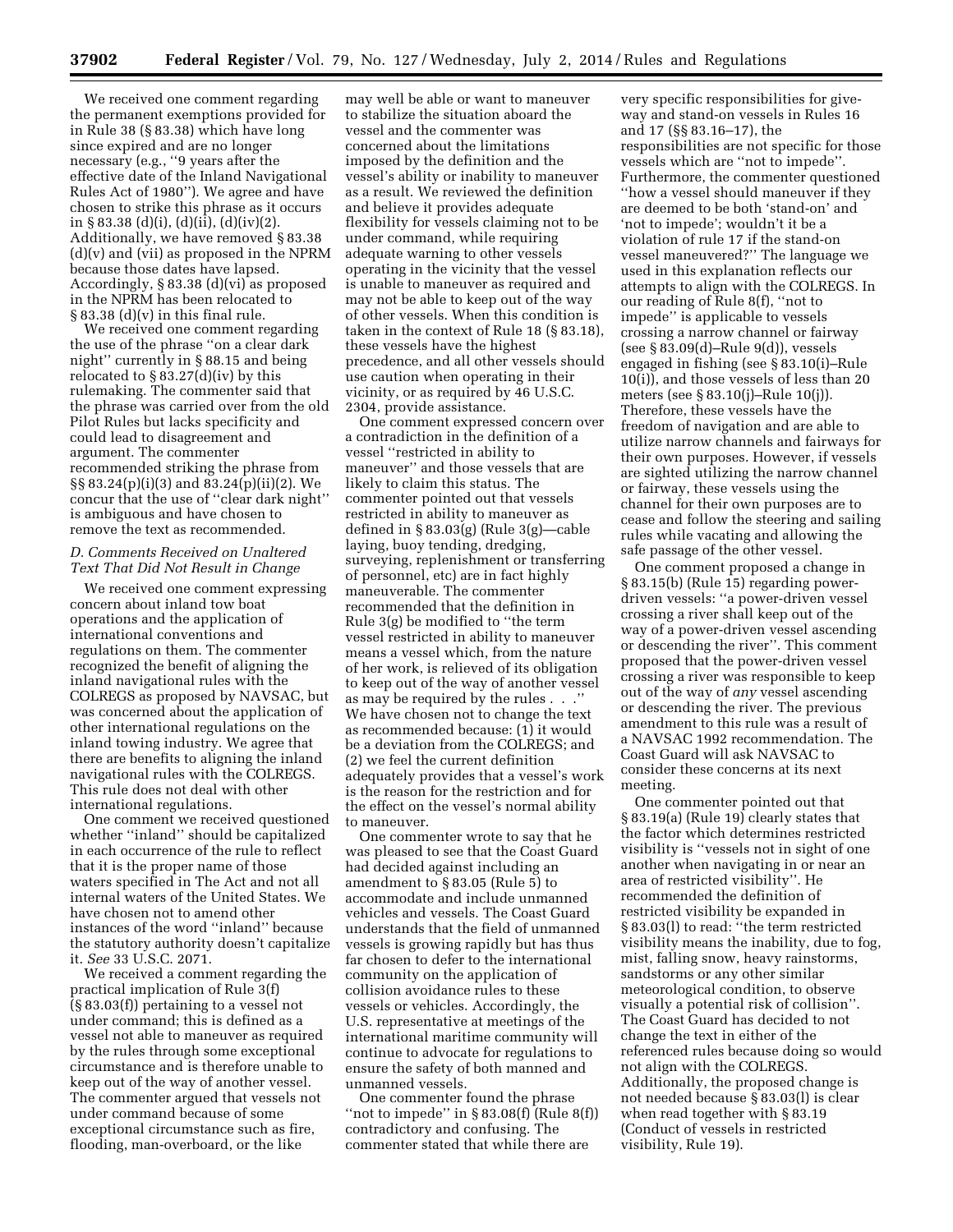We received one comment regarding the permanent exemptions provided for in Rule 38 (§ 83.38) which have long since expired and are no longer necessary (e.g., ''9 years after the effective date of the Inland Navigational Rules Act of 1980''). We agree and have chosen to strike this phrase as it occurs in § 83.38 (d)(i), (d)(ii), (d)(iv)(2). Additionally, we have removed § 83.38 (d)(v) and (vii) as proposed in the NPRM because those dates have lapsed. Accordingly, § 83.38 (d)(vi) as proposed in the NPRM has been relocated to § 83.38 (d)(v) in this final rule.

We received one comment regarding the use of the phrase ''on a clear dark night'' currently in § 88.15 and being relocated to § 83.27(d)(iv) by this rulemaking. The commenter said that the phrase was carried over from the old Pilot Rules but lacks specificity and could lead to disagreement and argument. The commenter recommended striking the phrase from §§ 83.24(p)(i)(3) and 83.24(p)(ii)(2). We concur that the use of ''clear dark night'' is ambiguous and have chosen to remove the text as recommended.

### *D. Comments Received on Unaltered Text That Did Not Result in Change*

We received one comment expressing concern about inland tow boat operations and the application of international conventions and regulations on them. The commenter recognized the benefit of aligning the inland navigational rules with the COLREGS as proposed by NAVSAC, but was concerned about the application of other international regulations on the inland towing industry. We agree that there are benefits to aligning the inland navigational rules with the COLREGS. This rule does not deal with other international regulations.

One comment we received questioned whether ''inland'' should be capitalized in each occurrence of the rule to reflect that it is the proper name of those waters specified in The Act and not all internal waters of the United States. We have chosen not to amend other instances of the word ''inland'' because the statutory authority doesn't capitalize it. *See* 33 U.S.C. 2071.

We received a comment regarding the practical implication of Rule 3(f) (§ 83.03(f)) pertaining to a vessel not under command; this is defined as a vessel not able to maneuver as required by the rules through some exceptional circumstance and is therefore unable to keep out of the way of another vessel. The commenter argued that vessels not under command because of some exceptional circumstance such as fire, flooding, man-overboard, or the like may well be able or want to maneuver to stabilize the situation aboard the vessel and the commenter was concerned about the limitations imposed by the definition and the vessel's ability or inability to maneuver as a result. We reviewed the definition and believe it provides adequate flexibility for vessels claiming not to be under command, while requiring adequate warning to other vessels operating in the vicinity that the vessel is unable to maneuver as required and may not be able to keep out of the way of other vessels. When this condition is taken in the context of Rule 18 (§ 83.18), these vessels have the highest precedence, and all other vessels should use caution when operating in their vicinity, or as required by 46 U.S.C. 2304, provide assistance.

One comment expressed concern over a contradiction in the definition of a vessel ''restricted in ability to maneuver'' and those vessels that are likely to claim this status. The commenter pointed out that vessels restricted in ability to maneuver as defined in § 83.03(g) (Rule 3(g)—cable laying, buoy tending, dredging, surveying, replenishment or transferring of personnel, etc) are in fact highly maneuverable. The commenter recommended that the definition in Rule 3(g) be modified to ''the term vessel restricted in ability to maneuver means a vessel which, from the nature of her work, is relieved of its obligation to keep out of the way of another vessel as may be required by the rules . . .'' We have chosen not to change the text as recommended because: (1) it would be a deviation from the COLREGS; and (2) we feel the current definition adequately provides that a vessel's work is the reason for the restriction and for the effect on the vessel's normal ability to maneuver.

One commenter wrote to say that he was pleased to see that the Coast Guard had decided against including an amendment to § 83.05 (Rule 5) to accommodate and include unmanned vehicles and vessels. The Coast Guard understands that the field of unmanned vessels is growing rapidly but has thus far chosen to defer to the international community on the application of collision avoidance rules to these vessels or vehicles. Accordingly, the U.S. representative at meetings of the international maritime community will continue to advocate for regulations to ensure the safety of both manned and unmanned vessels.

One commenter found the phrase ''not to impede'' in § 83.08(f) (Rule 8(f)) contradictory and confusing. The commenter stated that while there are very specific responsibilities for give-way and stand-on vessels in Rules 16 and 17 (§§ 83.16–17), the responsibilities are not specific for those vessels which are ''not to impede''. Furthermore, the commenter questioned ''how a vessel should maneuver if they are deemed to be both 'stand-on' and 'not to impede'; wouldn't it be a violation of rule 17 if the stand-on vessel maneuvered?'' The language we used in this explanation reflects our attempts to align with the COLREGS. In our reading of Rule 8(f), ''not to impede'' is applicable to vessels crossing a narrow channel or fairway (see § 83.09(d)–Rule 9(d)), vessels engaged in fishing (see § 83.10(i)–Rule 10(i)), and those vessels of less than 20 meters (see § 83.10(j)–Rule 10(j)). Therefore, these vessels have the freedom of navigation and are able to utilize narrow channels and fairways for their own purposes. However, if vessels are sighted utilizing the narrow channel or fairway, these vessels using the channel for their own purposes are to cease and follow the steering and sailing rules while vacating and allowing the safe passage of the other vessel.

One comment proposed a change in § 83.15(b) (Rule 15) regarding power-driven vessels: ''a power-driven vessel crossing a river shall keep out of the way of a power-driven vessel ascending or descending the river''. This comment proposed that the power-driven vessel crossing a river was responsible to keep out of the way of *any* vessel ascending or descending the river. The previous amendment to this rule was a result of a NAVSAC 1992 recommendation. The Coast Guard will ask NAVSAC to consider these concerns at its next meeting.

One commenter pointed out that § 83.19(a) (Rule 19) clearly states that the factor which determines restricted visibility is ''vessels not in sight of one another when navigating in or near an area of restricted visibility''. He recommended the definition of restricted visibility be expanded in § 83.03(l) to read: ''the term restricted visibility means the inability, due to fog, mist, falling snow, heavy rainstorms, sandstorms or any other similar meteorological condition, to observe visually a potential risk of collision''. The Coast Guard has decided to not change the text in either of the referenced rules because doing so would not align with the COLREGS. Additionally, the proposed change is not needed because § 83.03(l) is clear when read together with § 83.19 (Conduct of vessels in restricted visibility, Rule 19).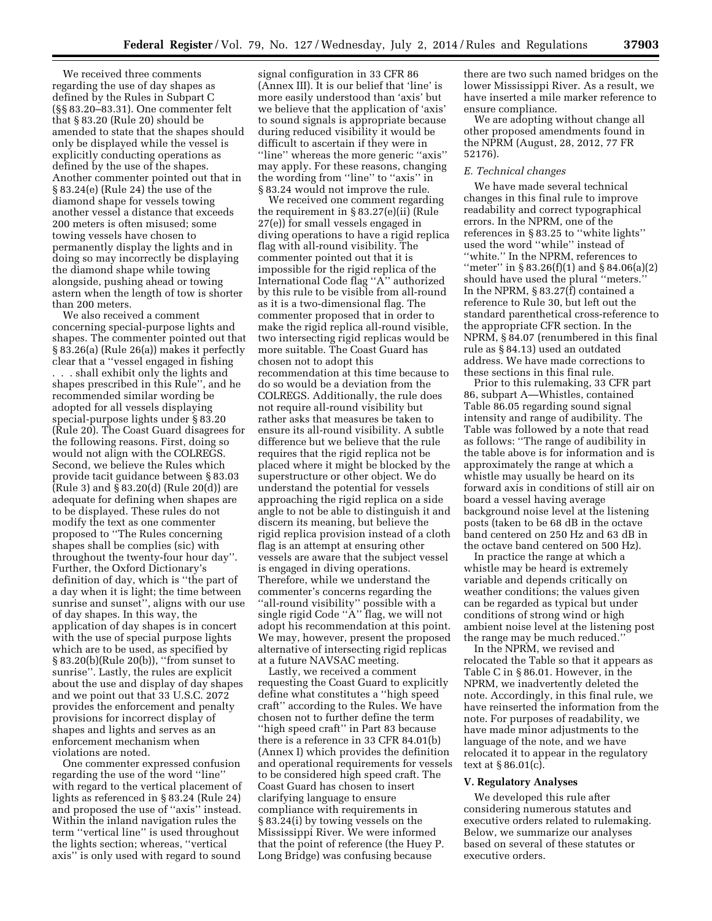We received three comments regarding the use of day shapes as defined by the Rules in Subpart C (§§ 83.20–83.31). One commenter felt that § 83.20 (Rule 20) should be amended to state that the shapes should only be displayed while the vessel is explicitly conducting operations as defined by the use of the shapes. Another commenter pointed out that in § 83.24(e) (Rule 24) the use of the diamond shape for vessels towing another vessel a distance that exceeds 200 meters is often misused; some towing vessels have chosen to permanently display the lights and in doing so may incorrectly be displaying the diamond shape while towing alongside, pushing ahead or towing astern when the length of tow is shorter than 200 meters.

We also received a comment concerning special-purpose lights and shapes. The commenter pointed out that § 83.26(a) (Rule 26(a)) makes it perfectly clear that a ''vessel engaged in fishing . . . shall exhibit only the lights and shapes prescribed in this Rule'', and he recommended similar wording be adopted for all vessels displaying special-purpose lights under § 83.20 (Rule 20). The Coast Guard disagrees for the following reasons. First, doing so would not align with the COLREGS. Second, we believe the Rules which provide tacit guidance between § 83.03 (Rule 3) and § 83.20(d) (Rule 20(d)) are adequate for defining when shapes are to be displayed. These rules do not modify the text as one commenter proposed to ''The Rules concerning shapes shall be complies (sic) with throughout the twenty-four hour day''. Further, the Oxford Dictionary's definition of day, which is ''the part of a day when it is light; the time between sunrise and sunset'', aligns with our use of day shapes. In this way, the application of day shapes is in concert with the use of special purpose lights which are to be used, as specified by § 83.20(b)(Rule 20(b)), ''from sunset to sunrise''. Lastly, the rules are explicit about the use and display of day shapes and we point out that 33 U.S.C. 2072 provides the enforcement and penalty provisions for incorrect display of shapes and lights and serves as an enforcement mechanism when violations are noted.

One commenter expressed confusion regarding the use of the word ''line'' with regard to the vertical placement of lights as referenced in § 83.24 (Rule 24) and proposed the use of ''axis'' instead. Within the inland navigation rules the term ''vertical line'' is used throughout the lights section; whereas, ''vertical axis'' is only used with regard to sound signal configuration in 33 CFR 86 (Annex III). It is our belief that 'line' is more easily understood than 'axis' but we believe that the application of 'axis' to sound signals is appropriate because during reduced visibility it would be difficult to ascertain if they were in ''line'' whereas the more generic ''axis'' may apply. For these reasons, changing the wording from ''line'' to ''axis'' in § 83.24 would not improve the rule.

We received one comment regarding the requirement in § 83.27(e)(ii) (Rule 27(e)) for small vessels engaged in diving operations to have a rigid replica flag with all-round visibility. The commenter pointed out that it is impossible for the rigid replica of the International Code flag ''A'' authorized by this rule to be visible from all-round as it is a two-dimensional flag. The commenter proposed that in order to make the rigid replica all-round visible, two intersecting rigid replicas would be more suitable. The Coast Guard has chosen not to adopt this recommendation at this time because to do so would be a deviation from the COLREGS. Additionally, the rule does not require all-round visibility but rather asks that measures be taken to ensure its all-round visibility. A subtle difference but we believe that the rule requires that the rigid replica not be placed where it might be blocked by the superstructure or other object. We do understand the potential for vessels approaching the rigid replica on a side angle to not be able to distinguish it and discern its meaning, but believe the rigid replica provision instead of a cloth flag is an attempt at ensuring other vessels are aware that the subject vessel is engaged in diving operations. Therefore, while we understand the commenter's concerns regarding the ''all-round visibility'' possible with a single rigid Code ''A'' flag, we will not adopt his recommendation at this point. We may, however, present the proposed alternative of intersecting rigid replicas at a future NAVSAC meeting.

Lastly, we received a comment requesting the Coast Guard to explicitly define what constitutes a ''high speed craft'' according to the Rules. We have chosen not to further define the term ''high speed craft'' in Part 83 because there is a reference in 33 CFR 84.01(b) (Annex I) which provides the definition and operational requirements for vessels to be considered high speed craft. The Coast Guard has chosen to insert clarifying language to ensure compliance with requirements in § 83.24(i) by towing vessels on the Mississippi River. We were informed that the point of reference (the Huey P. Long Bridge) was confusing because there are two such named bridges on the lower Mississippi River. As a result, we have inserted a mile marker reference to ensure compliance.

We are adopting without change all other proposed amendments found in the NPRM (August, 28, 2012, 77 FR 52176).

### *E. Technical changes*

We have made several technical changes in this final rule to improve readability and correct typographical errors. In the NPRM, one of the references in § 83.25 to ''white lights'' used the word ''while'' instead of ''white.'' In the NPRM, references to ''meter'' in § 83.26(f)(1) and § 84.06(a)(2) should have used the plural ''meters.'' In the NPRM, § 83.27(f) contained a reference to Rule 30, but left out the standard parenthetical cross-reference to the appropriate CFR section. In the NPRM, § 84.07 (renumbered in this final rule as § 84.13) used an outdated address. We have made corrections to these sections in this final rule.

Prior to this rulemaking, 33 CFR part 86, subpart A—Whistles, contained Table 86.05 regarding sound signal intensity and range of audibility. The Table was followed by a note that read as follows: ''The range of audibility in the table above is for information and is approximately the range at which a whistle may usually be heard on its forward axis in conditions of still air on board a vessel having average background noise level at the listening posts (taken to be 68 dB in the octave band centered on 250 Hz and 63 dB in the octave band centered on 500 Hz).

In practice the range at which a whistle may be heard is extremely variable and depends critically on weather conditions; the values given can be regarded as typical but under conditions of strong wind or high ambient noise level at the listening post the range may be much reduced.''

In the NPRM, we revised and relocated the Table so that it appears as Table C in § 86.01. However, in the NPRM, we inadvertently deleted the note. Accordingly, in this final rule, we have reinserted the information from the note. For purposes of readability, we have made minor adjustments to the language of the note, and we have relocated it to appear in the regulatory text at § 86.01(c).

## V. Regulatory Analyses

We developed this rule after considering numerous statutes and executive orders related to rulemaking. Below, we summarize our analyses based on several of these statutes or executive orders.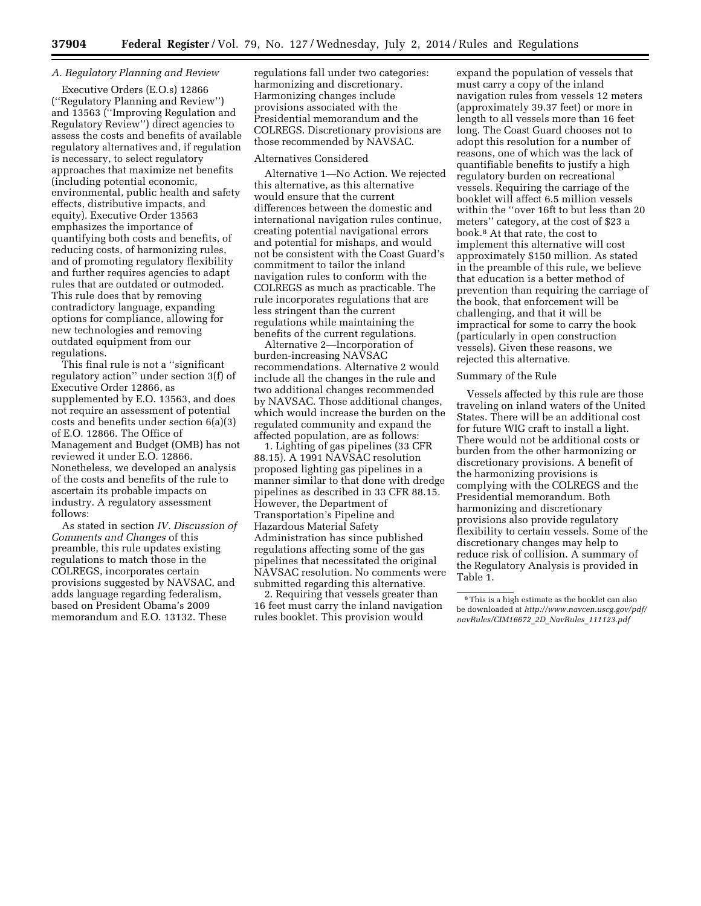### *A. Regulatory Planning and Review*

Executive Orders (E.O.s) 12866 (''Regulatory Planning and Review'') and 13563 (''Improving Regulation and Regulatory Review'') direct agencies to assess the costs and benefits of available regulatory alternatives and, if regulation is necessary, to select regulatory approaches that maximize net benefits (including potential economic, environmental, public health and safety effects, distributive impacts, and equity). Executive Order 13563 emphasizes the importance of quantifying both costs and benefits, of reducing costs, of harmonizing rules, and of promoting regulatory flexibility and further requires agencies to adapt rules that are outdated or outmoded. This rule does that by removing contradictory language, expanding options for compliance, allowing for new technologies and removing outdated equipment from our regulations.

This final rule is not a ''significant regulatory action'' under section 3(f) of Executive Order 12866, as supplemented by E.O. 13563, and does not require an assessment of potential costs and benefits under section 6(a)(3) of E.O. 12866. The Office of Management and Budget (OMB) has not reviewed it under E.O. 12866. Nonetheless, we developed an analysis of the costs and benefits of the rule to ascertain its probable impacts on industry. A regulatory assessment follows:

As stated in section *IV. Discussion of Comments and Changes* of this preamble, this rule updates existing regulations to match those in the COLREGS, incorporates certain provisions suggested by NAVSAC, and adds language regarding federalism, based on President Obama's 2009 memorandum and E.O. 13132. These regulations fall under two categories: harmonizing and discretionary. Harmonizing changes include provisions associated with the Presidential memorandum and the COLREGS. Discretionary provisions are those recommended by NAVSAC.

Alternatives Considered

Alternative 1—No Action. We rejected this alternative, as this alternative would ensure that the current differences between the domestic and international navigation rules continue, creating potential navigational errors and potential for mishaps, and would not be consistent with the Coast Guard's commitment to tailor the inland navigation rules to conform with the COLREGS as much as practicable. The rule incorporates regulations that are less stringent than the current regulations while maintaining the benefits of the current regulations.

Alternative 2—Incorporation of burden-increasing NAVSAC recommendations. Alternative 2 would include all the changes in the rule and two additional changes recommended by NAVSAC. Those additional changes, which would increase the burden on the regulated community and expand the affected population, are as follows:

1. Lighting of gas pipelines (33 CFR 88.15). A 1991 NAVSAC resolution proposed lighting gas pipelines in a manner similar to that done with dredge pipelines as described in 33 CFR 88.15. However, the Department of Transportation's Pipeline and Hazardous Material Safety Administration has since published regulations affecting some of the gas pipelines that necessitated the original NAVSAC resolution. No comments were submitted regarding this alternative.

2. Requiring that vessels greater than 16 feet must carry the inland navigation rules booklet. This provision would expand the population of vessels that must carry a copy of the inland navigation rules from vessels 12 meters (approximately 39.37 feet) or more in length to all vessels more than 16 feet long. The Coast Guard chooses not to adopt this resolution for a number of reasons, one of which was the lack of quantifiable benefits to justify a high regulatory burden on recreational vessels. Requiring the carriage of the booklet will affect 6.5 million vessels within the ''over 16ft to but less than 20 meters'' category, at the cost of $23 a book.[8] At that rate, the cost to implement this alternative will cost approximately $150 million. As stated in the preamble of this rule, we believe that education is a better method of prevention than requiring the carriage of the book, that enforcement will be challenging, and that it will be impractical for some to carry the book (particularly in open construction vessels). Given these reasons, we rejected this alternative.

Summary of the Rule

Vessels affected by this rule are those traveling on inland waters of the United States. There will be an additional cost for future WIG craft to install a light. There would not be additional costs or burden from the other harmonizing or discretionary provisions. A benefit of the harmonizing provisions is complying with the COLREGS and the Presidential memorandum. Both harmonizing and discretionary provisions also provide regulatory flexibility to certain vessels. Some of the discretionary changes may help to reduce risk of collision. A summary of the Regulatory Analysis is provided in Table 1.

---

[8] This is a high estimate as the booklet can also be downloaded at *http://www.navcen.uscg.gov/pdf/navRules/CIM16672_2D_NavRules_111123.pdf*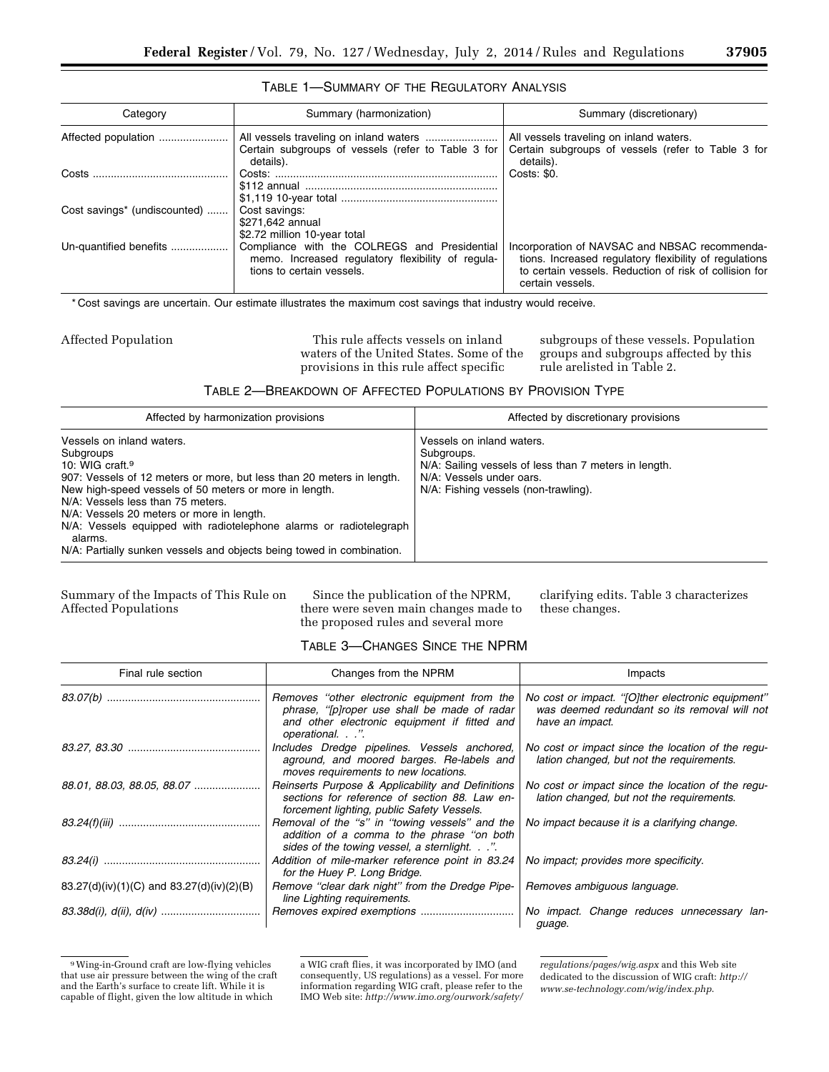TABLE 1—SUMMARY OF THE REGULATORY ANALYSIS

| Category | Summary (harmonization) | Summary (discretionary) |
| --- | --- | --- |
| Affected population | All vessels traveling on inland waters<br>Certain subgroups of vessels (refer to Table 3 for details). | All vessels traveling on inland waters.<br>Certain subgroups of vessels (refer to Table 3 for details). |
| Costs | Costs:<br>$112 annual<br>$1,119 10-year total | Costs: $0. |
| Cost savings* (undiscounted) | Cost savings:<br>$271,642 annual<br>$2.72 million 10-year total | |
| Un-quantified benefits | Compliance with the COLREGS and Presidential memo. Increased regulatory flexibility of regulations to certain vessels. | Incorporation of NAVSAC and NBSAC recommendations. Increased regulatory flexibility of regulations to certain vessels. Reduction of risk of collision for certain vessels. |

\* Cost savings are uncertain. Our estimate illustrates the maximum cost savings that industry would receive.

Affected Population

This rule affects vessels on inland waters of the United States. Some of the provisions in this rule affect specific subgroups of these vessels. Population groups and subgroups affected by this rule arelisted in Table 2.

TABLE 2—BREAKDOWN OF AFFECTED POPULATIONS BY PROVISION TYPE

| Affected by harmonization provisions | Affected by discretionary provisions |
| --- | --- |
| Vessels on inland waters.<br>Subgroups<br>10: WIG craft.[9]<br>907: Vessels of 12 meters or more, but less than 20 meters in length.<br>New high-speed vessels of 50 meters or more in length.<br>N/A: Vessels less than 75 meters.<br>N/A: Vessels 20 meters or more in length.<br>N/A: Vessels equipped with radiotelephone alarms or radiotelegraph alarms.<br>N/A: Partially sunken vessels and objects being towed in combination. | Vessels on inland waters.<br>Subgroups.<br>N/A: Sailing vessels of less than 7 meters in length.<br>N/A: Vessels under oars.<br>N/A: Fishing vessels (non-trawling). |

Summary of the Impacts of This Rule on Affected Populations

Since the publication of the NPRM, there were seven main changes made to the proposed rules and several more clarifying edits. Table 3 characterizes these changes.

TABLE 3—CHANGES SINCE THE NPRM

| Final rule section | Changes from the NPRM | Impacts |
| --- | --- | --- |
| *83.07(b)* | *Removes "other electronic equipment from the phrase, "[p]roper use shall be made of radar and other electronic equipment if fitted and operational. . .".* | *No cost or impact. "[O]ther electronic equipment" was deemed redundant so its removal will not have an impact.* |
| *83.27, 83.30* | *Includes Dredge pipelines. Vessels anchored, aground, and moored barges. Re-labels and moves requirements to new locations.* | *No cost or impact since the location of the regulation changed, but not the requirements.* |
| *88.01, 88.03, 88.05, 88.07* | *Reinserts Purpose & Applicability and Definitions sections for reference of section 88. Law enforcement lighting, public Safety Vessels.* | *No cost or impact since the location of the regulation changed, but not the requirements.* |
| *83.24(f)(iii)* | *Removal of the "s" in "towing vessels" and the addition of a comma to the phrase "on both sides of the towing vessel, a sternlight. . .".* | *No impact because it is a clarifying change.* |
| *83.24(i)* | *Addition of mile-marker reference point in 83.24 for the Huey P. Long Bridge.* | *No impact; provides more specificity.* |
| 83.27(d)(iv)(1)(C) and 83.27(d)(iv)(2)(B) | Remove "clear dark night" from the Dredge Pipeline Lighting requirements. | Removes ambiguous language. |
| *83.38d(i), d(ii), d(iv)* | *Removes expired exemptions* | *No impact. Change reduces unnecessary language.* |

[9] Wing-in-Ground craft are low-flying vehicles that use air pressure between the wing of the craft and the Earth's surface to create lift. While it is capable of flight, given the low altitude in which a WIG craft flies, it was incorporated by IMO (and consequently, US regulations) as a vessel. For more information regarding WIG craft, please refer to the IMO Web site: *http://www.imo.org/ourwork/safety/regulations/pages/wig.aspx* and this Web site dedicated to the discussion of WIG craft: *http://www.se-technology.com/wig/index.php.*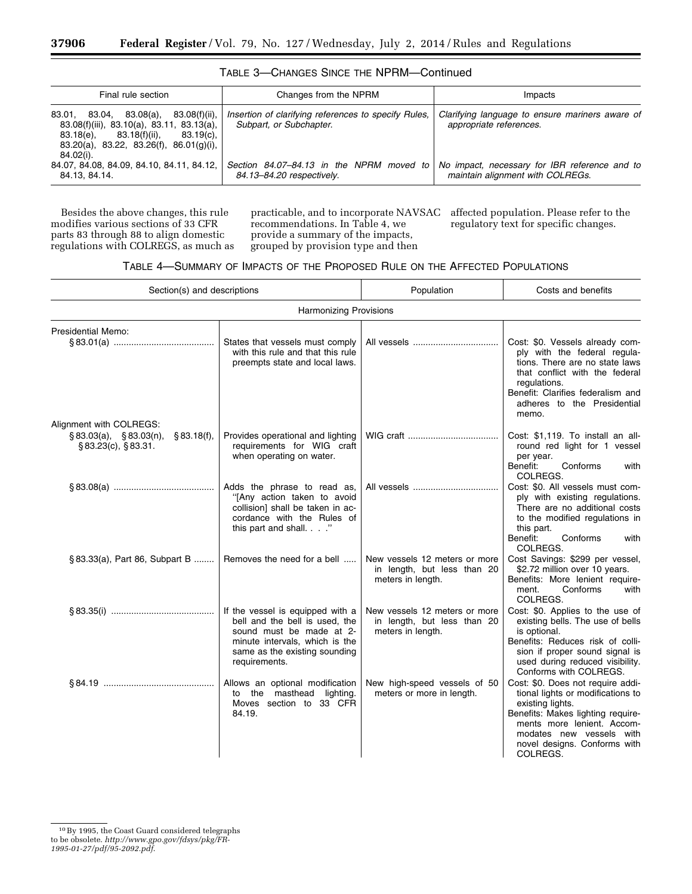TABLE 3—CHANGES SINCE THE NPRM—Continued

| Final rule section | Changes from the NPRM | Impacts |
| --- | --- | --- |
| 83.01, 83.04, 83.08(a), 83.08(f)(ii), 83.08(f)(iii), 83.10(a), 83.11, 83.13(a), 83.18(e), 83.18(f)(ii), 83.19(c), 83.20(a), 83.22, 83.26(f), 86.01(g)(i), 84.02(i). | *Insertion of clarifying references to specify Rules, Subpart, or Subchapter.* | *Clarifying language to ensure mariners aware of appropriate references.* |
| 84.07, 84.08, 84.09, 84.10, 84.11, 84.12, 84.13, 84.14. | *Section 84.07–84.13 in the NPRM moved to 84.13–84.20 respectively.* | *No impact, necessary for IBR reference and to maintain alignment with COLREGs.* |

Besides the above changes, this rule modifies various sections of 33 CFR parts 83 through 88 to align domestic regulations with COLREGS, as much as practicable, and to incorporate NAVSAC recommendations. In Table 4, we provide a summary of the impacts, grouped by provision type and then affected population. Please refer to the regulatory text for specific changes.

TABLE 4—SUMMARY OF IMPACTS OF THE PROPOSED RULE ON THE AFFECTED POPULATIONS

| Section(s) and descriptions | | Population | Costs and benefits |
| --- | --- | --- | --- |
| Harmonizing Provisions | | | |
| Presidential Memo: §83.01(a) | States that vessels must comply with this rule and that this rule preempts state and local laws. | All vessels | Cost: $0. Vessels already comply with the federal regulations. There are no state laws that conflict with the federal regulations. Benefit: Clarifies federalism and adheres to the Presidential memo. |
| Alignment with COLREGS: §83.03(a), §83.03(n), §83.18(f), §83.23(c), §83.31. | Provides operational and lighting requirements for WIG craft when operating on water. | WIG craft | Cost: $1,119. To install an all-round red light for 1 vessel per year. Benefit: Conforms with COLREGS. |
| §83.08(a) | Adds the phrase to read as, "[Any action taken to avoid collision] shall be taken in accordance with the Rules of this part and shall. . . ." | All vessels | Cost: $0. All vessels must comply with existing regulations. There are no additional costs to the modified regulations in this part. Benefit: Conforms with COLREGS. |
| §83.33(a), Part 86, Subpart B | Removes the need for a bell | New vessels 12 meters or more in length, but less than 20 meters in length. | Cost Savings: $299 per vessel, $2.72 million over 10 years. Benefits: More lenient requirement. Conforms with COLREGS. |
| §83.35(i) | If the vessel is equipped with a bell and the bell is used, the sound must be made at 2-minute intervals, which is the same as the existing sounding requirements. | New vessels 12 meters or more in length, but less than 20 meters in length. | Cost: $0. Applies to the use of existing bells. The use of bells is optional. Benefits: Reduces risk of collision if proper sound signal is used during reduced visibility. Conforms with COLREGS. |
| §84.19 | Allows an optional modification to the masthead lighting. Moves section to 33 CFR 84.19. | New high-speed vessels of 50 meters or more in length. | Cost: $0. Does not require additional lights or modifications to existing lights. Benefits: Makes lighting requirements more lenient. Accommodates new vessels with novel designs. Conforms with COLREGS. |

[10] By 1995, the Coast Guard considered telegraphs to be obsolete. *http://www.gpo.gov/fdsys/pkg/FR-1995-01-27/pdf/95-2092.pdf.*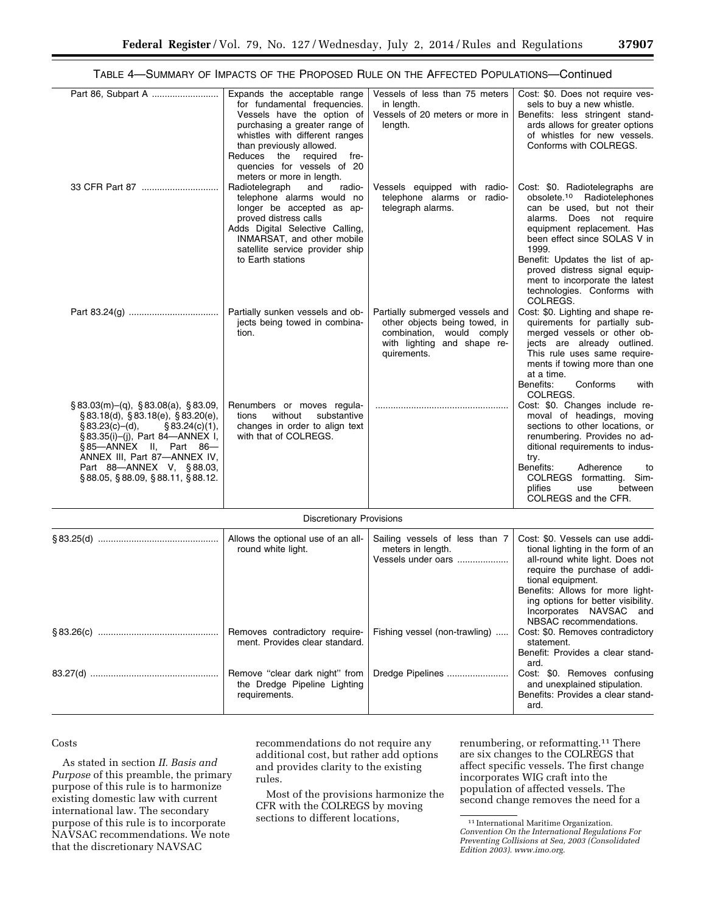TABLE 4—SUMMARY OF IMPACTS OF THE PROPOSED RULE ON THE AFFECTED POPULATIONS—Continued

| | | | |
|---|---|---|---|
| Part 86, Subpart A | Expands the acceptable range for fundamental frequencies. Vessels have the option of purchasing a greater range of whistles with different ranges than previously allowed.<br>Reduces the required frequencies for vessels of 20 meters or more in length. | Vessels of less than 75 meters in length.<br>Vessels of 20 meters or more in length. | Cost: $0. Does not require vessels to buy a new whistle.<br>Benefits: less stringent standards allows for greater options of whistles for new vessels. Conforms with COLREGS. |
| 33 CFR Part 87 | Radiotelegraph and radiotelephone alarms would no longer be accepted as approved distress calls<br>Adds Digital Selective Calling, INMARSAT, and other mobile satellite service provider ship to Earth stations | Vessels equipped with radiotelephone alarms or radiotelegraph alarms. | Cost: $0. Radiotelegraphs are obsolete.[10] Radiotelephones can be used, but not their alarms. Does not require equipment replacement. Has been effect since SOLAS V in 1999.<br>Benefit: Updates the list of approved distress signal equipment to incorporate the latest technologies. Conforms with COLREGS. |
| Part 83.24(g) | Partially sunken vessels and objects being towed in combination. | Partially submerged vessels and other objects being towed, in combination, would comply with lighting and shape requirements. | Cost: $0. Lighting and shape requirements for partially submerged vessels or other objects are already outlined. This rule uses same requirements if towing more than one at a time.<br>Benefits: Conforms with COLREGS. |
| § 83.03(m)–(q), § 83.08(a), § 83.09, § 83.18(d), § 83.18(e), § 83.20(e), § 83.23(c)–(d), § 83.24(c)(1), § 83.35(i)–(j), Part 84—ANNEX I, § 85—ANNEX II, Part 86—ANNEX III, Part 87—ANNEX IV, Part 88—ANNEX V, § 88.03, § 88.05, § 88.09, § 88.11, § 88.12. | Renumbers or moves regulations without substantive changes in order to align text with that of COLREGS. | | Cost: $0. Changes include removal of headings, moving sections to other locations, or renumbering. Provides no additional requirements to industry.<br>Benefits: Adherence to COLREGS formatting. Simplifies use between COLREGS and the CFR. |
| Discretionary Provisions | | | |
| § 83.25(d) | Allows the optional use of an all-round white light. | Sailing vessels of less than 7 meters in length.<br>Vessels under oars | Cost: $0. Vessels can use additional lighting in the form of an all-round white light. Does not require the purchase of additional equipment.<br>Benefits: Allows for more lighting options for better visibility. Incorporates NAVSAC and NBSAC recommendations. |
| § 83.26(c) | Removes contradictory requirement. Provides clear standard. | Fishing vessel (non-trawling) | Cost: $0. Removes contradictory statement.<br>Benefit: Provides a clear standard. |
| 83.27(d) | Remove "clear dark night" from the Dredge Pipeline Lighting requirements. | Dredge Pipelines | Cost: $0. Removes confusing and unexplained stipulation.<br>Benefits: Provides a clear standard. |

Costs

As stated in section *II. Basis and Purpose* of this preamble, the primary purpose of this rule is to harmonize existing domestic law with current international law. The secondary purpose of this rule is to incorporate NAVSAC recommendations. We note that the discretionary NAVSAC recommendations do not require any additional cost, but rather add options and provides clarity to the existing rules.

Most of the provisions harmonize the CFR with the COLREGS by moving sections to different locations, renumbering, or reformatting.[11] There are six changes to the COLREGS that affect specific vessels. The first change incorporates WIG craft into the population of affected vessels. The second change removes the need for a

[11] International Maritime Organization. *Convention On the International Regulations For Preventing Collisions at Sea, 2003 (Consolidated Edition 2003). www.imo.org.*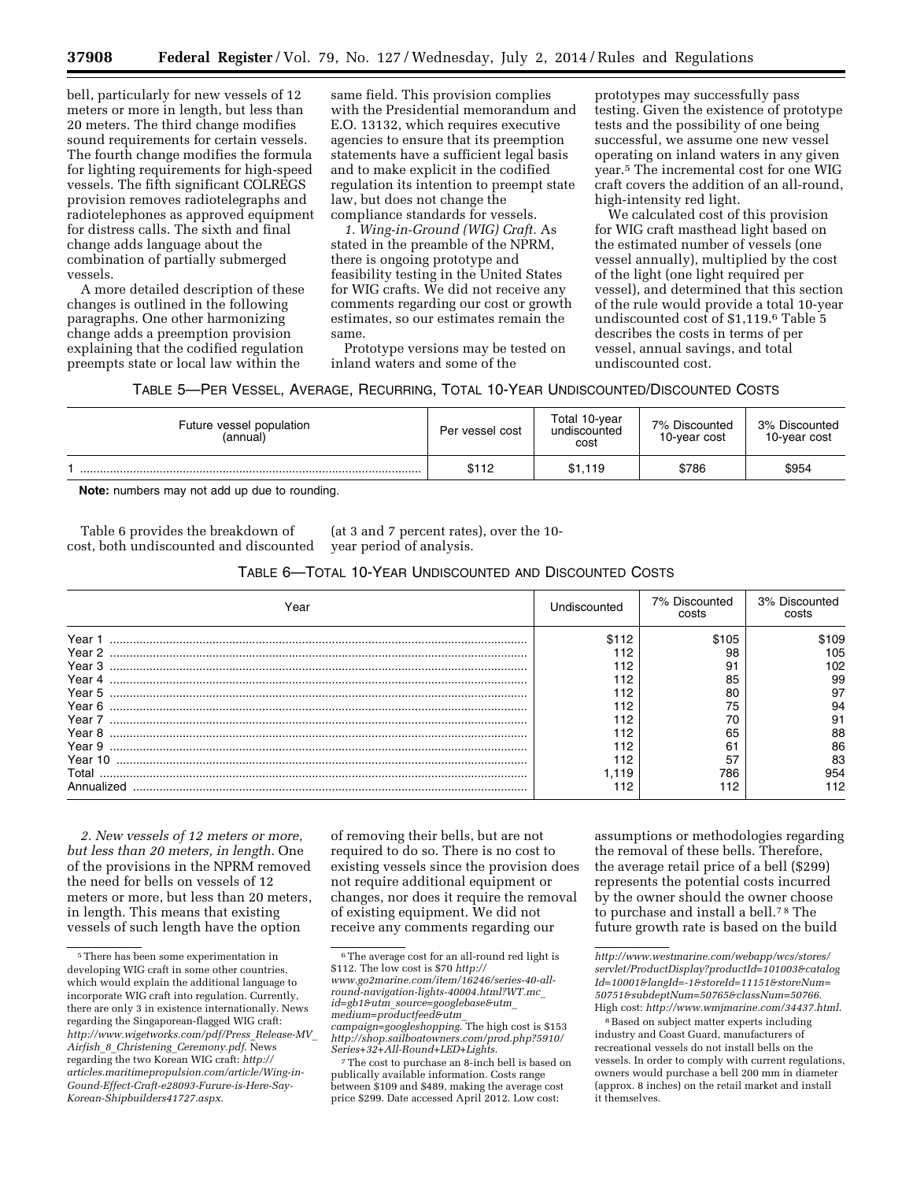bell, particularly for new vessels of 12 meters or more in length, but less than 20 meters. The third change modifies sound requirements for certain vessels. The fourth change modifies the formula for lighting requirements for high-speed vessels. The fifth significant COLREGS provision removes radiotelegraphs and radiotelephones as approved equipment for distress calls. The sixth and final change adds language about the combination of partially submerged vessels.

A more detailed description of these changes is outlined in the following paragraphs. One other harmonizing change adds a preemption provision explaining that the codified regulation preempts state or local law within the same field. This provision complies with the Presidential memorandum and E.O. 13132, which requires executive agencies to ensure that its preemption statements have a sufficient legal basis and to make explicit in the codified regulation its intention to preempt state law, but does not change the compliance standards for vessels.

*1. Wing-in-Ground (WIG) Craft.* As stated in the preamble of the NPRM, there is ongoing prototype and feasibility testing in the United States for WIG crafts. We did not receive any comments regarding our cost or growth estimates, so our estimates remain the same.

Prototype versions may be tested on inland waters and some of the prototypes may successfully pass testing. Given the existence of prototype tests and the possibility of one being successful, we assume one new vessel operating on inland waters in any given year.[5] The incremental cost for one WIG craft covers the addition of an all-round, high-intensity red light.

We calculated cost of this provision for WIG craft masthead light based on the estimated number of vessels (one vessel annually), multiplied by the cost of the light (one light required per vessel), and determined that this section of the rule would provide a total 10-year undiscounted cost of $1,119.[6] Table 5 describes the costs in terms of per vessel, annual savings, and total undiscounted cost.

TABLE 5—PER VESSEL, AVERAGE, RECURRING, TOTAL 10-YEAR UNDISCOUNTED/DISCOUNTED COSTS

| Future vessel population (annual) | Per vessel cost | Total 10-year undiscounted cost | 7% Discounted 10-year cost | 3% Discounted 10-year cost |
|---|---|---|---|---|
| 1 | $112 | $1,119 | $786 | $954 |

**Note:** numbers may not add up due to rounding.

Table 6 provides the breakdown of cost, both undiscounted and discounted (at 3 and 7 percent rates), over the 10-year period of analysis.

TABLE 6—TOTAL 10-YEAR UNDISCOUNTED AND DISCOUNTED COSTS

| Year | Undiscounted | 7% Discounted costs | 3% Discounted costs |
|---|---|---|---|
| Year 1 | $112 | $105 | $109 |
| Year 2 | 112 | 98 | 105 |
| Year 3 | 112 | 91 | 102 |
| Year 4 | 112 | 85 | 99 |
| Year 5 | 112 | 80 | 97 |
| Year 6 | 112 | 75 | 94 |
| Year 7 | 112 | 70 | 91 |
| Year 8 | 112 | 65 | 88 |
| Year 9 | 112 | 61 | 86 |
| Year 10 | 112 | 57 | 83 |
| Total | 1,119 | 786 | 954 |
| Annualized | 112 | 112 | 112 |

*2. New vessels of 12 meters or more, but less than 20 meters, in length.* One of the provisions in the NPRM removed the need for bells on vessels of 12 meters or more, but less than 20 meters, in length. This means that existing vessels of such length have the option of removing their bells, but are not required to do so. There is no cost to existing vessels since the provision does not require additional equipment or changes, nor does it require the removal of existing equipment. We did not receive any comments regarding our assumptions or methodologies regarding the removal of these bells. Therefore, the average retail price of a bell ($299) represents the potential costs incurred by the owner should the owner choose to purchase and install a bell.[7] [8] The future growth rate is based on the build

---

[5] There has been some experimentation in developing WIG craft in some other countries, which would explain the additional language to incorporate WIG craft into regulation. Currently, there are only 3 in existence internationally. News regarding the Singaporean-flagged WIG craft: *http://www.wigetworks.com/pdf/Press_Release-MV_Airfish_8_Christening_Ceremony.pdf.* News regarding the two Korean WIG craft: *http://articles.maritimepropulsion.com/article/Wing-in-Gound-Effect-Craft-e28093-Furure-is-Here-Say-Korean-Shipbuilders41727.aspx.*

[6] The average cost for an all-round red light is $112. The low cost is $70 *http://www.go2marine.com/item/16246/series-40-all-round-navigation-lights-40004.html?WT.mc_id=gb1&utm_source=googlebase&utm_medium=productfeed&utm_campaign=googleshopping.* The high cost is $153 *http://shop.sailboatowners.com/prod.php?5910/Series+32+All-Round+LED+Lights.*

[7] The cost to purchase an 8-inch bell is based on publically available information. Costs range between $109 and $489, making the average cost price $299. Date accessed April 2012. Low cost: *http://www.westmarine.com/webapp/wcs/stores/servlet/ProductDisplay?productId=101003&catalogId=10001&langId=-1&storeId=11151&storeNum=50751&subdeptNum=50765&classNum=50766.* High cost: *http://www.wmjmarine.com/34437.html.*

[8] Based on subject matter experts including industry and Coast Guard, manufacturers of recreational vessels do not install bells on the vessels. In order to comply with current regulations, owners would purchase a bell 200 mm in diameter (approx. 8 inches) on the retail market and install it themselves.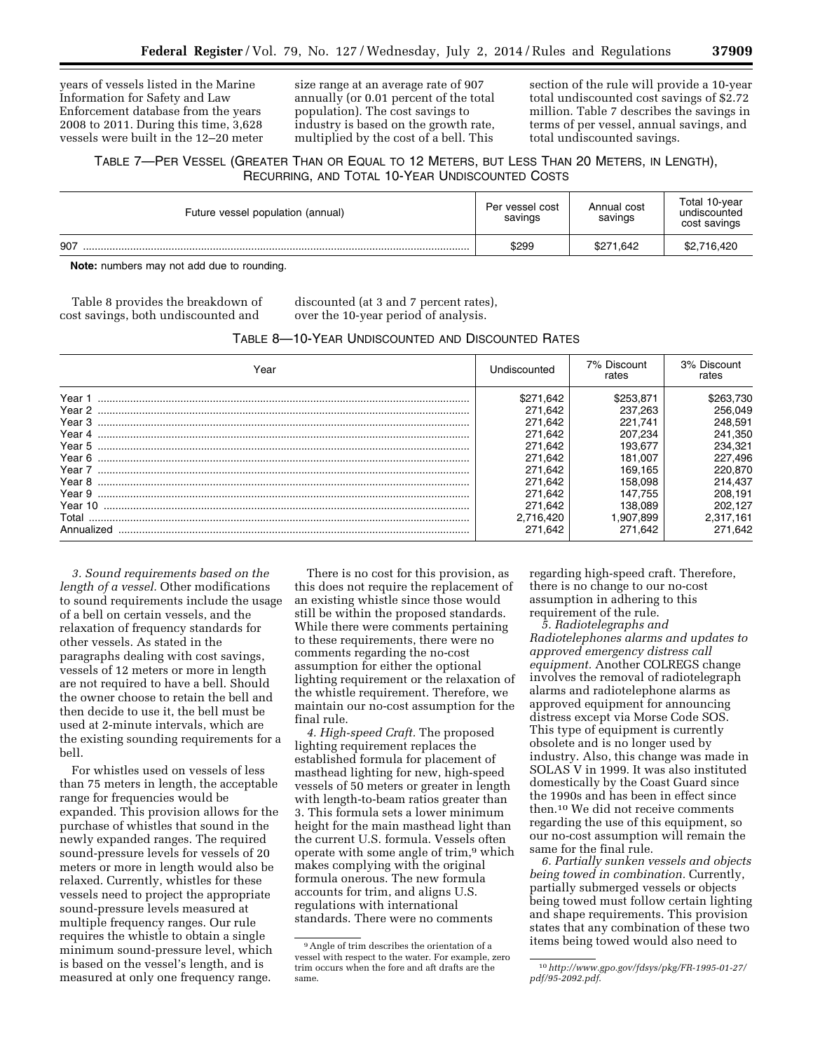years of vessels listed in the Marine Information for Safety and Law Enforcement database from the years 2008 to 2011. During this time, 3,628 vessels were built in the 12–20 meter size range at an average rate of 907 annually (or 0.01 percent of the total population). The cost savings to industry is based on the growth rate, multiplied by the cost of a bell. This section of the rule will provide a 10-year total undiscounted cost savings of $2.72 million. Table 7 describes the savings in terms of per vessel, annual savings, and total undiscounted savings.

TABLE 7—PER VESSEL (GREATER THAN OR EQUAL TO 12 METERS, BUT LESS THAN 20 METERS, IN LENGTH), RECURRING, AND TOTAL 10-YEAR UNDISCOUNTED COSTS

| Future vessel population (annual) | Per vessel cost savings | Annual cost savings | Total 10-year undiscounted cost savings |
|---|---|---|---|
| 907 | $299 | $271,642 | $2,716,420 |

**Note:** numbers may not add due to rounding.

Table 8 provides the breakdown of cost savings, both undiscounted and discounted (at 3 and 7 percent rates), over the 10-year period of analysis.

TABLE 8—10-YEAR UNDISCOUNTED AND DISCOUNTED RATES

| Year | Undiscounted | 7% Discount rates | 3% Discount rates |
|---|---|---|---|
| Year 1 | $271,642 | $253,871 | $263,730 |
| Year 2 | 271,642 | 237,263 | 256,049 |
| Year 3 | 271,642 | 221,741 | 248,591 |
| Year 4 | 271,642 | 207,234 | 241,350 |
| Year 5 | 271,642 | 193,677 | 234,321 |
| Year 6 | 271,642 | 181,007 | 227,496 |
| Year 7 | 271,642 | 169,165 | 220,870 |
| Year 8 | 271,642 | 158,098 | 214,437 |
| Year 9 | 271,642 | 147,755 | 208,191 |
| Year 10 | 271,642 | 138,089 | 202,127 |
| Total | 2,716,420 | 1,907,899 | 2,317,161 |
| Annualized | 271,642 | 271,642 | 271,642 |

*3. Sound requirements based on the length of a vessel.* Other modifications to sound requirements include the usage of a bell on certain vessels, and the relaxation of frequency standards for other vessels. As stated in the paragraphs dealing with cost savings, vessels of 12 meters or more in length are not required to have a bell. Should the owner choose to retain the bell and then decide to use it, the bell must be used at 2-minute intervals, which are the existing sounding requirements for a bell.

For whistles used on vessels of less than 75 meters in length, the acceptable range for frequencies would be expanded. This provision allows for the purchase of whistles that sound in the newly expanded ranges. The required sound-pressure levels for vessels of 20 meters or more in length would also be relaxed. Currently, whistles for these vessels need to project the appropriate sound-pressure levels measured at multiple frequency ranges. Our rule requires the whistle to obtain a single minimum sound-pressure level, which is based on the vessel's length, and is measured at only one frequency range.

There is no cost for this provision, as this does not require the replacement of an existing whistle since those would still be within the proposed standards. While there were comments pertaining to these requirements, there were no comments regarding the no-cost assumption for either the optional lighting requirement or the relaxation of the whistle requirement. Therefore, we maintain our no-cost assumption for the final rule.

*4. High-speed Craft.* The proposed lighting requirement replaces the established formula for placement of masthead lighting for new, high-speed vessels of 50 meters or greater in length with length-to-beam ratios greater than 3. This formula sets a lower minimum height for the main masthead light than the current U.S. formula. Vessels often operate with some angle of trim,[9] which makes complying with the original formula onerous. The new formula accounts for trim, and aligns U.S. regulations with international standards. There were no comments regarding high-speed craft. Therefore, there is no change to our no-cost assumption in adhering to this requirement of the rule.

*5. Radiotelegraphs and Radiotelephones alarms and updates to approved emergency distress call equipment.* Another COLREGS change involves the removal of radiotelegraph alarms and radiotelephone alarms as approved equipment for announcing distress except via Morse Code SOS. This type of equipment is currently obsolete and is no longer used by industry. Also, this change was made in SOLAS V in 1999. It was also instituted domestically by the Coast Guard since the 1990s and has been in effect since then.[10] We did not receive comments regarding the use of this equipment, so our no-cost assumption will remain the same for the final rule.

*6. Partially sunken vessels and objects being towed in combination.* Currently, partially submerged vessels or objects being towed must follow certain lighting and shape requirements. This provision states that any combination of these two items being towed would also need to

[9] Angle of trim describes the orientation of a vessel with respect to the water. For example, zero trim occurs when the fore and aft drafts are the same.

[10] *http://www.gpo.gov/fdsys/pkg/FR-1995-01-27/pdf/95-2092.pdf.*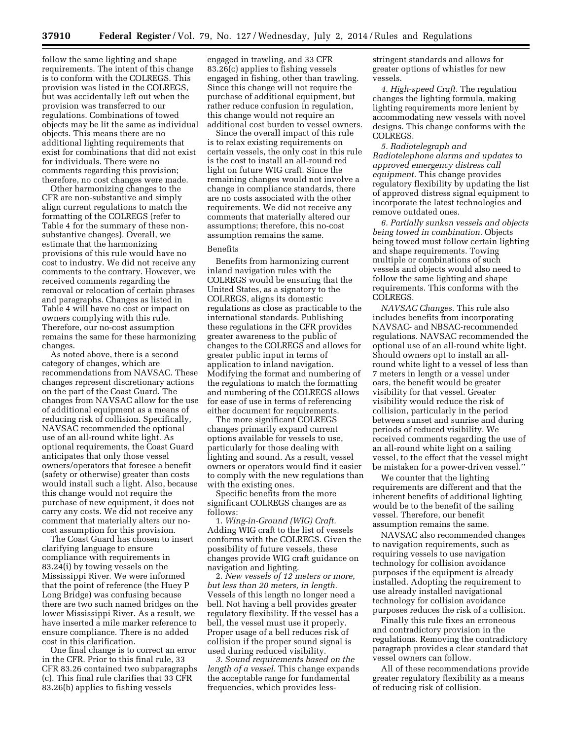follow the same lighting and shape requirements. The intent of this change is to conform with the COLREGS. This provision was listed in the COLREGS, but was accidentally left out when the provision was transferred to our regulations. Combinations of towed objects may be lit the same as individual objects. This means there are no additional lighting requirements that exist for combinations that did not exist for individuals. There were no comments regarding this provision; therefore, no cost changes were made.

Other harmonizing changes to the CFR are non-substantive and simply align current regulations to match the formatting of the COLREGS (refer to Table 4 for the summary of these non-substantive changes). Overall, we estimate that the harmonizing provisions of this rule would have no cost to industry. We did not receive any comments to the contrary. However, we received comments regarding the removal or relocation of certain phrases and paragraphs. Changes as listed in Table 4 will have no cost or impact on owners complying with this rule. Therefore, our no-cost assumption remains the same for these harmonizing changes.

As noted above, there is a second category of changes, which are recommendations from NAVSAC. These changes represent discretionary actions on the part of the Coast Guard. The changes from NAVSAC allow for the use of additional equipment as a means of reducing risk of collision. Specifically, NAVSAC recommended the optional use of an all-round white light. As optional requirements, the Coast Guard anticipates that only those vessel owners/operators that foresee a benefit (safety or otherwise) greater than costs would install such a light. Also, because this change would not require the purchase of new equipment, it does not carry any costs. We did not receive any comment that materially alters our no-cost assumption for this provision.

The Coast Guard has chosen to insert clarifying language to ensure compliance with requirements in 83.24(i) by towing vessels on the Mississippi River. We were informed that the point of reference (the Huey P Long Bridge) was confusing because there are two such named bridges on the lower Mississippi River. As a result, we have inserted a mile marker reference to ensure compliance. There is no added cost in this clarification.

One final change is to correct an error in the CFR. Prior to this final rule, 33 CFR 83.26 contained two subparagraphs (c). This final rule clarifies that 33 CFR 83.26(b) applies to fishing vessels engaged in trawling, and 33 CFR 83.26(c) applies to fishing vessels engaged in fishing, other than trawling. Since this change will not require the purchase of additional equipment, but rather reduce confusion in regulation, this change would not require an additional cost burden to vessel owners.

Since the overall impact of this rule is to relax existing requirements on certain vessels, the only cost in this rule is the cost to install an all-round red light on future WIG craft. Since the remaining changes would not involve a change in compliance standards, there are no costs associated with the other requirements. We did not receive any comments that materially altered our assumptions; therefore, this no-cost assumption remains the same.

Benefits

Benefits from harmonizing current inland navigation rules with the COLREGS would be ensuring that the United States, as a signatory to the COLREGS, aligns its domestic regulations as close as practicable to the international standards. Publishing these regulations in the CFR provides greater awareness to the public of changes to the COLREGS and allows for greater public input in terms of application to inland navigation. Modifying the format and numbering of the regulations to match the formatting and numbering of the COLREGS allows for ease of use in terms of referencing either document for requirements.

The more significant COLREGS changes primarily expand current options available for vessels to use, particularly for those dealing with lighting and sound. As a result, vessel owners or operators would find it easier to comply with the new regulations than with the existing ones.

Specific benefits from the more significant COLREGS changes are as follows:

1. *Wing-in-Ground (WIG) Craft.* Adding WIG craft to the list of vessels conforms with the COLREGS. Given the possibility of future vessels, these changes provide WIG craft guidance on navigation and lighting.

2. *New vessels of 12 meters or more, but less than 20 meters, in length.* Vessels of this length no longer need a bell. Not having a bell provides greater regulatory flexibility. If the vessel has a bell, the vessel must use it properly. Proper usage of a bell reduces risk of collision if the proper sound signal is used during reduced visibility.

3. *Sound requirements based on the length of a vessel.* This change expands the acceptable range for fundamental frequencies, which provides less-stringent standards and allows for greater options of whistles for new vessels.

4. *High-speed Craft.* The regulation changes the lighting formula, making lighting requirements more lenient by accommodating new vessels with novel designs. This change conforms with the COLREGS.

5. *Radiotelegraph and Radiotelephone alarms and updates to approved emergency distress call equipment.* This change provides regulatory flexibility by updating the list of approved distress signal equipment to incorporate the latest technologies and remove outdated ones.

6. *Partially sunken vessels and objects being towed in combination.* Objects being towed must follow certain lighting and shape requirements. Towing multiple or combinations of such vessels and objects would also need to follow the same lighting and shape requirements. This conforms with the COLREGS.

*NAVSAC Changes.* This rule also includes benefits from incorporating NAVSAC- and NBSAC-recommended regulations. NAVSAC recommended the optional use of an all-round white light. Should owners opt to install an all-round white light to a vessel of less than 7 meters in length or a vessel under oars, the benefit would be greater visibility for that vessel. Greater visibility would reduce the risk of collision, particularly in the period between sunset and sunrise and during periods of reduced visibility. We received comments regarding the use of an all-round white light on a sailing vessel, to the effect that the vessel might be mistaken for a power-driven vessel.''

We counter that the lighting requirements are different and that the inherent benefits of additional lighting would be to the benefit of the sailing vessel. Therefore, our benefit assumption remains the same.

NAVSAC also recommended changes to navigation requirements, such as requiring vessels to use navigation technology for collision avoidance purposes if the equipment is already installed. Adopting the requirement to use already installed navigational technology for collision avoidance purposes reduces the risk of a collision.

Finally this rule fixes an erroneous and contradictory provision in the regulations. Removing the contradictory paragraph provides a clear standard that vessel owners can follow.

All of these recommendations provide greater regulatory flexibility as a means of reducing risk of collision.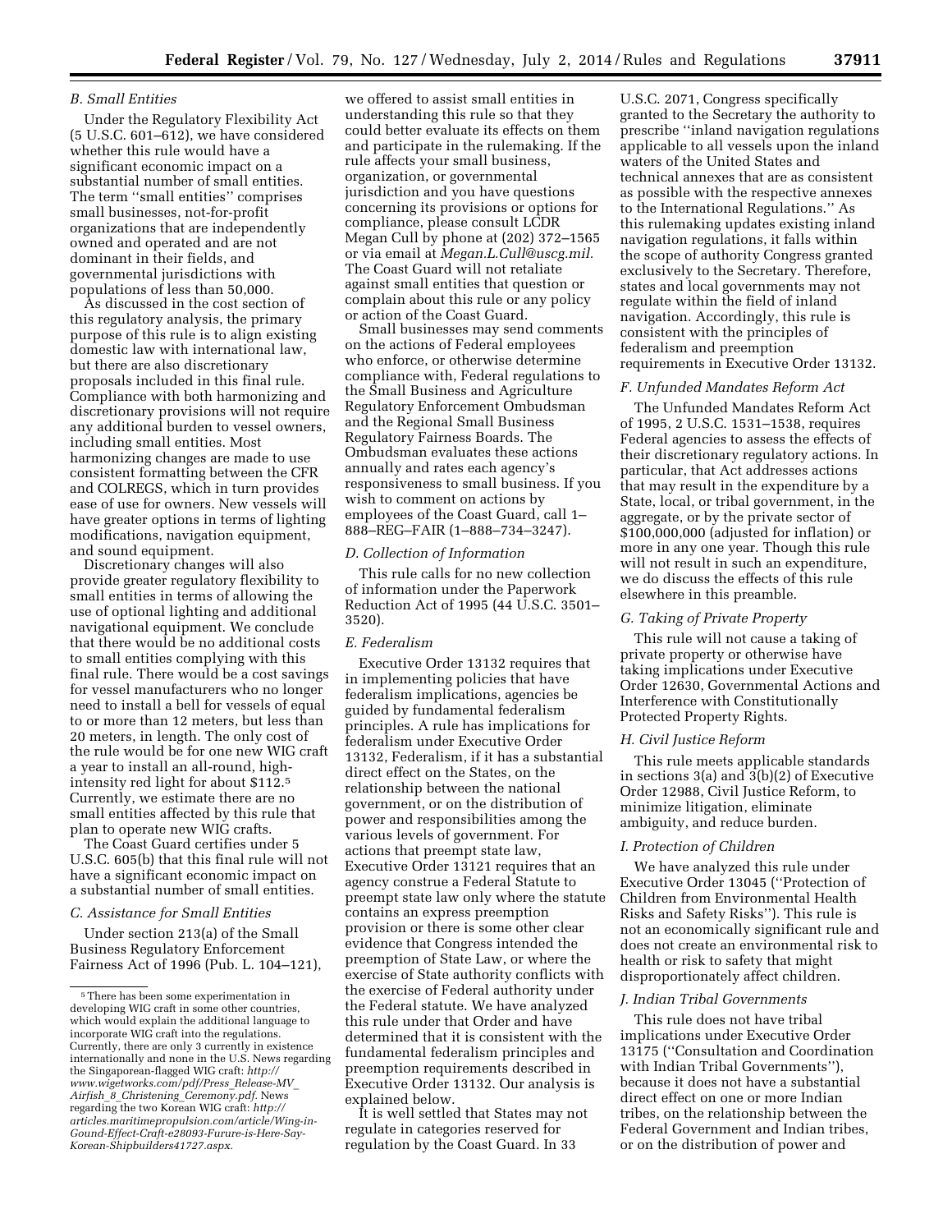### B. Small Entities

Under the Regulatory Flexibility Act (5 U.S.C. 601–612), we have considered whether this rule would have a significant economic impact on a substantial number of small entities. The term ''small entities'' comprises small businesses, not-for-profit organizations that are independently owned and operated and are not dominant in their fields, and governmental jurisdictions with populations of less than 50,000.

As discussed in the cost section of this regulatory analysis, the primary purpose of this rule is to align existing domestic law with international law, but there are also discretionary proposals included in this final rule. Compliance with both harmonizing and discretionary provisions will not require any additional burden to vessel owners, including small entities. Most harmonizing changes are made to use consistent formatting between the CFR and COLREGS, which in turn provides ease of use for owners. New vessels will have greater options in terms of lighting modifications, navigation equipment, and sound equipment.

Discretionary changes will also provide greater regulatory flexibility to small entities in terms of allowing the use of optional lighting and additional navigational equipment. We conclude that there would be no additional costs to small entities complying with this final rule. There would be a cost savings for vessel manufacturers who no longer need to install a bell for vessels of equal to or more than 12 meters, but less than 20 meters, in length. The only cost of the rule would be for one new WIG craft a year to install an all-round, high-intensity red light for about $112.[5] Currently, we estimate there are no small entities affected by this rule that plan to operate new WIG crafts.

The Coast Guard certifies under 5 U.S.C. 605(b) that this final rule will not have a significant economic impact on a substantial number of small entities.

### C. Assistance for Small Entities

Under section 213(a) of the Small Business Regulatory Enforcement Fairness Act of 1996 (Pub. L. 104–121), we offered to assist small entities in understanding this rule so that they could better evaluate its effects on them and participate in the rulemaking. If the rule affects your small business, organization, or governmental jurisdiction and you have questions concerning its provisions or options for compliance, please consult LCDR Megan Cull by phone at (202) 372–1565 or via email at *Megan.L.Cull@uscg.mil.* The Coast Guard will not retaliate against small entities that question or complain about this rule or any policy or action of the Coast Guard.

Small businesses may send comments on the actions of Federal employees who enforce, or otherwise determine compliance with, Federal regulations to the Small Business and Agriculture Regulatory Enforcement Ombudsman and the Regional Small Business Regulatory Fairness Boards. The Ombudsman evaluates these actions annually and rates each agency's responsiveness to small business. If you wish to comment on actions by employees of the Coast Guard, call 1–888–REG–FAIR (1–888–734–3247).

### D. Collection of Information

This rule calls for no new collection of information under the Paperwork Reduction Act of 1995 (44 U.S.C. 3501–3520).

### E. Federalism

Executive Order 13132 requires that in implementing policies that have federalism implications, agencies be guided by fundamental federalism principles. A rule has implications for federalism under Executive Order 13132, Federalism, if it has a substantial direct effect on the States, on the relationship between the national government, or on the distribution of power and responsibilities among the various levels of government. For actions that preempt state law, Executive Order 13121 requires that an agency construe a Federal Statute to preempt state law only where the statute contains an express preemption provision or there is some other clear evidence that Congress intended the preemption of State Law, or where the exercise of State authority conflicts with the exercise of Federal authority under the Federal statute. We have analyzed this rule under that Order and have determined that it is consistent with the fundamental federalism principles and preemption requirements described in Executive Order 13132. Our analysis is explained below.

It is well settled that States may not regulate in categories reserved for regulation by the Coast Guard. In 33 U.S.C. 2071, Congress specifically granted to the Secretary the authority to prescribe ''inland navigation regulations applicable to all vessels upon the inland waters of the United States and technical annexes that are as consistent as possible with the respective annexes to the International Regulations.'' As this rulemaking updates existing inland navigation regulations, it falls within the scope of authority Congress granted exclusively to the Secretary. Therefore, states and local governments may not regulate within the field of inland navigation. Accordingly, this rule is consistent with the principles of federalism and preemption requirements in Executive Order 13132.

### F. Unfunded Mandates Reform Act

The Unfunded Mandates Reform Act of 1995, 2 U.S.C. 1531–1538, requires Federal agencies to assess the effects of their discretionary regulatory actions. In particular, that Act addresses actions that may result in the expenditure by a State, local, or tribal government, in the aggregate, or by the private sector of $100,000,000 (adjusted for inflation) or more in any one year. Though this rule will not result in such an expenditure, we do discuss the effects of this rule elsewhere in this preamble.

### G. Taking of Private Property

This rule will not cause a taking of private property or otherwise have taking implications under Executive Order 12630, Governmental Actions and Interference with Constitutionally Protected Property Rights.

### H. Civil Justice Reform

This rule meets applicable standards in sections 3(a) and 3(b)(2) of Executive Order 12988, Civil Justice Reform, to minimize litigation, eliminate ambiguity, and reduce burden.

### I. Protection of Children

We have analyzed this rule under Executive Order 13045 (''Protection of Children from Environmental Health Risks and Safety Risks''). This rule is not an economically significant rule and does not create an environmental risk to health or risk to safety that might disproportionately affect children.

### J. Indian Tribal Governments

This rule does not have tribal implications under Executive Order 13175 (''Consultation and Coordination with Indian Tribal Governments''), because it does not have a substantial direct effect on one or more Indian tribes, on the relationship between the Federal Government and Indian tribes, or on the distribution of power and

---

[5] There has been some experimentation in developing WIG craft in some other countries, which would explain the additional language to incorporate WIG craft into the regulations. Currently, there are only 3 currently in existence internationally and none in the U.S. News regarding the Singaporean-flagged WIG craft: *http://www.wigetworks.com/pdf/Press_Release-MV_Airfish_8_Christening_Ceremony.pdf.* News regarding the two Korean WIG craft: *http://articles.maritimepropulsion.com/article/Wing-in-Gound-Effect-Craft-e28093-Furure-is-Here-Say-Korean-Shipbuilders41727.aspx.*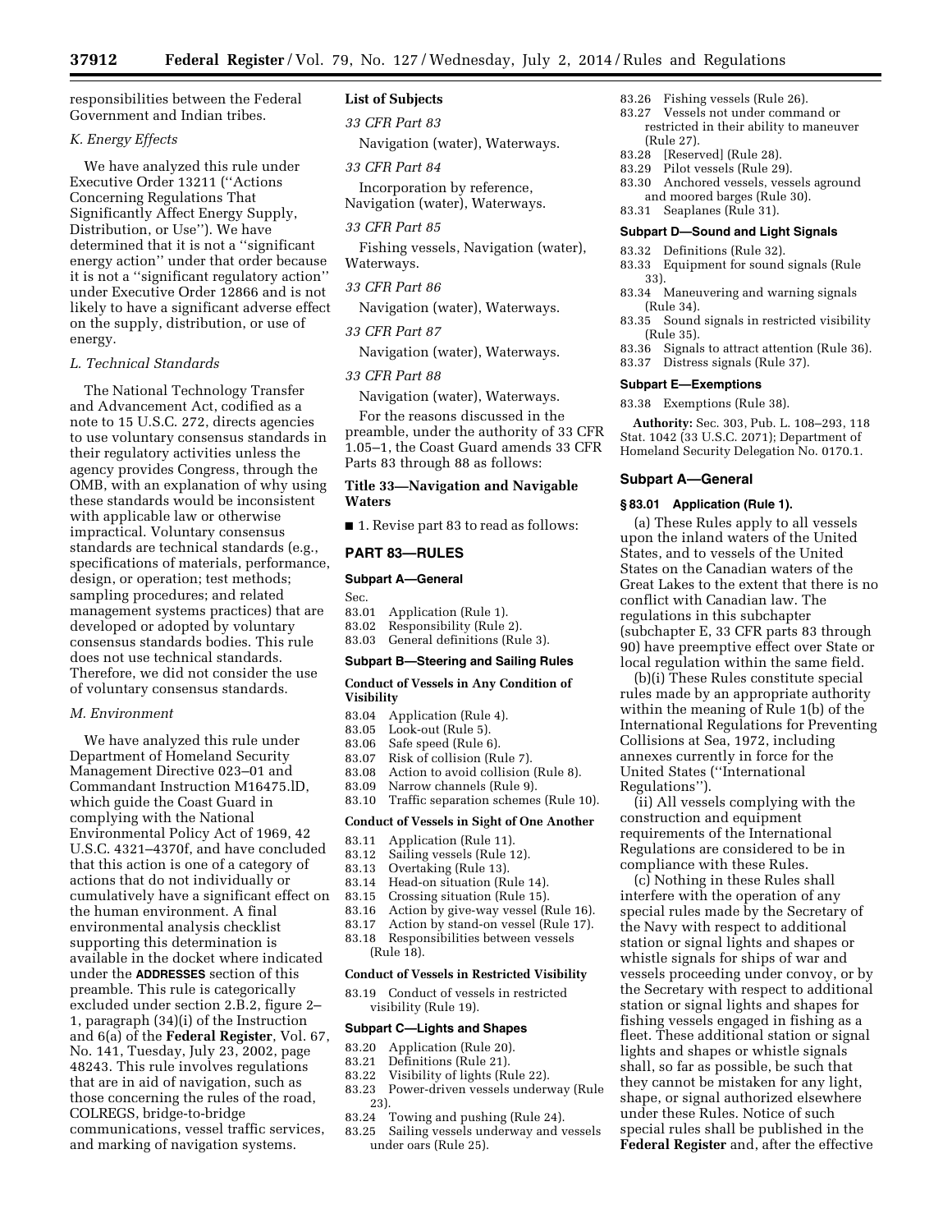responsibilities between the Federal Government and Indian tribes.

### *K. Energy Effects*

We have analyzed this rule under Executive Order 13211 (''Actions Concerning Regulations That Significantly Affect Energy Supply, Distribution, or Use''). We have determined that it is not a ''significant energy action'' under that order because it is not a ''significant regulatory action'' under Executive Order 12866 and is not likely to have a significant adverse effect on the supply, distribution, or use of energy.

### *L. Technical Standards*

The National Technology Transfer and Advancement Act, codified as a note to 15 U.S.C. 272, directs agencies to use voluntary consensus standards in their regulatory activities unless the agency provides Congress, through the OMB, with an explanation of why using these standards would be inconsistent with applicable law or otherwise impractical. Voluntary consensus standards are technical standards (e.g., specifications of materials, performance, design, or operation; test methods; sampling procedures; and related management systems practices) that are developed or adopted by voluntary consensus standards bodies. This rule does not use technical standards. Therefore, we did not consider the use of voluntary consensus standards.

### *M. Environment*

We have analyzed this rule under Department of Homeland Security Management Directive 023–01 and Commandant Instruction M16475.lD, which guide the Coast Guard in complying with the National Environmental Policy Act of 1969, 42 U.S.C. 4321–4370f, and have concluded that this action is one of a category of actions that do not individually or cumulatively have a significant effect on the human environment. A final environmental analysis checklist supporting this determination is available in the docket where indicated under the **ADDRESSES** section of this preamble. This rule is categorically excluded under section 2.B.2, figure 2–1, paragraph (34)(i) of the Instruction and 6(a) of the **Federal Register**, Vol. 67, No. 141, Tuesday, July 23, 2002, page 48243. This rule involves regulations that are in aid of navigation, such as those concerning the rules of the road, COLREGS, bridge-to-bridge communications, vessel traffic services, and marking of navigation systems.

## List of Subjects

*33 CFR Part 83*

Navigation (water), Waterways.

*33 CFR Part 84*

Incorporation by reference, Navigation (water), Waterways.

*33 CFR Part 85*

Fishing vessels, Navigation (water), Waterways.

*33 CFR Part 86*

Navigation (water), Waterways.

*33 CFR Part 87*

Navigation (water), Waterways.

*33 CFR Part 88*

Navigation (water), Waterways.

For the reasons discussed in the preamble, under the authority of 33 CFR 1.05–1, the Coast Guard amends 33 CFR Parts 83 through 88 as follows:

## Title 33—Navigation and Navigable Waters

■ 1. Revise part 83 to read as follows:

## PART 83—RULES

### Subpart A—General

Sec.
83.01 Application (Rule 1).
83.02 Responsibility (Rule 2).
83.03 General definitions (Rule 3).

### Subpart B—Steering and Sailing Rules

**Conduct of Vessels in Any Condition of Visibility**

83.04 Application (Rule 4).
83.05 Look-out (Rule 5).
83.06 Safe speed (Rule 6).
83.07 Risk of collision (Rule 7).
83.08 Action to avoid collision (Rule 8).
83.09 Narrow channels (Rule 9).
83.10 Traffic separation schemes (Rule 10).

**Conduct of Vessels in Sight of One Another**

83.11 Application (Rule 11).
83.12 Sailing vessels (Rule 12).
83.13 Overtaking (Rule 13).
83.14 Head-on situation (Rule 14).
83.15 Crossing situation (Rule 15).
83.16 Action by give-way vessel (Rule 16).
83.17 Action by stand-on vessel (Rule 17).
83.18 Responsibilities between vessels (Rule 18).

**Conduct of Vessels in Restricted Visibility**

83.19 Conduct of vessels in restricted visibility (Rule 19).

### Subpart C—Lights and Shapes

83.20 Application (Rule 20).
83.21 Definitions (Rule 21).
83.22 Visibility of lights (Rule 22).
83.23 Power-driven vessels underway (Rule 23).
83.24 Towing and pushing (Rule 24).
83.25 Sailing vessels underway and vessels under oars (Rule 25).
83.26 Fishing vessels (Rule 26).
83.27 Vessels not under command or restricted in their ability to maneuver (Rule 27).
83.28 [Reserved] (Rule 28).
83.29 Pilot vessels (Rule 29).
83.30 Anchored vessels, vessels aground and moored barges (Rule 30).
83.31 Seaplanes (Rule 31).

### Subpart D—Sound and Light Signals

83.32 Definitions (Rule 32).
83.33 Equipment for sound signals (Rule 33).
83.34 Maneuvering and warning signals (Rule 34).
83.35 Sound signals in restricted visibility (Rule 35).
83.36 Signals to attract attention (Rule 36).
83.37 Distress signals (Rule 37).

### Subpart E—Exemptions

83.38 Exemptions (Rule 38).

**Authority:** Sec. 303, Pub. L. 108–293, 118 Stat. 1042 (33 U.S.C. 2071); Department of Homeland Security Delegation No. 0170.1.

### Subpart A—General

#### § 83.01 Application (Rule 1).

(a) These Rules apply to all vessels upon the inland waters of the United States, and to vessels of the United States on the Canadian waters of the Great Lakes to the extent that there is no conflict with Canadian law. The regulations in this subchapter (subchapter E, 33 CFR parts 83 through 90) have preemptive effect over State or local regulation within the same field.

(b)(i) These Rules constitute special rules made by an appropriate authority within the meaning of Rule 1(b) of the International Regulations for Preventing Collisions at Sea, 1972, including annexes currently in force for the United States (''International Regulations'').

(ii) All vessels complying with the construction and equipment requirements of the International Regulations are considered to be in compliance with these Rules.

(c) Nothing in these Rules shall interfere with the operation of any special rules made by the Secretary of the Navy with respect to additional station or signal lights and shapes or whistle signals for ships of war and vessels proceeding under convoy, or by the Secretary with respect to additional station or signal lights and shapes for fishing vessels engaged in fishing as a fleet. These additional station or signal lights and shapes or whistle signals shall, so far as possible, be such that they cannot be mistaken for any light, shape, or signal authorized elsewhere under these Rules. Notice of such special rules shall be published in the **Federal Register** and, after the effective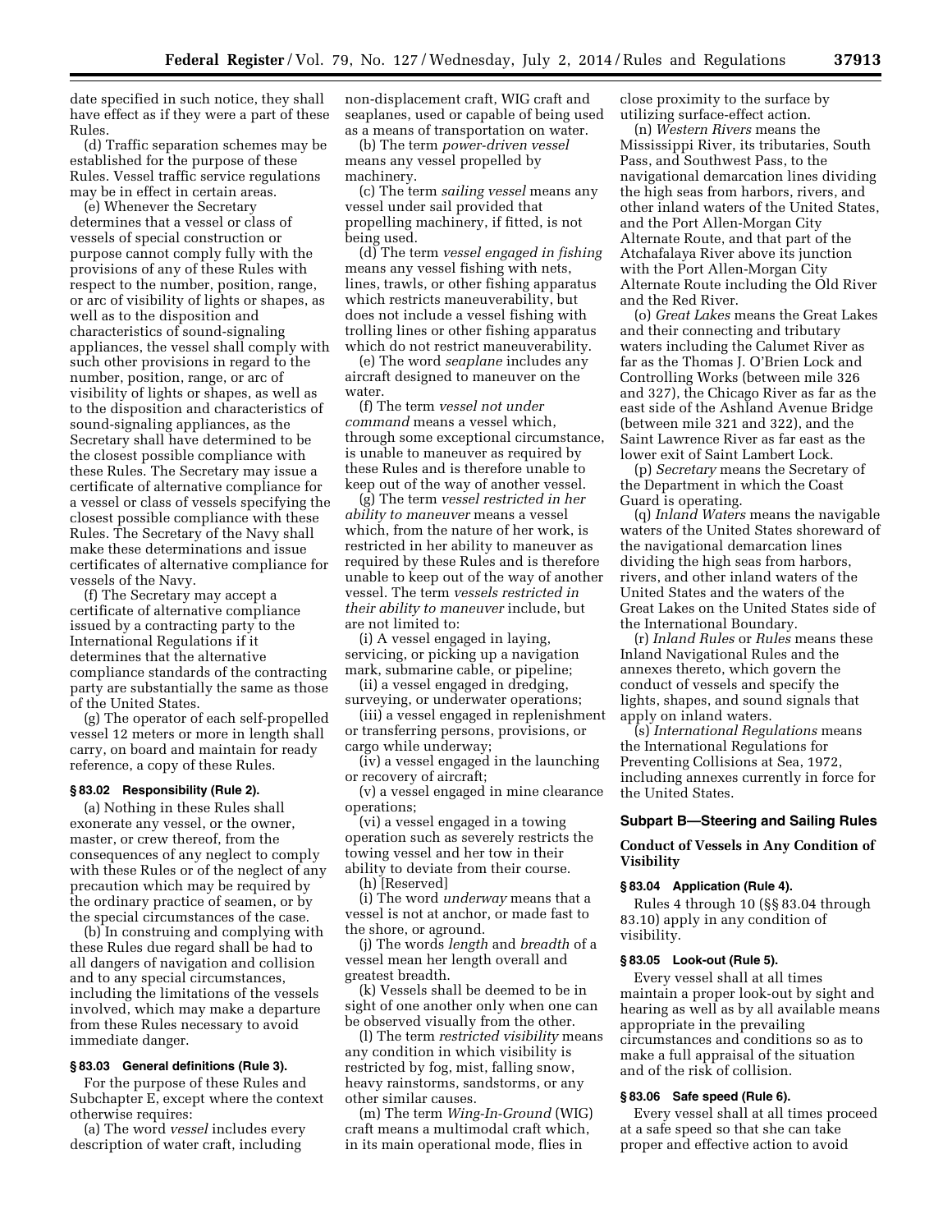date specified in such notice, they shall have effect as if they were a part of these Rules.

(d) Traffic separation schemes may be established for the purpose of these Rules. Vessel traffic service regulations may be in effect in certain areas.

(e) Whenever the Secretary determines that a vessel or class of vessels of special construction or purpose cannot comply fully with the provisions of any of these Rules with respect to the number, position, range, or arc of visibility of lights or shapes, as well as to the disposition and characteristics of sound-signaling appliances, the vessel shall comply with such other provisions in regard to the number, position, range, or arc of visibility of lights or shapes, as well as to the disposition and characteristics of sound-signaling appliances, as the Secretary shall have determined to be the closest possible compliance with these Rules. The Secretary may issue a certificate of alternative compliance for a vessel or class of vessels specifying the closest possible compliance with these Rules. The Secretary of the Navy shall make these determinations and issue certificates of alternative compliance for vessels of the Navy.

(f) The Secretary may accept a certificate of alternative compliance issued by a contracting party to the International Regulations if it determines that the alternative compliance standards of the contracting party are substantially the same as those of the United States.

(g) The operator of each self-propelled vessel 12 meters or more in length shall carry, on board and maintain for ready reference, a copy of these Rules.

#### § 83.02 Responsibility (Rule 2).

(a) Nothing in these Rules shall exonerate any vessel, or the owner, master, or crew thereof, from the consequences of any neglect to comply with these Rules or of the neglect of any precaution which may be required by the ordinary practice of seamen, or by the special circumstances of the case.

(b) In construing and complying with these Rules due regard shall be had to all dangers of navigation and collision and to any special circumstances, including the limitations of the vessels involved, which may make a departure from these Rules necessary to avoid immediate danger.

#### § 83.03 General definitions (Rule 3).

For the purpose of these Rules and Subchapter E, except where the context otherwise requires:

(a) The word *vessel* includes every description of water craft, including non-displacement craft, WIG craft and seaplanes, used or capable of being used as a means of transportation on water.

(b) The term *power-driven vessel* means any vessel propelled by machinery.

(c) The term *sailing vessel* means any vessel under sail provided that propelling machinery, if fitted, is not being used.

(d) The term *vessel engaged in fishing* means any vessel fishing with nets, lines, trawls, or other fishing apparatus which restricts maneuverability, but does not include a vessel fishing with trolling lines or other fishing apparatus which do not restrict maneuverability.

(e) The word *seaplane* includes any aircraft designed to maneuver on the water.

(f) The term *vessel not under command* means a vessel which, through some exceptional circumstance, is unable to maneuver as required by these Rules and is therefore unable to keep out of the way of another vessel.

(g) The term *vessel restricted in her ability to maneuver* means a vessel which, from the nature of her work, is restricted in her ability to maneuver as required by these Rules and is therefore unable to keep out of the way of another vessel. The term *vessels restricted in their ability to maneuver* include, but are not limited to:

(i) A vessel engaged in laying, servicing, or picking up a navigation mark, submarine cable, or pipeline;

(ii) a vessel engaged in dredging, surveying, or underwater operations;

(iii) a vessel engaged in replenishment or transferring persons, provisions, or cargo while underway;

(iv) a vessel engaged in the launching or recovery of aircraft;

(v) a vessel engaged in mine clearance operations;

(vi) a vessel engaged in a towing operation such as severely restricts the towing vessel and her tow in their ability to deviate from their course.

(h) [Reserved]

(i) The word *underway* means that a vessel is not at anchor, or made fast to the shore, or aground.

(j) The words *length* and *breadth* of a vessel mean her length overall and greatest breadth.

(k) Vessels shall be deemed to be in sight of one another only when one can be observed visually from the other.

(l) The term *restricted visibility* means any condition in which visibility is restricted by fog, mist, falling snow, heavy rainstorms, sandstorms, or any other similar causes.

(m) The term *Wing-In-Ground* (WIG) craft means a multimodal craft which, in its main operational mode, flies in close proximity to the surface by utilizing surface-effect action.

(n) *Western Rivers* means the Mississippi River, its tributaries, South Pass, and Southwest Pass, to the navigational demarcation lines dividing the high seas from harbors, rivers, and other inland waters of the United States, and the Port Allen-Morgan City Alternate Route, and that part of the Atchafalaya River above its junction with the Port Allen-Morgan City Alternate Route including the Old River and the Red River.

(o) *Great Lakes* means the Great Lakes and their connecting and tributary waters including the Calumet River as far as the Thomas J. O'Brien Lock and Controlling Works (between mile 326 and 327), the Chicago River as far as the east side of the Ashland Avenue Bridge (between mile 321 and 322), and the Saint Lawrence River as far east as the lower exit of Saint Lambert Lock.

(p) *Secretary* means the Secretary of the Department in which the Coast Guard is operating.

(q) *Inland Waters* means the navigable waters of the United States shoreward of the navigational demarcation lines dividing the high seas from harbors, rivers, and other inland waters of the United States and the waters of the Great Lakes on the United States side of the International Boundary.

(r) *Inland Rules* or *Rules* means these Inland Navigational Rules and the annexes thereto, which govern the conduct of vessels and specify the lights, shapes, and sound signals that apply on inland waters.

(s) *International Regulations* means the International Regulations for Preventing Collisions at Sea, 1972, including annexes currently in force for the United States.

### Subpart B—Steering and Sailing Rules

### Conduct of Vessels in Any Condition of Visibility

#### § 83.04 Application (Rule 4).

Rules 4 through 10 (§§ 83.04 through 83.10) apply in any condition of visibility.

#### § 83.05 Look-out (Rule 5).

Every vessel shall at all times maintain a proper look-out by sight and hearing as well as by all available means appropriate in the prevailing circumstances and conditions so as to make a full appraisal of the situation and of the risk of collision.

#### § 83.06 Safe speed (Rule 6).

Every vessel shall at all times proceed at a safe speed so that she can take proper and effective action to avoid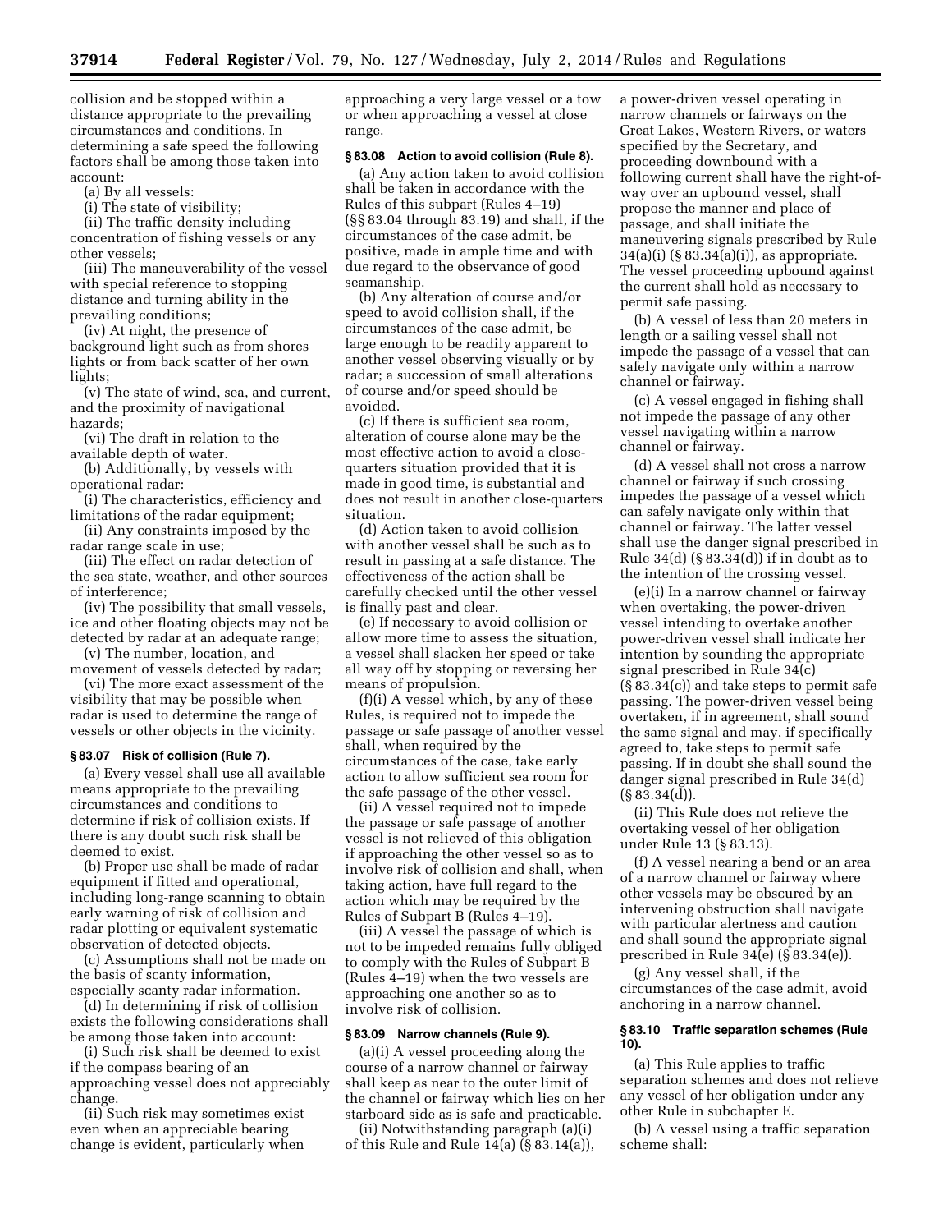collision and be stopped within a distance appropriate to the prevailing circumstances and conditions. In determining a safe speed the following factors shall be among those taken into account:

(a) By all vessels:

(i) The state of visibility;

(ii) The traffic density including concentration of fishing vessels or any other vessels;

(iii) The maneuverability of the vessel with special reference to stopping distance and turning ability in the prevailing conditions;

(iv) At night, the presence of background light such as from shores lights or from back scatter of her own lights;

(v) The state of wind, sea, and current, and the proximity of navigational hazards;

(vi) The draft in relation to the available depth of water.

(b) Additionally, by vessels with operational radar:

(i) The characteristics, efficiency and limitations of the radar equipment;

(ii) Any constraints imposed by the radar range scale in use;

(iii) The effect on radar detection of the sea state, weather, and other sources of interference;

(iv) The possibility that small vessels, ice and other floating objects may not be detected by radar at an adequate range;

(v) The number, location, and movement of vessels detected by radar;

(vi) The more exact assessment of the visibility that may be possible when radar is used to determine the range of vessels or other objects in the vicinity.

### § 83.07 Risk of collision (Rule 7).

(a) Every vessel shall use all available means appropriate to the prevailing circumstances and conditions to determine if risk of collision exists. If there is any doubt such risk shall be deemed to exist.

(b) Proper use shall be made of radar equipment if fitted and operational, including long-range scanning to obtain early warning of risk of collision and radar plotting or equivalent systematic observation of detected objects.

(c) Assumptions shall not be made on the basis of scanty information, especially scanty radar information.

(d) In determining if risk of collision exists the following considerations shall be among those taken into account:

(i) Such risk shall be deemed to exist if the compass bearing of an approaching vessel does not appreciably change.

(ii) Such risk may sometimes exist even when an appreciable bearing change is evident, particularly when approaching a very large vessel or a tow or when approaching a vessel at close range.

### § 83.08 Action to avoid collision (Rule 8).

(a) Any action taken to avoid collision shall be taken in accordance with the Rules of this subpart (Rules 4–19) (§§ 83.04 through 83.19) and shall, if the circumstances of the case admit, be positive, made in ample time and with due regard to the observance of good seamanship.

(b) Any alteration of course and/or speed to avoid collision shall, if the circumstances of the case admit, be large enough to be readily apparent to another vessel observing visually or by radar; a succession of small alterations of course and/or speed should be avoided.

(c) If there is sufficient sea room, alteration of course alone may be the most effective action to avoid a close-quarters situation provided that it is made in good time, is substantial and does not result in another close-quarters situation.

(d) Action taken to avoid collision with another vessel shall be such as to result in passing at a safe distance. The effectiveness of the action shall be carefully checked until the other vessel is finally past and clear.

(e) If necessary to avoid collision or allow more time to assess the situation, a vessel shall slacken her speed or take all way off by stopping or reversing her means of propulsion.

(f)(i) A vessel which, by any of these Rules, is required not to impede the passage or safe passage of another vessel shall, when required by the circumstances of the case, take early action to allow sufficient sea room for the safe passage of the other vessel.

(ii) A vessel required not to impede the passage or safe passage of another vessel is not relieved of this obligation if approaching the other vessel so as to involve risk of collision and shall, when taking action, have full regard to the action which may be required by the Rules of Subpart B (Rules 4–19).

(iii) A vessel the passage of which is not to be impeded remains fully obliged to comply with the Rules of Subpart B (Rules 4–19) when the two vessels are approaching one another so as to involve risk of collision.

### § 83.09 Narrow channels (Rule 9).

(a)(i) A vessel proceeding along the course of a narrow channel or fairway shall keep as near to the outer limit of the channel or fairway which lies on her starboard side as is safe and practicable.

(ii) Notwithstanding paragraph (a)(i) of this Rule and Rule 14(a) (§ 83.14(a)), a power-driven vessel operating in narrow channels or fairways on the Great Lakes, Western Rivers, or waters specified by the Secretary, and proceeding downbound with a following current shall have the right-of-way over an upbound vessel, shall propose the manner and place of passage, and shall initiate the maneuvering signals prescribed by Rule 34(a)(i) (§ 83.34(a)(i)), as appropriate. The vessel proceeding upbound against the current shall hold as necessary to permit safe passing.

(b) A vessel of less than 20 meters in length or a sailing vessel shall not impede the passage of a vessel that can safely navigate only within a narrow channel or fairway.

(c) A vessel engaged in fishing shall not impede the passage of any other vessel navigating within a narrow channel or fairway.

(d) A vessel shall not cross a narrow channel or fairway if such crossing impedes the passage of a vessel which can safely navigate only within that channel or fairway. The latter vessel shall use the danger signal prescribed in Rule 34(d) (§ 83.34(d)) if in doubt as to the intention of the crossing vessel.

(e)(i) In a narrow channel or fairway when overtaking, the power-driven vessel intending to overtake another power-driven vessel shall indicate her intention by sounding the appropriate signal prescribed in Rule 34(c) (§ 83.34(c)) and take steps to permit safe passing. The power-driven vessel being overtaken, if in agreement, shall sound the same signal and may, if specifically agreed to, take steps to permit safe passing. If in doubt she shall sound the danger signal prescribed in Rule 34(d) (§ 83.34(d)).

(ii) This Rule does not relieve the overtaking vessel of her obligation under Rule 13 (§ 83.13).

(f) A vessel nearing a bend or an area of a narrow channel or fairway where other vessels may be obscured by an intervening obstruction shall navigate with particular alertness and caution and shall sound the appropriate signal prescribed in Rule 34(e) (§ 83.34(e)).

(g) Any vessel shall, if the circumstances of the case admit, avoid anchoring in a narrow channel.

### § 83.10 Traffic separation schemes (Rule 10).

(a) This Rule applies to traffic separation schemes and does not relieve any vessel of her obligation under any other Rule in subchapter E.

(b) A vessel using a traffic separation scheme shall: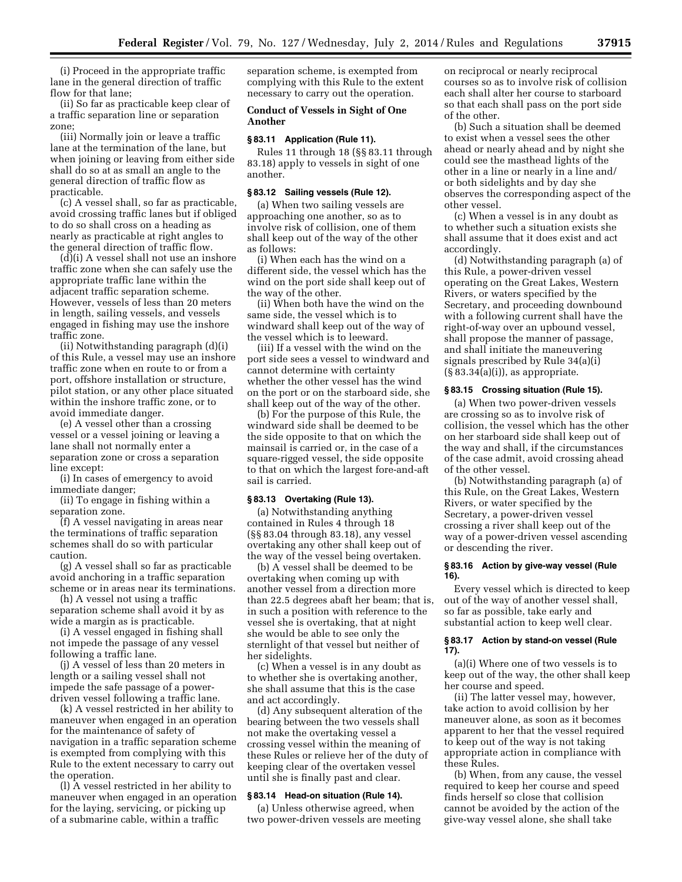(i) Proceed in the appropriate traffic lane in the general direction of traffic flow for that lane;

(ii) So far as practicable keep clear of a traffic separation line or separation zone;

(iii) Normally join or leave a traffic lane at the termination of the lane, but when joining or leaving from either side shall do so at as small an angle to the general direction of traffic flow as practicable.

(c) A vessel shall, so far as practicable, avoid crossing traffic lanes but if obliged to do so shall cross on a heading as nearly as practicable at right angles to the general direction of traffic flow.

(d)(i) A vessel shall not use an inshore traffic zone when she can safely use the appropriate traffic lane within the adjacent traffic separation scheme. However, vessels of less than 20 meters in length, sailing vessels, and vessels engaged in fishing may use the inshore traffic zone.

(ii) Notwithstanding paragraph (d)(i) of this Rule, a vessel may use an inshore traffic zone when en route to or from a port, offshore installation or structure, pilot station, or any other place situated within the inshore traffic zone, or to avoid immediate danger.

(e) A vessel other than a crossing vessel or a vessel joining or leaving a lane shall not normally enter a separation zone or cross a separation line except:

(i) In cases of emergency to avoid immediate danger;

(ii) To engage in fishing within a separation zone.

(f) A vessel navigating in areas near the terminations of traffic separation schemes shall do so with particular caution.

(g) A vessel shall so far as practicable avoid anchoring in a traffic separation scheme or in areas near its terminations.

(h) A vessel not using a traffic separation scheme shall avoid it by as wide a margin as is practicable.

(i) A vessel engaged in fishing shall not impede the passage of any vessel following a traffic lane.

(j) A vessel of less than 20 meters in length or a sailing vessel shall not impede the safe passage of a power-driven vessel following a traffic lane.

(k) A vessel restricted in her ability to maneuver when engaged in an operation for the maintenance of safety of navigation in a traffic separation scheme is exempted from complying with this Rule to the extent necessary to carry out the operation.

(l) A vessel restricted in her ability to maneuver when engaged in an operation for the laying, servicing, or picking up of a submarine cable, within a traffic separation scheme, is exempted from complying with this Rule to the extent necessary to carry out the operation.

**Conduct of Vessels in Sight of One Another**

### § 83.11 Application (Rule 11).

Rules 11 through 18 (§§ 83.11 through 83.18) apply to vessels in sight of one another.

### § 83.12 Sailing vessels (Rule 12).

(a) When two sailing vessels are approaching one another, so as to involve risk of collision, one of them shall keep out of the way of the other as follows:

(i) When each has the wind on a different side, the vessel which has the wind on the port side shall keep out of the way of the other.

(ii) When both have the wind on the same side, the vessel which is to windward shall keep out of the way of the vessel which is to leeward.

(iii) If a vessel with the wind on the port side sees a vessel to windward and cannot determine with certainty whether the other vessel has the wind on the port or on the starboard side, she shall keep out of the way of the other.

(b) For the purpose of this Rule, the windward side shall be deemed to be the side opposite to that on which the mainsail is carried or, in the case of a square-rigged vessel, the side opposite to that on which the largest fore-and-aft sail is carried.

### § 83.13 Overtaking (Rule 13).

(a) Notwithstanding anything contained in Rules 4 through 18 (§§ 83.04 through 83.18), any vessel overtaking any other shall keep out of the way of the vessel being overtaken.

(b) A vessel shall be deemed to be overtaking when coming up with another vessel from a direction more than 22.5 degrees abaft her beam; that is, in such a position with reference to the vessel she is overtaking, that at night she would be able to see only the sternlight of that vessel but neither of her sidelights.

(c) When a vessel is in any doubt as to whether she is overtaking another, she shall assume that this is the case and act accordingly.

(d) Any subsequent alteration of the bearing between the two vessels shall not make the overtaking vessel a crossing vessel within the meaning of these Rules or relieve her of the duty of keeping clear of the overtaken vessel until she is finally past and clear.

### § 83.14 Head-on situation (Rule 14).

(a) Unless otherwise agreed, when two power-driven vessels are meeting on reciprocal or nearly reciprocal courses so as to involve risk of collision each shall alter her course to starboard so that each shall pass on the port side of the other.

(b) Such a situation shall be deemed to exist when a vessel sees the other ahead or nearly ahead and by night she could see the masthead lights of the other in a line or nearly in a line and/or both sidelights and by day she observes the corresponding aspect of the other vessel.

(c) When a vessel is in any doubt as to whether such a situation exists she shall assume that it does exist and act accordingly.

(d) Notwithstanding paragraph (a) of this Rule, a power-driven vessel operating on the Great Lakes, Western Rivers, or waters specified by the Secretary, and proceeding downbound with a following current shall have the right-of-way over an upbound vessel, shall propose the manner of passage, and shall initiate the maneuvering signals prescribed by Rule 34(a)(i) (§ 83.34(a)(i)), as appropriate.

### § 83.15 Crossing situation (Rule 15).

(a) When two power-driven vessels are crossing so as to involve risk of collision, the vessel which has the other on her starboard side shall keep out of the way and shall, if the circumstances of the case admit, avoid crossing ahead of the other vessel.

(b) Notwithstanding paragraph (a) of this Rule, on the Great Lakes, Western Rivers, or water specified by the Secretary, a power-driven vessel crossing a river shall keep out of the way of a power-driven vessel ascending or descending the river.

### § 83.16 Action by give-way vessel (Rule 16).

Every vessel which is directed to keep out of the way of another vessel shall, so far as possible, take early and substantial action to keep well clear.

### § 83.17 Action by stand-on vessel (Rule 17).

(a)(i) Where one of two vessels is to keep out of the way, the other shall keep her course and speed.

(ii) The latter vessel may, however, take action to avoid collision by her maneuver alone, as soon as it becomes apparent to her that the vessel required to keep out of the way is not taking appropriate action in compliance with these Rules.

(b) When, from any cause, the vessel required to keep her course and speed finds herself so close that collision cannot be avoided by the action of the give-way vessel alone, she shall take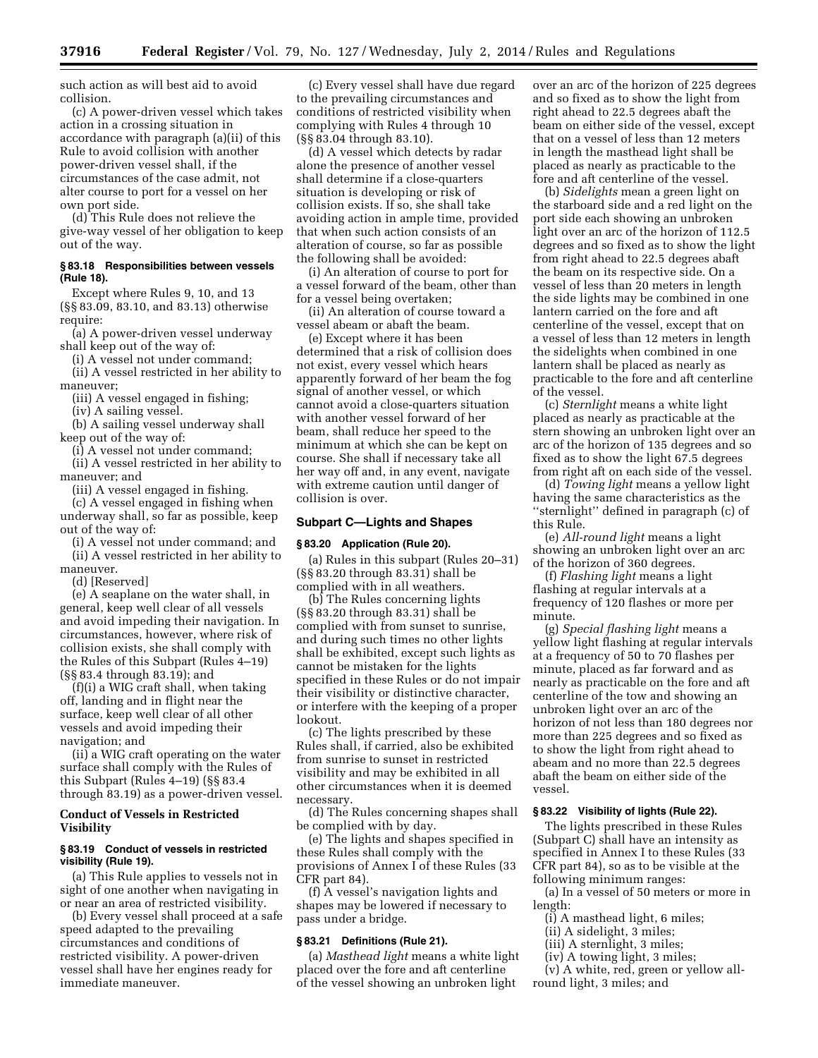such action as will best aid to avoid collision.

(c) A power-driven vessel which takes action in a crossing situation in accordance with paragraph (a)(ii) of this Rule to avoid collision with another power-driven vessel shall, if the circumstances of the case admit, not alter course to port for a vessel on her own port side.

(d) This Rule does not relieve the give-way vessel of her obligation to keep out of the way.

#### § 83.18 Responsibilities between vessels (Rule 18).

Except where Rules 9, 10, and 13 (§§ 83.09, 83.10, and 83.13) otherwise require:

(a) A power-driven vessel underway shall keep out of the way of:

(i) A vessel not under command;

(ii) A vessel restricted in her ability to maneuver;

(iii) A vessel engaged in fishing;

(iv) A sailing vessel.

(b) A sailing vessel underway shall keep out of the way of:

(i) A vessel not under command;

(ii) A vessel restricted in her ability to maneuver; and

(iii) A vessel engaged in fishing.

(c) A vessel engaged in fishing when underway shall, so far as possible, keep out of the way of:

(i) A vessel not under command; and

(ii) A vessel restricted in her ability to maneuver.

(d) [Reserved]

(e) A seaplane on the water shall, in general, keep well clear of all vessels and avoid impeding their navigation. In circumstances, however, where risk of collision exists, she shall comply with the Rules of this Subpart (Rules 4–19) (§§ 83.4 through 83.19); and

(f)(i) a WIG craft shall, when taking off, landing and in flight near the surface, keep well clear of all other vessels and avoid impeding their navigation; and

(ii) a WIG craft operating on the water surface shall comply with the Rules of this Subpart (Rules 4–19) (§§ 83.4 through 83.19) as a power-driven vessel.

### Conduct of Vessels in Restricted Visibility

#### § 83.19 Conduct of vessels in restricted visibility (Rule 19).

(a) This Rule applies to vessels not in sight of one another when navigating in or near an area of restricted visibility.

(b) Every vessel shall proceed at a safe speed adapted to the prevailing circumstances and conditions of restricted visibility. A power-driven vessel shall have her engines ready for immediate maneuver.

(c) Every vessel shall have due regard to the prevailing circumstances and conditions of restricted visibility when complying with Rules 4 through 10 (§§ 83.04 through 83.10).

(d) A vessel which detects by radar alone the presence of another vessel shall determine if a close-quarters situation is developing or risk of collision exists. If so, she shall take avoiding action in ample time, provided that when such action consists of an alteration of course, so far as possible the following shall be avoided:

(i) An alteration of course to port for a vessel forward of the beam, other than for a vessel being overtaken;

(ii) An alteration of course toward a vessel abeam or abaft the beam.

(e) Except where it has been determined that a risk of collision does not exist, every vessel which hears apparently forward of her beam the fog signal of another vessel, or which cannot avoid a close-quarters situation with another vessel forward of her beam, shall reduce her speed to the minimum at which she can be kept on course. She shall if necessary take all her way off and, in any event, navigate with extreme caution until danger of collision is over.

### Subpart C—Lights and Shapes

#### § 83.20 Application (Rule 20).

(a) Rules in this subpart (Rules 20–31) (§§ 83.20 through 83.31) shall be complied with in all weathers.

(b) The Rules concerning lights (§§ 83.20 through 83.31) shall be complied with from sunset to sunrise, and during such times no other lights shall be exhibited, except such lights as cannot be mistaken for the lights specified in these Rules or do not impair their visibility or distinctive character, or interfere with the keeping of a proper lookout.

(c) The lights prescribed by these Rules shall, if carried, also be exhibited from sunrise to sunset in restricted visibility and may be exhibited in all other circumstances when it is deemed necessary.

(d) The Rules concerning shapes shall be complied with by day.

(e) The lights and shapes specified in these Rules shall comply with the provisions of Annex I of these Rules (33 CFR part 84).

(f) A vessel's navigation lights and shapes may be lowered if necessary to pass under a bridge.

#### § 83.21 Definitions (Rule 21).

(a) *Masthead light* means a white light placed over the fore and aft centerline of the vessel showing an unbroken light over an arc of the horizon of 225 degrees and so fixed as to show the light from right ahead to 22.5 degrees abaft the beam on either side of the vessel, except that on a vessel of less than 12 meters in length the masthead light shall be placed as nearly as practicable to the fore and aft centerline of the vessel.

(b) *Sidelights* mean a green light on the starboard side and a red light on the port side each showing an unbroken light over an arc of the horizon of 112.5 degrees and so fixed as to show the light from right ahead to 22.5 degrees abaft the beam on its respective side. On a vessel of less than 20 meters in length the side lights may be combined in one lantern carried on the fore and aft centerline of the vessel, except that on a vessel of less than 12 meters in length the sidelights when combined in one lantern shall be placed as nearly as practicable to the fore and aft centerline of the vessel.

(c) *Sternlight* means a white light placed as nearly as practicable at the stern showing an unbroken light over an arc of the horizon of 135 degrees and so fixed as to show the light 67.5 degrees from right aft on each side of the vessel.

(d) *Towing light* means a yellow light having the same characteristics as the ''sternlight'' defined in paragraph (c) of this Rule.

(e) *All-round light* means a light showing an unbroken light over an arc of the horizon of 360 degrees.

(f) *Flashing light* means a light flashing at regular intervals at a frequency of 120 flashes or more per minute.

(g) *Special flashing light* means a yellow light flashing at regular intervals at a frequency of 50 to 70 flashes per minute, placed as far forward and as nearly as practicable on the fore and aft centerline of the tow and showing an unbroken light over an arc of the horizon of not less than 180 degrees nor more than 225 degrees and so fixed as to show the light from right ahead to abeam and no more than 22.5 degrees abaft the beam on either side of the vessel.

#### § 83.22 Visibility of lights (Rule 22).

The lights prescribed in these Rules (Subpart C) shall have an intensity as specified in Annex I to these Rules (33 CFR part 84), so as to be visible at the following minimum ranges:

(a) In a vessel of 50 meters or more in length:

(i) A masthead light, 6 miles;

(ii) A sidelight, 3 miles;

(iii) A sternlight, 3 miles;

(iv) A towing light, 3 miles;

(v) A white, red, green or yellow all-round light, 3 miles; and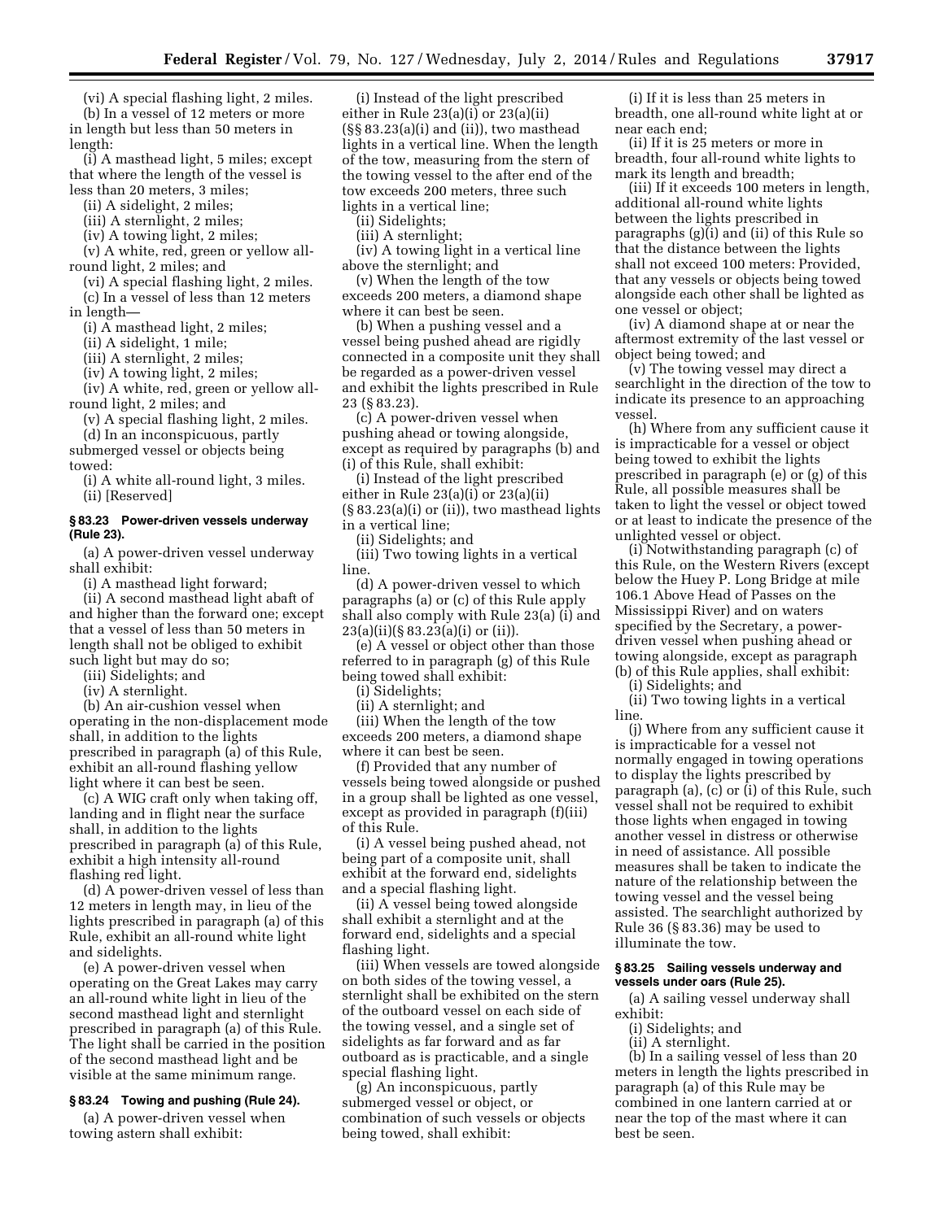(vi) A special flashing light, 2 miles.

(b) In a vessel of 12 meters or more in length but less than 50 meters in length:

(i) A masthead light, 5 miles; except that where the length of the vessel is less than 20 meters, 3 miles;

(ii) A sidelight, 2 miles;

(iii) A sternlight, 2 miles;

(iv) A towing light, 2 miles;

(v) A white, red, green or yellow all-round light, 2 miles; and

(vi) A special flashing light, 2 miles.

(c) In a vessel of less than 12 meters in length—

(i) A masthead light, 2 miles;

(ii) A sidelight, 1 mile;

(iii) A sternlight, 2 miles;

(iv) A towing light, 2 miles;

(iv) A white, red, green or yellow all-round light, 2 miles; and

(v) A special flashing light, 2 miles.

(d) In an inconspicuous, partly submerged vessel or objects being towed:

(i) A white all-round light, 3 miles.

(ii) [Reserved]

### § 83.23 Power-driven vessels underway (Rule 23).

(a) A power-driven vessel underway shall exhibit:

(i) A masthead light forward;

(ii) A second masthead light abaft of and higher than the forward one; except that a vessel of less than 50 meters in length shall not be obliged to exhibit such light but may do so;

(iii) Sidelights; and

(iv) A sternlight.

(b) An air-cushion vessel when operating in the non-displacement mode shall, in addition to the lights prescribed in paragraph (a) of this Rule, exhibit an all-round flashing yellow light where it can best be seen.

(c) A WIG craft only when taking off, landing and in flight near the surface shall, in addition to the lights prescribed in paragraph (a) of this Rule, exhibit a high intensity all-round flashing red light.

(d) A power-driven vessel of less than 12 meters in length may, in lieu of the lights prescribed in paragraph (a) of this Rule, exhibit an all-round white light and sidelights.

(e) A power-driven vessel when operating on the Great Lakes may carry an all-round white light in lieu of the second masthead light and sternlight prescribed in paragraph (a) of this Rule. The light shall be carried in the position of the second masthead light and be visible at the same minimum range.

### § 83.24 Towing and pushing (Rule 24).

(a) A power-driven vessel when towing astern shall exhibit:

(i) Instead of the light prescribed either in Rule 23(a)(i) or 23(a)(ii) (§§ 83.23(a)(i) and (ii)), two masthead lights in a vertical line. When the length of the tow, measuring from the stern of the towing vessel to the after end of the tow exceeds 200 meters, three such lights in a vertical line;

(ii) Sidelights;

(iii) A sternlight;

(iv) A towing light in a vertical line above the sternlight; and

(v) When the length of the tow exceeds 200 meters, a diamond shape where it can best be seen.

(b) When a pushing vessel and a vessel being pushed ahead are rigidly connected in a composite unit they shall be regarded as a power-driven vessel and exhibit the lights prescribed in Rule 23 (§ 83.23).

(c) A power-driven vessel when pushing ahead or towing alongside, except as required by paragraphs (b) and (i) of this Rule, shall exhibit:

(i) Instead of the light prescribed either in Rule 23(a)(i) or 23(a)(ii) (§ 83.23(a)(i) or (ii)), two masthead lights in a vertical line;

(ii) Sidelights; and

(iii) Two towing lights in a vertical line.

(d) A power-driven vessel to which paragraphs (a) or (c) of this Rule apply shall also comply with Rule 23(a) (i) and 23(a)(ii)(§ 83.23(a)(i) or (ii)).

(e) A vessel or object other than those referred to in paragraph (g) of this Rule being towed shall exhibit:

(i) Sidelights;

(ii) A sternlight; and

(iii) When the length of the tow exceeds 200 meters, a diamond shape where it can best be seen.

(f) Provided that any number of vessels being towed alongside or pushed in a group shall be lighted as one vessel, except as provided in paragraph (f)(iii) of this Rule.

(i) A vessel being pushed ahead, not being part of a composite unit, shall exhibit at the forward end, sidelights and a special flashing light.

(ii) A vessel being towed alongside shall exhibit a sternlight and at the forward end, sidelights and a special flashing light.

(iii) When vessels are towed alongside on both sides of the towing vessel, a sternlight shall be exhibited on the stern of the outboard vessel on each side of the towing vessel, and a single set of sidelights as far forward and as far outboard as is practicable, and a single special flashing light.

(g) An inconspicuous, partly submerged vessel or object, or combination of such vessels or objects being towed, shall exhibit:

(i) If it is less than 25 meters in breadth, one all-round white light at or near each end;

(ii) If it is 25 meters or more in breadth, four all-round white lights to mark its length and breadth;

(iii) If it exceeds 100 meters in length, additional all-round white lights between the lights prescribed in paragraphs (g)(i) and (ii) of this Rule so that the distance between the lights shall not exceed 100 meters: Provided, that any vessels or objects being towed alongside each other shall be lighted as one vessel or object;

(iv) A diamond shape at or near the aftermost extremity of the last vessel or object being towed; and

(v) The towing vessel may direct a searchlight in the direction of the tow to indicate its presence to an approaching vessel.

(h) Where from any sufficient cause it is impracticable for a vessel or object being towed to exhibit the lights prescribed in paragraph (e) or (g) of this Rule, all possible measures shall be taken to light the vessel or object towed or at least to indicate the presence of the unlighted vessel or object.

(i) Notwithstanding paragraph (c) of this Rule, on the Western Rivers (except below the Huey P. Long Bridge at mile 106.1 Above Head of Passes on the Mississippi River) and on waters specified by the Secretary, a power-driven vessel when pushing ahead or towing alongside, except as paragraph (b) of this Rule applies, shall exhibit:

(i) Sidelights; and

(ii) Two towing lights in a vertical line.

(j) Where from any sufficient cause it is impracticable for a vessel not normally engaged in towing operations to display the lights prescribed by paragraph (a), (c) or (i) of this Rule, such vessel shall not be required to exhibit those lights when engaged in towing another vessel in distress or otherwise in need of assistance. All possible measures shall be taken to indicate the nature of the relationship between the towing vessel and the vessel being assisted. The searchlight authorized by Rule 36 (§ 83.36) may be used to illuminate the tow.

### § 83.25 Sailing vessels underway and vessels under oars (Rule 25).

(a) A sailing vessel underway shall exhibit:

(i) Sidelights; and

(ii) A sternlight.

(b) In a sailing vessel of less than 20 meters in length the lights prescribed in paragraph (a) of this Rule may be combined in one lantern carried at or near the top of the mast where it can best be seen.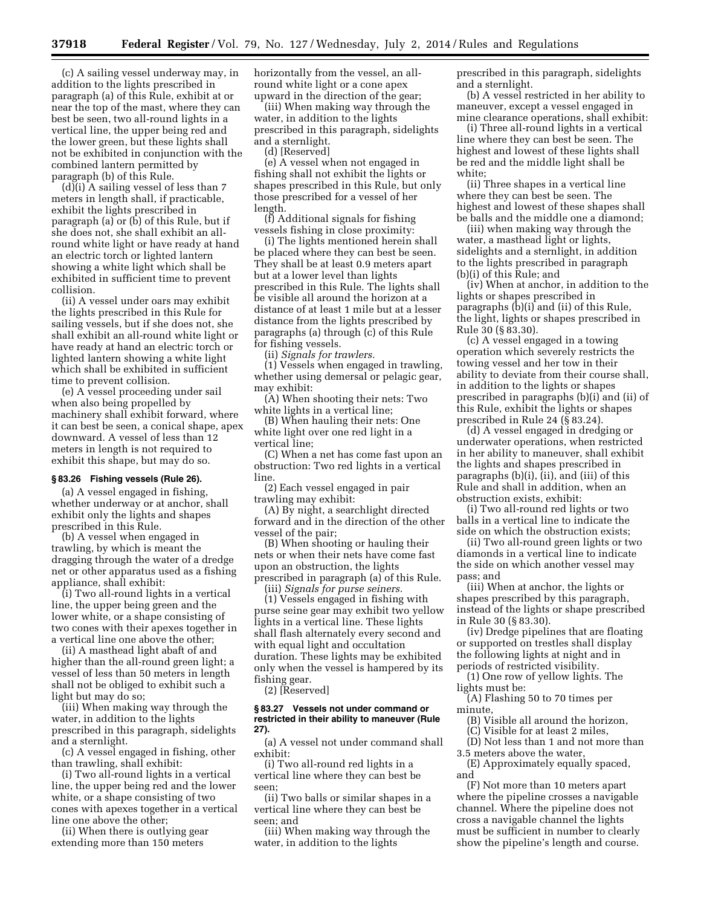(c) A sailing vessel underway may, in addition to the lights prescribed in paragraph (a) of this Rule, exhibit at or near the top of the mast, where they can best be seen, two all-round lights in a vertical line, the upper being red and the lower green, but these lights shall not be exhibited in conjunction with the combined lantern permitted by paragraph (b) of this Rule.

(d)(i) A sailing vessel of less than 7 meters in length shall, if practicable, exhibit the lights prescribed in paragraph (a) or (b) of this Rule, but if she does not, she shall exhibit an all-round white light or have ready at hand an electric torch or lighted lantern showing a white light which shall be exhibited in sufficient time to prevent collision.

(ii) A vessel under oars may exhibit the lights prescribed in this Rule for sailing vessels, but if she does not, she shall exhibit an all-round white light or have ready at hand an electric torch or lighted lantern showing a white light which shall be exhibited in sufficient time to prevent collision.

(e) A vessel proceeding under sail when also being propelled by machinery shall exhibit forward, where it can best be seen, a conical shape, apex downward. A vessel of less than 12 meters in length is not required to exhibit this shape, but may do so.

### § 83.26 Fishing vessels (Rule 26).

(a) A vessel engaged in fishing, whether underway or at anchor, shall exhibit only the lights and shapes prescribed in this Rule.

(b) A vessel when engaged in trawling, by which is meant the dragging through the water of a dredge net or other apparatus used as a fishing appliance, shall exhibit:

(i) Two all-round lights in a vertical line, the upper being green and the lower white, or a shape consisting of two cones with their apexes together in a vertical line one above the other;

(ii) A masthead light abaft of and higher than the all-round green light; a vessel of less than 50 meters in length shall not be obliged to exhibit such a light but may do so;

(iii) When making way through the water, in addition to the lights prescribed in this paragraph, sidelights and a sternlight.

(c) A vessel engaged in fishing, other than trawling, shall exhibit:

(i) Two all-round lights in a vertical line, the upper being red and the lower white, or a shape consisting of two cones with apexes together in a vertical line one above the other;

(ii) When there is outlying gear extending more than 150 meters horizontally from the vessel, an all-round white light or a cone apex upward in the direction of the gear;

(iii) When making way through the water, in addition to the lights prescribed in this paragraph, sidelights and a sternlight.

(d) [Reserved]

(e) A vessel when not engaged in fishing shall not exhibit the lights or shapes prescribed in this Rule, but only those prescribed for a vessel of her length.

(f) Additional signals for fishing vessels fishing in close proximity:

(i) The lights mentioned herein shall be placed where they can best be seen. They shall be at least 0.9 meters apart but at a lower level than lights prescribed in this Rule. The lights shall be visible all around the horizon at a distance of at least 1 mile but at a lesser distance from the lights prescribed by paragraphs (a) through (c) of this Rule for fishing vessels.

(ii) *Signals for trawlers.*

(1) Vessels when engaged in trawling, whether using demersal or pelagic gear, may exhibit:

(A) When shooting their nets: Two white lights in a vertical line;

(B) When hauling their nets: One white light over one red light in a vertical line;

(C) When a net has come fast upon an obstruction: Two red lights in a vertical line.

(2) Each vessel engaged in pair trawling may exhibit:

(A) By night, a searchlight directed forward and in the direction of the other vessel of the pair;

(B) When shooting or hauling their nets or when their nets have come fast upon an obstruction, the lights prescribed in paragraph (a) of this Rule.

(iii) *Signals for purse seiners.*

(1) Vessels engaged in fishing with purse seine gear may exhibit two yellow lights in a vertical line. These lights shall flash alternately every second and with equal light and occultation duration. These lights may be exhibited only when the vessel is hampered by its fishing gear.

(2) [Reserved]

### § 83.27 Vessels not under command or restricted in their ability to maneuver (Rule 27).

(a) A vessel not under command shall exhibit:

(i) Two all-round red lights in a vertical line where they can best be seen;

(ii) Two balls or similar shapes in a vertical line where they can best be seen; and

(iii) When making way through the water, in addition to the lights prescribed in this paragraph, sidelights and a sternlight.

(b) A vessel restricted in her ability to maneuver, except a vessel engaged in mine clearance operations, shall exhibit:

(i) Three all-round lights in a vertical line where they can best be seen. The highest and lowest of these lights shall be red and the middle light shall be white;

(ii) Three shapes in a vertical line where they can best be seen. The highest and lowest of these shapes shall be balls and the middle one a diamond;

(iii) when making way through the water, a masthead light or lights, sidelights and a sternlight, in addition to the lights prescribed in paragraph (b)(i) of this Rule; and

(iv) When at anchor, in addition to the lights or shapes prescribed in paragraphs (b)(i) and (ii) of this Rule, the light, lights or shapes prescribed in Rule 30 (§ 83.30).

(c) A vessel engaged in a towing operation which severely restricts the towing vessel and her tow in their ability to deviate from their course shall, in addition to the lights or shapes prescribed in paragraphs (b)(i) and (ii) of this Rule, exhibit the lights or shapes prescribed in Rule 24 (§ 83.24).

(d) A vessel engaged in dredging or underwater operations, when restricted in her ability to maneuver, shall exhibit the lights and shapes prescribed in paragraphs (b)(i), (ii), and (iii) of this Rule and shall in addition, when an obstruction exists, exhibit:

(i) Two all-round red lights or two balls in a vertical line to indicate the side on which the obstruction exists;

(ii) Two all-round green lights or two diamonds in a vertical line to indicate the side on which another vessel may pass; and

(iii) When at anchor, the lights or shapes prescribed by this paragraph, instead of the lights or shape prescribed in Rule 30 (§ 83.30).

(iv) Dredge pipelines that are floating or supported on trestles shall display the following lights at night and in periods of restricted visibility.

(1) One row of yellow lights. The lights must be:

(A) Flashing 50 to 70 times per minute,

(B) Visible all around the horizon,

(C) Visible for at least 2 miles,

(D) Not less than 1 and not more than 3.5 meters above the water,

(E) Approximately equally spaced, and

(F) Not more than 10 meters apart where the pipeline crosses a navigable channel. Where the pipeline does not cross a navigable channel the lights must be sufficient in number to clearly show the pipeline's length and course.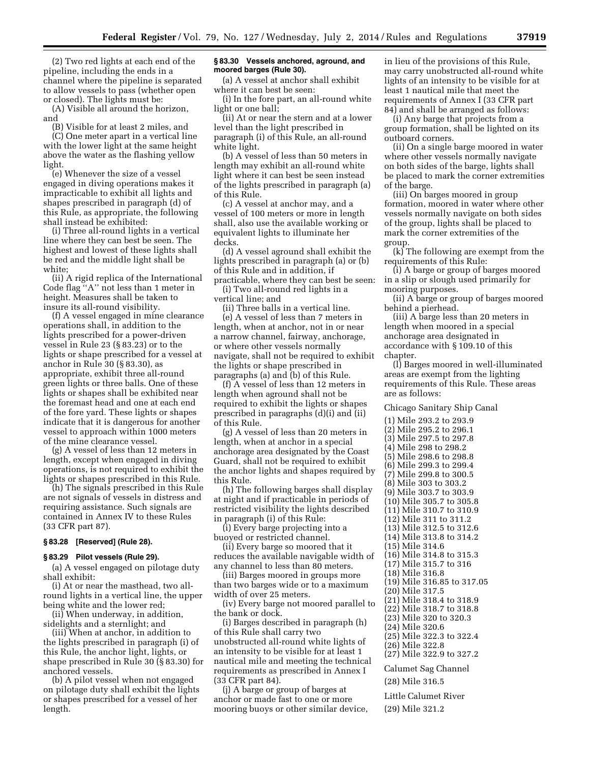(2) Two red lights at each end of the pipeline, including the ends in a channel where the pipeline is separated to allow vessels to pass (whether open or closed). The lights must be:

(A) Visible all around the horizon, and

(B) Visible for at least 2 miles, and

(C) One meter apart in a vertical line with the lower light at the same height above the water as the flashing yellow light.

(e) Whenever the size of a vessel engaged in diving operations makes it impracticable to exhibit all lights and shapes prescribed in paragraph (d) of this Rule, as appropriate, the following shall instead be exhibited:

(i) Three all-round lights in a vertical line where they can best be seen. The highest and lowest of these lights shall be red and the middle light shall be white;

(ii) A rigid replica of the International Code flag ''A'' not less than 1 meter in height. Measures shall be taken to insure its all-round visibility.

(f) A vessel engaged in mine clearance operations shall, in addition to the lights prescribed for a power-driven vessel in Rule 23 (§ 83.23) or to the lights or shape prescribed for a vessel at anchor in Rule 30 (§ 83.30), as appropriate, exhibit three all-round green lights or three balls. One of these lights or shapes shall be exhibited near the foremast head and one at each end of the fore yard. These lights or shapes indicate that it is dangerous for another vessel to approach within 1000 meters of the mine clearance vessel.

(g) A vessel of less than 12 meters in length, except when engaged in diving operations, is not required to exhibit the lights or shapes prescribed in this Rule.

(h) The signals prescribed in this Rule are not signals of vessels in distress and requiring assistance. Such signals are contained in Annex IV to these Rules (33 CFR part 87).

### § 83.28 [Reserved] (Rule 28).

### § 83.29 Pilot vessels (Rule 29).

(a) A vessel engaged on pilotage duty shall exhibit:

(i) At or near the masthead, two all-round lights in a vertical line, the upper being white and the lower red;

(ii) When underway, in addition, sidelights and a sternlight; and

(iii) When at anchor, in addition to the lights prescribed in paragraph (i) of this Rule, the anchor light, lights, or shape prescribed in Rule 30 (§ 83.30) for anchored vessels.

(b) A pilot vessel when not engaged on pilotage duty shall exhibit the lights or shapes prescribed for a vessel of her length.

### § 83.30 Vessels anchored, aground, and moored barges (Rule 30).

(a) A vessel at anchor shall exhibit where it can best be seen:

(i) In the fore part, an all-round white light or one ball;

(ii) At or near the stern and at a lower level than the light prescribed in paragraph (i) of this Rule, an all-round white light.

(b) A vessel of less than 50 meters in length may exhibit an all-round white light where it can best be seen instead of the lights prescribed in paragraph (a) of this Rule.

(c) A vessel at anchor may, and a vessel of 100 meters or more in length shall, also use the available working or equivalent lights to illuminate her decks.

(d) A vessel aground shall exhibit the lights prescribed in paragraph (a) or (b) of this Rule and in addition, if practicable, where they can best be seen:

(i) Two all-round red lights in a vertical line; and

(ii) Three balls in a vertical line.

(e) A vessel of less than 7 meters in length, when at anchor, not in or near a narrow channel, fairway, anchorage, or where other vessels normally navigate, shall not be required to exhibit the lights or shape prescribed in paragraphs (a) and (b) of this Rule.

(f) A vessel of less than 12 meters in length when aground shall not be required to exhibit the lights or shapes prescribed in paragraphs (d)(i) and (ii) of this Rule.

(g) A vessel of less than 20 meters in length, when at anchor in a special anchorage area designated by the Coast Guard, shall not be required to exhibit the anchor lights and shapes required by this Rule.

(h) The following barges shall display at night and if practicable in periods of restricted visibility the lights described in paragraph (i) of this Rule:

(i) Every barge projecting into a buoyed or restricted channel.

(ii) Every barge so moored that it reduces the available navigable width of any channel to less than 80 meters.

(iii) Barges moored in groups more than two barges wide or to a maximum width of over 25 meters.

(iv) Every barge not moored parallel to the bank or dock.

(i) Barges described in paragraph (h) of this Rule shall carry two unobstructed all-round white lights of an intensity to be visible for at least 1 nautical mile and meeting the technical requirements as prescribed in Annex I (33 CFR part 84).

(j) A barge or group of barges at anchor or made fast to one or more mooring buoys or other similar device, in lieu of the provisions of this Rule, may carry unobstructed all-round white lights of an intensity to be visible for at least 1 nautical mile that meet the requirements of Annex I (33 CFR part 84) and shall be arranged as follows:

(i) Any barge that projects from a group formation, shall be lighted on its outboard corners.

(ii) On a single barge moored in water where other vessels normally navigate on both sides of the barge, lights shall be placed to mark the corner extremities of the barge.

(iii) On barges moored in group formation, moored in water where other vessels normally navigate on both sides of the group, lights shall be placed to mark the corner extremities of the group.

(k) The following are exempt from the requirements of this Rule:

(i) A barge or group of barges moored in a slip or slough used primarily for mooring purposes.

(ii) A barge or group of barges moored behind a pierhead.

(iii) A barge less than 20 meters in length when moored in a special anchorage area designated in accordance with § 109.10 of this chapter.

(l) Barges moored in well-illuminated areas are exempt from the lighting requirements of this Rule. These areas are as follows:

Chicago Sanitary Ship Canal

(1) Mile 293.2 to 293.9
(2) Mile 295.2 to 296.1
(3) Mile 297.5 to 297.8
(4) Mile 298 to 298.2
(5) Mile 298.6 to 298.8
(6) Mile 299.3 to 299.4
(7) Mile 299.8 to 300.5
(8) Mile 303 to 303.2
(9) Mile 303.7 to 303.9
(10) Mile 305.7 to 305.8
(11) Mile 310.7 to 310.9
(12) Mile 311 to 311.2
(13) Mile 312.5 to 312.6
(14) Mile 313.8 to 314.2
(15) Mile 314.6
(16) Mile 314.8 to 315.3
(17) Mile 315.7 to 316
(18) Mile 316.8
(19) Mile 316.85 to 317.05
(20) Mile 317.5
(21) Mile 318.4 to 318.9
(22) Mile 318.7 to 318.8
(23) Mile 320 to 320.3
(24) Mile 320.6
(25) Mile 322.3 to 322.4
(26) Mile 322.8
(27) Mile 322.9 to 327.2

Calumet Sag Channel

(28) Mile 316.5

Little Calumet River

(29) Mile 321.2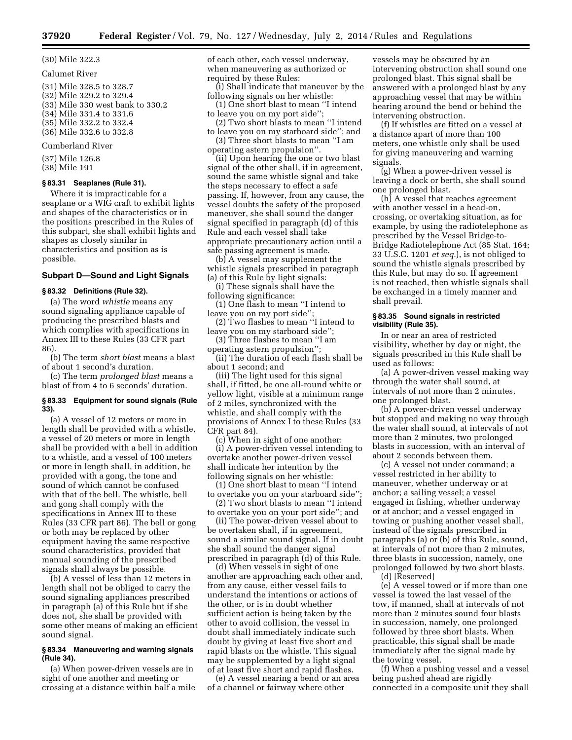(30) Mile 322.3

Calumet River

(31) Mile 328.5 to 328.7
(32) Mile 329.2 to 329.4
(33) Mile 330 west bank to 330.2
(34) Mile 331.4 to 331.6
(35) Mile 332.2 to 332.4
(36) Mile 332.6 to 332.8

Cumberland River

(37) Mile 126.8
(38) Mile 191

### § 83.31 Seaplanes (Rule 31).

Where it is impracticable for a seaplane or a WIG craft to exhibit lights and shapes of the characteristics or in the positions prescribed in the Rules of this subpart, she shall exhibit lights and shapes as closely similar in characteristics and position as is possible.

## Subpart D—Sound and Light Signals

### § 83.32 Definitions (Rule 32).

(a) The word *whistle* means any sound signaling appliance capable of producing the prescribed blasts and which complies with specifications in Annex III to these Rules (33 CFR part 86).

(b) The term *short blast* means a blast of about 1 second's duration.

(c) The term *prolonged blast* means a blast of from 4 to 6 seconds' duration.

### § 83.33 Equipment for sound signals (Rule 33).

(a) A vessel of 12 meters or more in length shall be provided with a whistle, a vessel of 20 meters or more in length shall be provided with a bell in addition to a whistle, and a vessel of 100 meters or more in length shall, in addition, be provided with a gong, the tone and sound of which cannot be confused with that of the bell. The whistle, bell and gong shall comply with the specifications in Annex III to these Rules (33 CFR part 86). The bell or gong or both may be replaced by other equipment having the same respective sound characteristics, provided that manual sounding of the prescribed signals shall always be possible.

(b) A vessel of less than 12 meters in length shall not be obliged to carry the sound signaling appliances prescribed in paragraph (a) of this Rule but if she does not, she shall be provided with some other means of making an efficient sound signal.

### § 83.34 Maneuvering and warning signals (Rule 34).

(a) When power-driven vessels are in sight of one another and meeting or crossing at a distance within half a mile of each other, each vessel underway, when maneuvering as authorized or required by these Rules:

(i) Shall indicate that maneuver by the following signals on her whistle:

(1) One short blast to mean ''I intend to leave you on my port side'';

(2) Two short blasts to mean ''I intend to leave you on my starboard side''; and

(3) Three short blasts to mean ''I am operating astern propulsion''.

(ii) Upon hearing the one or two blast signal of the other shall, if in agreement, sound the same whistle signal and take the steps necessary to effect a safe passing. If, however, from any cause, the vessel doubts the safety of the proposed maneuver, she shall sound the danger signal specified in paragraph (d) of this Rule and each vessel shall take appropriate precautionary action until a safe passing agreement is made.

(b) A vessel may supplement the whistle signals prescribed in paragraph (a) of this Rule by light signals:

(i) These signals shall have the following significance:

(1) One flash to mean ''I intend to leave you on my port side'';

(2) Two flashes to mean ''I intend to leave you on my starboard side'';

(3) Three flashes to mean ''I am operating astern propulsion'';

(ii) The duration of each flash shall be about 1 second; and

(iii) The light used for this signal shall, if fitted, be one all-round white or yellow light, visible at a minimum range of 2 miles, synchronized with the whistle, and shall comply with the provisions of Annex I to these Rules (33 CFR part 84).

(c) When in sight of one another:

(i) A power-driven vessel intending to overtake another power-driven vessel shall indicate her intention by the following signals on her whistle:

(1) One short blast to mean ''I intend to overtake you on your starboard side'';

(2) Two short blasts to mean ''I intend to overtake you on your port side''; and

(ii) The power-driven vessel about to be overtaken shall, if in agreement, sound a similar sound signal. If in doubt she shall sound the danger signal prescribed in paragraph (d) of this Rule.

(d) When vessels in sight of one another are approaching each other and, from any cause, either vessel fails to understand the intentions or actions of the other, or is in doubt whether sufficient action is being taken by the other to avoid collision, the vessel in doubt shall immediately indicate such doubt by giving at least five short and rapid blasts on the whistle. This signal may be supplemented by a light signal of at least five short and rapid flashes.

(e) A vessel nearing a bend or an area of a channel or fairway where other vessels may be obscured by an intervening obstruction shall sound one prolonged blast. This signal shall be answered with a prolonged blast by any approaching vessel that may be within hearing around the bend or behind the intervening obstruction.

(f) If whistles are fitted on a vessel at a distance apart of more than 100 meters, one whistle only shall be used for giving maneuvering and warning signals.

(g) When a power-driven vessel is leaving a dock or berth, she shall sound one prolonged blast.

(h) A vessel that reaches agreement with another vessel in a head-on, crossing, or overtaking situation, as for example, by using the radiotelephone as prescribed by the Vessel Bridge-to-Bridge Radiotelephone Act (85 Stat. 164; 33 U.S.C. 1201 *et seq.*), is not obliged to sound the whistle signals prescribed by this Rule, but may do so. If agreement is not reached, then whistle signals shall be exchanged in a timely manner and shall prevail.

### § 83.35 Sound signals in restricted visibility (Rule 35).

In or near an area of restricted visibility, whether by day or night, the signals prescribed in this Rule shall be used as follows:

(a) A power-driven vessel making way through the water shall sound, at intervals of not more than 2 minutes, one prolonged blast.

(b) A power-driven vessel underway but stopped and making no way through the water shall sound, at intervals of not more than 2 minutes, two prolonged blasts in succession, with an interval of about 2 seconds between them.

(c) A vessel not under command; a vessel restricted in her ability to maneuver, whether underway or at anchor; a sailing vessel; a vessel engaged in fishing, whether underway or at anchor; and a vessel engaged in towing or pushing another vessel shall, instead of the signals prescribed in paragraphs (a) or (b) of this Rule, sound, at intervals of not more than 2 minutes, three blasts in succession, namely, one prolonged followed by two short blasts.

(d) [Reserved]

(e) A vessel towed or if more than one vessel is towed the last vessel of the tow, if manned, shall at intervals of not more than 2 minutes sound four blasts in succession, namely, one prolonged followed by three short blasts. When practicable, this signal shall be made immediately after the signal made by the towing vessel.

(f) When a pushing vessel and a vessel being pushed ahead are rigidly connected in a composite unit they shall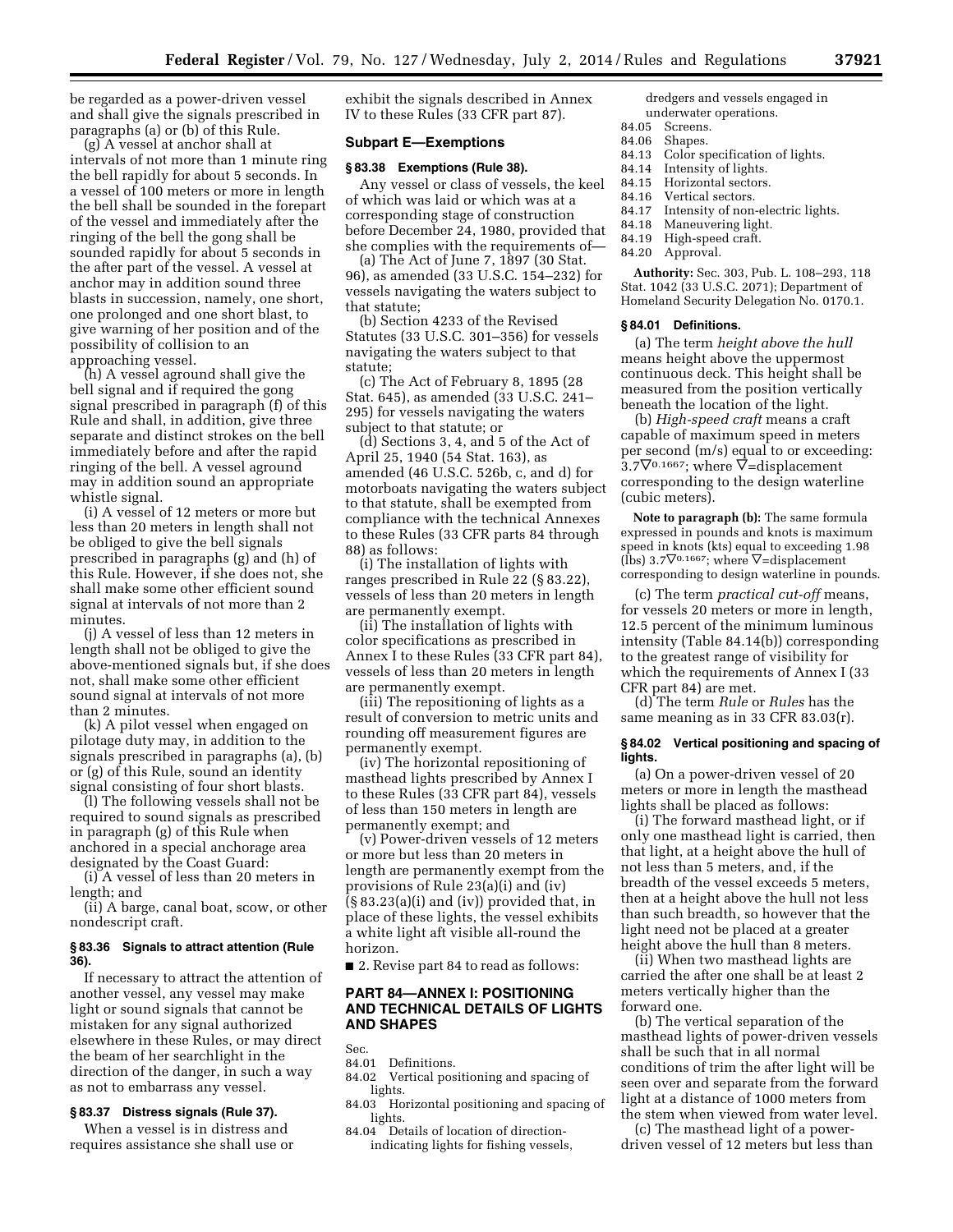be regarded as a power-driven vessel and shall give the signals prescribed in paragraphs (a) or (b) of this Rule.

(g) A vessel at anchor shall at intervals of not more than 1 minute ring the bell rapidly for about 5 seconds. In a vessel of 100 meters or more in length the bell shall be sounded in the forepart of the vessel and immediately after the ringing of the bell the gong shall be sounded rapidly for about 5 seconds in the after part of the vessel. A vessel at anchor may in addition sound three blasts in succession, namely, one short, one prolonged and one short blast, to give warning of her position and of the possibility of collision to an approaching vessel.

(h) A vessel aground shall give the bell signal and if required the gong signal prescribed in paragraph (f) of this Rule and shall, in addition, give three separate and distinct strokes on the bell immediately before and after the rapid ringing of the bell. A vessel aground may in addition sound an appropriate whistle signal.

(i) A vessel of 12 meters or more but less than 20 meters in length shall not be obliged to give the bell signals prescribed in paragraphs (g) and (h) of this Rule. However, if she does not, she shall make some other efficient sound signal at intervals of not more than 2 minutes.

(j) A vessel of less than 12 meters in length shall not be obliged to give the above-mentioned signals but, if she does not, shall make some other efficient sound signal at intervals of not more than 2 minutes.

(k) A pilot vessel when engaged on pilotage duty may, in addition to the signals prescribed in paragraphs (a), (b) or (g) of this Rule, sound an identity signal consisting of four short blasts.

(l) The following vessels shall not be required to sound signals as prescribed in paragraph (g) of this Rule when anchored in a special anchorage area designated by the Coast Guard:

(i) A vessel of less than 20 meters in length; and

(ii) A barge, canal boat, scow, or other nondescript craft.

### § 83.36 Signals to attract attention (Rule 36).

If necessary to attract the attention of another vessel, any vessel may make light or sound signals that cannot be mistaken for any signal authorized elsewhere in these Rules, or may direct the beam of her searchlight in the direction of the danger, in such a way as not to embarrass any vessel.

### § 83.37 Distress signals (Rule 37).

When a vessel is in distress and requires assistance she shall use or exhibit the signals described in Annex IV to these Rules (33 CFR part 87).

## Subpart E—Exemptions

### § 83.38 Exemptions (Rule 38).

Any vessel or class of vessels, the keel of which was laid or which was at a corresponding stage of construction before December 24, 1980, provided that she complies with the requirements of—

(a) The Act of June 7, 1897 (30 Stat. 96), as amended (33 U.S.C. 154–232) for vessels navigating the waters subject to that statute;

(b) Section 4233 of the Revised Statutes (33 U.S.C. 301–356) for vessels navigating the waters subject to that statute;

(c) The Act of February 8, 1895 (28 Stat. 645), as amended (33 U.S.C. 241–295) for vessels navigating the waters subject to that statute; or

(d) Sections 3, 4, and 5 of the Act of April 25, 1940 (54 Stat. 163), as amended (46 U.S.C. 526b, c, and d) for motorboats navigating the waters subject to that statute, shall be exempted from compliance with the technical Annexes to these Rules (33 CFR parts 84 through 88) as follows:

(i) The installation of lights with ranges prescribed in Rule 22 (§ 83.22), vessels of less than 20 meters in length are permanently exempt.

(ii) The installation of lights with color specifications as prescribed in Annex I to these Rules (33 CFR part 84), vessels of less than 20 meters in length are permanently exempt.

(iii) The repositioning of lights as a result of conversion to metric units and rounding off measurement figures are permanently exempt.

(iv) The horizontal repositioning of masthead lights prescribed by Annex I to these Rules (33 CFR part 84), vessels of less than 150 meters in length are permanently exempt; and

(v) Power-driven vessels of 12 meters or more but less than 20 meters in length are permanently exempt from the provisions of Rule 23(a)(i) and (iv) (§ 83.23(a)(i) and (iv)) provided that, in place of these lights, the vessel exhibits a white light aft visible all-round the horizon.

■ 2. Revise part 84 to read as follows:

## PART 84—ANNEX I: POSITIONING AND TECHNICAL DETAILS OF LIGHTS AND SHAPES

Sec.
84.01 Definitions.
84.02 Vertical positioning and spacing of lights.
84.03 Horizontal positioning and spacing of lights.
84.04 Details of location of direction-indicating lights for fishing vessels, dredgers and vessels engaged in underwater operations.
84.05 Screens.
84.06 Shapes.
84.13 Color specification of lights.
84.14 Intensity of lights.
84.15 Horizontal sectors.
84.16 Vertical sectors.
84.17 Intensity of non-electric lights.
84.18 Maneuvering light.
84.19 High-speed craft.
84.20 Approval.

**Authority:** Sec. 303, Pub. L. 108–293, 118 Stat. 1042 (33 U.S.C. 2071); Department of Homeland Security Delegation No. 0170.1.

### § 84.01 Definitions.

(a) The term *height above the hull* means height above the uppermost continuous deck. This height shall be measured from the position vertically beneath the location of the light.

(b) *High-speed craft* means a craft capable of maximum speed in meters per second (m/s) equal to or exceeding: $3.7\nabla^{0.1667}$; where $\nabla$=displacement corresponding to the design waterline (cubic meters).

**Note to paragraph (b):** The same formula expressed in pounds and knots is maximum speed in knots (kts) equal to exceeding 1.98 (lbs) $3.7\nabla^{0.1667}$; where $\nabla$=displacement corresponding to design waterline in pounds.

(c) The term *practical cut-off* means, for vessels 20 meters or more in length, 12.5 percent of the minimum luminous intensity (Table 84.14(b)) corresponding to the greatest range of visibility for which the requirements of Annex I (33 CFR part 84) are met.

(d) The term *Rule* or *Rules* has the same meaning as in 33 CFR 83.03(r).

### § 84.02 Vertical positioning and spacing of lights.

(a) On a power-driven vessel of 20 meters or more in length the masthead lights shall be placed as follows:

(i) The forward masthead light, or if only one masthead light is carried, then that light, at a height above the hull of not less than 5 meters, and, if the breadth of the vessel exceeds 5 meters, then at a height above the hull not less than such breadth, so however that the light need not be placed at a greater height above the hull than 8 meters.

(ii) When two masthead lights are carried the after one shall be at least 2 meters vertically higher than the forward one.

(b) The vertical separation of the masthead lights of power-driven vessels shall be such that in all normal conditions of trim the after light will be seen over and separate from the forward light at a distance of 1000 meters from the stem when viewed from water level.

(c) The masthead light of a power-driven vessel of 12 meters but less than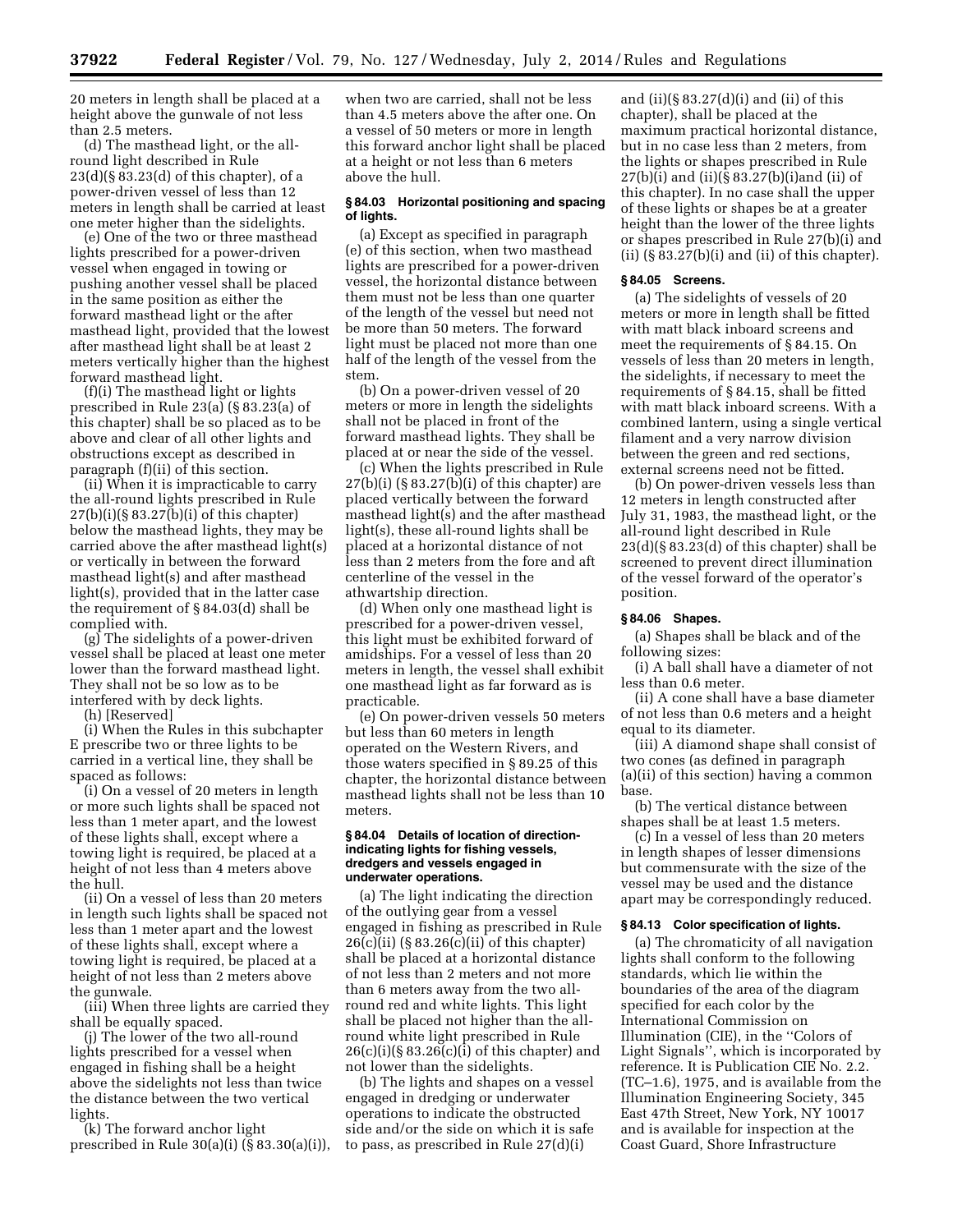20 meters in length shall be placed at a height above the gunwale of not less than 2.5 meters.

(d) The masthead light, or the all-round light described in Rule 23(d)(§ 83.23(d) of this chapter), of a power-driven vessel of less than 12 meters in length shall be carried at least one meter higher than the sidelights.

(e) One of the two or three masthead lights prescribed for a power-driven vessel when engaged in towing or pushing another vessel shall be placed in the same position as either the forward masthead light or the after masthead light, provided that the lowest after masthead light shall be at least 2 meters vertically higher than the highest forward masthead light.

(f)(i) The masthead light or lights prescribed in Rule 23(a) (§ 83.23(a) of this chapter) shall be so placed as to be above and clear of all other lights and obstructions except as described in paragraph (f)(ii) of this section.

(ii) When it is impracticable to carry the all-round lights prescribed in Rule 27(b)(i)(§ 83.27(b)(i) of this chapter) below the masthead lights, they may be carried above the after masthead light(s) or vertically in between the forward masthead light(s) and after masthead light(s), provided that in the latter case the requirement of § 84.03(d) shall be complied with.

(g) The sidelights of a power-driven vessel shall be placed at least one meter lower than the forward masthead light. They shall not be so low as to be interfered with by deck lights.

(h) [Reserved]

(i) When the Rules in this subchapter E prescribe two or three lights to be carried in a vertical line, they shall be spaced as follows:

(i) On a vessel of 20 meters in length or more such lights shall be spaced not less than 1 meter apart, and the lowest of these lights shall, except where a towing light is required, be placed at a height of not less than 4 meters above the hull.

(ii) On a vessel of less than 20 meters in length such lights shall be spaced not less than 1 meter apart and the lowest of these lights shall, except where a towing light is required, be placed at a height of not less than 2 meters above the gunwale.

(iii) When three lights are carried they shall be equally spaced.

(j) The lower of the two all-round lights prescribed for a vessel when engaged in fishing shall be a height above the sidelights not less than twice the distance between the two vertical lights.

(k) The forward anchor light prescribed in Rule 30(a)(i) (§ 83.30(a)(i)), when two are carried, shall not be less than 4.5 meters above the after one. On a vessel of 50 meters or more in length this forward anchor light shall be placed at a height or not less than 6 meters above the hull.

### § 84.03 Horizontal positioning and spacing of lights.

(a) Except as specified in paragraph (e) of this section, when two masthead lights are prescribed for a power-driven vessel, the horizontal distance between them must not be less than one quarter of the length of the vessel but need not be more than 50 meters. The forward light must be placed not more than one half of the length of the vessel from the stem.

(b) On a power-driven vessel of 20 meters or more in length the sidelights shall not be placed in front of the forward masthead lights. They shall be placed at or near the side of the vessel.

(c) When the lights prescribed in Rule 27(b)(i) (§ 83.27(b)(i) of this chapter) are placed vertically between the forward masthead light(s) and the after masthead light(s), these all-round lights shall be placed at a horizontal distance of not less than 2 meters from the fore and aft centerline of the vessel in the athwartship direction.

(d) When only one masthead light is prescribed for a power-driven vessel, this light must be exhibited forward of amidships. For a vessel of less than 20 meters in length, the vessel shall exhibit one masthead light as far forward as is practicable.

(e) On power-driven vessels 50 meters but less than 60 meters in length operated on the Western Rivers, and those waters specified in § 89.25 of this chapter, the horizontal distance between masthead lights shall not be less than 10 meters.

### § 84.04 Details of location of direction-indicating lights for fishing vessels, dredgers and vessels engaged in underwater operations.

(a) The light indicating the direction of the outlying gear from a vessel engaged in fishing as prescribed in Rule 26(c)(ii) (§ 83.26(c)(ii) of this chapter) shall be placed at a horizontal distance of not less than 2 meters and not more than 6 meters away from the two all-round red and white lights. This light shall be placed not higher than the all-round white light prescribed in Rule 26(c)(i)(§ 83.26(c)(i) of this chapter) and not lower than the sidelights.

(b) The lights and shapes on a vessel engaged in dredging or underwater operations to indicate the obstructed side and/or the side on which it is safe to pass, as prescribed in Rule 27(d)(i) and (ii)(§ 83.27(d)(i) and (ii) of this chapter), shall be placed at the maximum practical horizontal distance, but in no case less than 2 meters, from the lights or shapes prescribed in Rule 27(b)(i) and (ii)(§ 83.27(b)(i)and (ii) of this chapter). In no case shall the upper of these lights or shapes be at a greater height than the lower of the three lights or shapes prescribed in Rule 27(b)(i) and (ii) (§ 83.27(b)(i) and (ii) of this chapter).

### § 84.05 Screens.

(a) The sidelights of vessels of 20 meters or more in length shall be fitted with matt black inboard screens and meet the requirements of § 84.15. On vessels of less than 20 meters in length, the sidelights, if necessary to meet the requirements of § 84.15, shall be fitted with matt black inboard screens. With a combined lantern, using a single vertical filament and a very narrow division between the green and red sections, external screens need not be fitted.

(b) On power-driven vessels less than 12 meters in length constructed after July 31, 1983, the masthead light, or the all-round light described in Rule 23(d)(§ 83.23(d) of this chapter) shall be screened to prevent direct illumination of the vessel forward of the operator's position.

### § 84.06 Shapes.

(a) Shapes shall be black and of the following sizes:

(i) A ball shall have a diameter of not less than 0.6 meter.

(ii) A cone shall have a base diameter of not less than 0.6 meters and a height equal to its diameter.

(iii) A diamond shape shall consist of two cones (as defined in paragraph (a)(ii) of this section) having a common base.

(b) The vertical distance between shapes shall be at least 1.5 meters.

(c) In a vessel of less than 20 meters in length shapes of lesser dimensions but commensurate with the size of the vessel may be used and the distance apart may be correspondingly reduced.

### § 84.13 Color specification of lights.

(a) The chromaticity of all navigation lights shall conform to the following standards, which lie within the boundaries of the area of the diagram specified for each color by the International Commission on Illumination (CIE), in the ''Colors of Light Signals'', which is incorporated by reference. It is Publication CIE No. 2.2. (TC–1.6), 1975, and is available from the Illumination Engineering Society, 345 East 47th Street, New York, NY 10017 and is available for inspection at the Coast Guard, Shore Infrastructure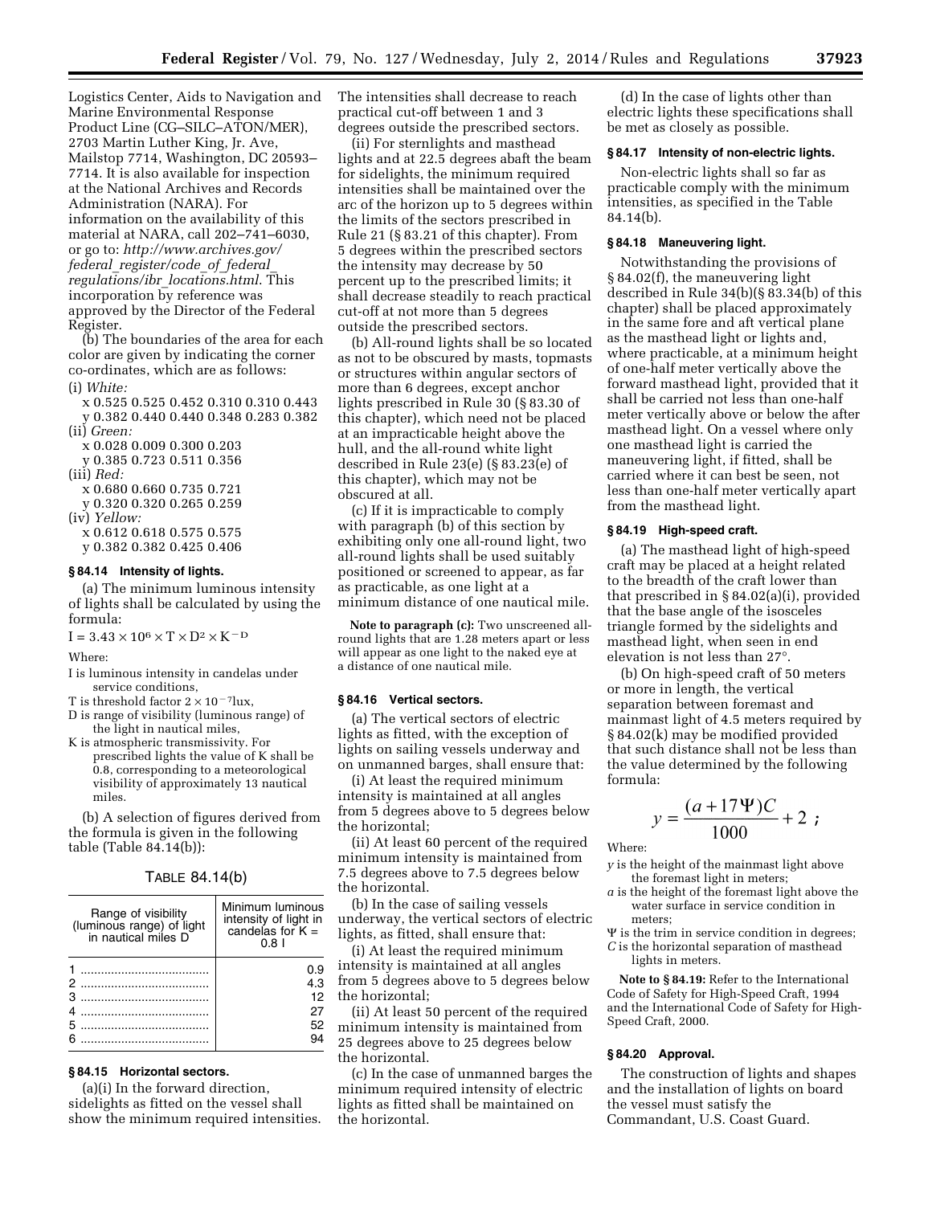Logistics Center, Aids to Navigation and Marine Environmental Response Product Line (CG–SILC–ATON/MER), 2703 Martin Luther King, Jr. Ave, Mailstop 7714, Washington, DC 20593–7714. It is also available for inspection at the National Archives and Records Administration (NARA). For information on the availability of this material at NARA, call 202–741–6030, or go to: *http://www.archives.gov/federal_register/code_of_federal_regulations/ibr_locations.html*. This incorporation by reference was approved by the Director of the Federal Register.

(b) The boundaries of the area for each color are given by indicating the corner co-ordinates, which are as follows:

(i) *White:*

x 0.525 0.525 0.452 0.310 0.310 0.443
y 0.382 0.440 0.440 0.348 0.283 0.382

(ii) *Green:*

x 0.028 0.009 0.300 0.203
y 0.385 0.723 0.511 0.356

(iii) *Red:*

x 0.680 0.660 0.735 0.721
y 0.320 0.320 0.265 0.259

(iv) *Yellow:*

x 0.612 0.618 0.575 0.575
y 0.382 0.382 0.425 0.406

### § 84.14 Intensity of lights.

(a) The minimum luminous intensity of lights shall be calculated by using the formula:

$I = 3.43 \times 10^6 \times T \times D^2 \times K^{-D}$

Where:

I is luminous intensity in candelas under service conditions,
T is threshold factor $2 \times 10^{-7}$lux,
D is range of visibility (luminous range) of the light in nautical miles,
K is atmospheric transmissivity. For prescribed lights the value of K shall be 0.8, corresponding to a meteorological visibility of approximately 13 nautical miles.

(b) A selection of figures derived from the formula is given in the following table (Table 84.14(b)):

TABLE 84.14(b)

| Range of visibility (luminous range) of light in nautical miles D | Minimum luminous intensity of light in candelas for K = 0.8 I |
|---|---|
| 1 | 0.9 |
| 2 | 4.3 |
| 3 | 12 |
| 4 | 27 |
| 5 | 52 |
| 6 | 94 |

### § 84.15 Horizontal sectors.

(a)(i) In the forward direction, sidelights as fitted on the vessel shall show the minimum required intensities. The intensities shall decrease to reach practical cut-off between 1 and 3 degrees outside the prescribed sectors.

(ii) For sternlights and masthead lights and at 22.5 degrees abaft the beam for sidelights, the minimum required intensities shall be maintained over the arc of the horizon up to 5 degrees within the limits of the sectors prescribed in Rule 21 (§ 83.21 of this chapter). From 5 degrees within the prescribed sectors the intensity may decrease by 50 percent up to the prescribed limits; it shall decrease steadily to reach practical cut-off at not more than 5 degrees outside the prescribed sectors.

(b) All-round lights shall be so located as not to be obscured by masts, topmasts or structures within angular sectors of more than 6 degrees, except anchor lights prescribed in Rule 30 (§ 83.30 of this chapter), which need not be placed at an impracticable height above the hull, and the all-round white light described in Rule 23(e) (§ 83.23(e) of this chapter), which may not be obscured at all.

(c) If it is impracticable to comply with paragraph (b) of this section by exhibiting only one all-round light, two all-round lights shall be used suitably positioned or screened to appear, as far as practicable, as one light at a minimum distance of one nautical mile.

**Note to paragraph (c):** Two unscreened all-round lights that are 1.28 meters apart or less will appear as one light to the naked eye at a distance of one nautical mile.

### § 84.16 Vertical sectors.

(a) The vertical sectors of electric lights as fitted, with the exception of lights on sailing vessels underway and on unmanned barges, shall ensure that:

(i) At least the required minimum intensity is maintained at all angles from 5 degrees above to 5 degrees below the horizontal;

(ii) At least 60 percent of the required minimum intensity is maintained from 7.5 degrees above to 7.5 degrees below the horizontal.

(b) In the case of sailing vessels underway, the vertical sectors of electric lights, as fitted, shall ensure that:

(i) At least the required minimum intensity is maintained at all angles from 5 degrees above to 5 degrees below the horizontal;

(ii) At least 50 percent of the required minimum intensity is maintained from 25 degrees above to 25 degrees below the horizontal.

(c) In the case of unmanned barges the minimum required intensity of electric lights as fitted shall be maintained on the horizontal.

(d) In the case of lights other than electric lights these specifications shall be met as closely as possible.

### § 84.17 Intensity of non-electric lights.

Non-electric lights shall so far as practicable comply with the minimum intensities, as specified in the Table 84.14(b).

### § 84.18 Maneuvering light.

Notwithstanding the provisions of § 84.02(f), the maneuvering light described in Rule 34(b)(§ 83.34(b) of this chapter) shall be placed approximately in the same fore and aft vertical plane as the masthead light or lights and, where practicable, at a minimum height of one-half meter vertically above the forward masthead light, provided that it shall be carried not less than one-half meter vertically above or below the after masthead light. On a vessel where only one masthead light is carried the maneuvering light, if fitted, shall be carried where it can best be seen, not less than one-half meter vertically apart from the masthead light.

### § 84.19 High-speed craft.

(a) The masthead light of high-speed craft may be placed at a height related to the breadth of the craft lower than that prescribed in § 84.02(a)(i), provided that the base angle of the isosceles triangle formed by the sidelights and masthead light, when seen in end elevation is not less than 27°.

(b) On high-speed craft of 50 meters or more in length, the vertical separation between foremast and mainmast light of 4.5 meters required by § 84.02(k) may be modified provided that such distance shall not be less than the value determined by the following formula:

$$y = \frac{(a + 17\Psi)C}{1000} + 2 \; ;$$

Where:

*y* is the height of the mainmast light above the foremast light in meters;
*a* is the height of the foremast light above the water surface in service condition in meters;
Ψ is the trim in service condition in degrees;
*C* is the horizontal separation of masthead lights in meters.

**Note to § 84.19:** Refer to the International Code of Safety for High-Speed Craft, 1994 and the International Code of Safety for High-Speed Craft, 2000.

### § 84.20 Approval.

The construction of lights and shapes and the installation of lights on board the vessel must satisfy the Commandant, U.S. Coast Guard.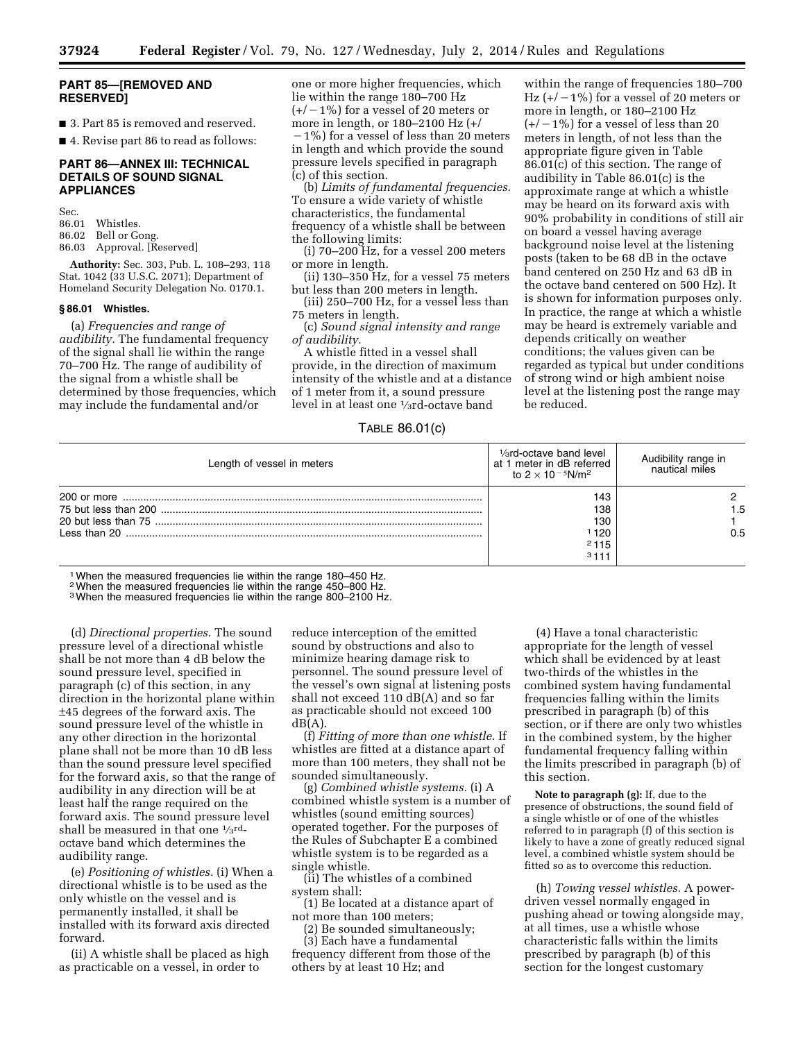## PART 85—[REMOVED AND RESERVED]

■ 3. Part 85 is removed and reserved.

■ 4. Revise part 86 to read as follows:

## PART 86—ANNEX III: TECHNICAL DETAILS OF SOUND SIGNAL APPLIANCES

Sec.
86.01 Whistles.
86.02 Bell or Gong.
86.03 Approval. [Reserved]

**Authority:** Sec. 303, Pub. L. 108–293, 118 Stat. 1042 (33 U.S.C. 2071); Department of Homeland Security Delegation No. 0170.1.

### § 86.01 Whistles.

(a) *Frequencies and range of audibility.* The fundamental frequency of the signal shall lie within the range 70–700 Hz. The range of audibility of the signal from a whistle shall be determined by those frequencies, which may include the fundamental and/or one or more higher frequencies, which lie within the range 180–700 Hz (+/−1%) for a vessel of 20 meters or more in length, or 180–2100 Hz (+/−1%) for a vessel of less than 20 meters in length and which provide the sound pressure levels specified in paragraph (c) of this section.

(b) *Limits of fundamental frequencies.* To ensure a wide variety of whistle characteristics, the fundamental frequency of a whistle shall be between the following limits:

(i) 70–200 Hz, for a vessel 200 meters or more in length.

(ii) 130–350 Hz, for a vessel 75 meters but less than 200 meters in length.

(iii) 250–700 Hz, for a vessel less than 75 meters in length.

(c) *Sound signal intensity and range of audibility.*

A whistle fitted in a vessel shall provide, in the direction of maximum intensity of the whistle and at a distance of 1 meter from it, a sound pressure level in at least one ⅓rd-octave band within the range of frequencies 180–700 Hz (+/−1%) for a vessel of 20 meters or more in length, or 180–2100 Hz (+/−1%) for a vessel of less than 20 meters in length, of not less than the appropriate figure given in Table 86.01(c) of this section. The range of audibility in Table 86.01(c) is the approximate range at which a whistle may be heard on its forward axis with 90% probability in conditions of still air on board a vessel having average background noise level at the listening posts (taken to be 68 dB in the octave band centered on 250 Hz and 63 dB in the octave band centered on 500 Hz). It is shown for information purposes only. In practice, the range at which a whistle may be heard is extremely variable and depends critically on weather conditions; the values given can be regarded as typical but under conditions of strong wind or high ambient noise level at the listening post the range may be reduced.

TABLE 86.01(c)

| Length of vessel in meters | ⅓rd-octave band level at 1 meter in dB referred to $2 \times 10^{-5}$N/m$^2$ | Audibility range in nautical miles |
|---|---|---|
| 200 or more | 143 | 2 |
| 75 but less than 200 | 138 | 1.5 |
| 20 but less than 75 | 130 | 1 |
| Less than 20 | [1] 120<br>[2] 115<br>[3] 111 | 0.5 |

[1] When the measured frequencies lie within the range 180–450 Hz.
[2] When the measured frequencies lie within the range 450–800 Hz.
[3] When the measured frequencies lie within the range 800–2100 Hz.

(d) *Directional properties.* The sound pressure level of a directional whistle shall be not more than 4 dB below the sound pressure level, specified in paragraph (c) of this section, in any direction in the horizontal plane within ±45 degrees of the forward axis. The sound pressure level of the whistle in any other direction in the horizontal plane shall not be more than 10 dB less than the sound pressure level specified for the forward axis, so that the range of audibility in any direction will be at least half the range required on the forward axis. The sound pressure level shall be measured in that one ⅓rd-octave band which determines the audibility range.

(e) *Positioning of whistles.* (i) When a directional whistle is to be used as the only whistle on the vessel and is permanently installed, it shall be installed with its forward axis directed forward.

(ii) A whistle shall be placed as high as practicable on a vessel, in order to reduce interception of the emitted sound by obstructions and also to minimize hearing damage risk to personnel. The sound pressure level of the vessel's own signal at listening posts shall not exceed 110 dB(A) and so far as practicable should not exceed 100 dB(A).

(f) *Fitting of more than one whistle.* If whistles are fitted at a distance apart of more than 100 meters, they shall not be sounded simultaneously.

(g) *Combined whistle systems.* (i) A combined whistle system is a number of whistles (sound emitting sources) operated together. For the purposes of the Rules of Subchapter E a combined whistle system is to be regarded as a single whistle.

(ii) The whistles of a combined system shall:

(1) Be located at a distance apart of not more than 100 meters;

(2) Be sounded simultaneously;

(3) Each have a fundamental frequency different from those of the others by at least 10 Hz; and

(4) Have a tonal characteristic appropriate for the length of vessel which shall be evidenced by at least two-thirds of the whistles in the combined system having fundamental frequencies falling within the limits prescribed in paragraph (b) of this section, or if there are only two whistles in the combined system, by the higher fundamental frequency falling within the limits prescribed in paragraph (b) of this section.

**Note to paragraph (g):** If, due to the presence of obstructions, the sound field of a single whistle or of one of the whistles referred to in paragraph (f) of this section is likely to have a zone of greatly reduced signal level, a combined whistle system should be fitted so as to overcome this reduction.

(h) *Towing vessel whistles.* A power-driven vessel normally engaged in pushing ahead or towing alongside may, at all times, use a whistle whose characteristic falls within the limits prescribed by paragraph (b) of this section for the longest customary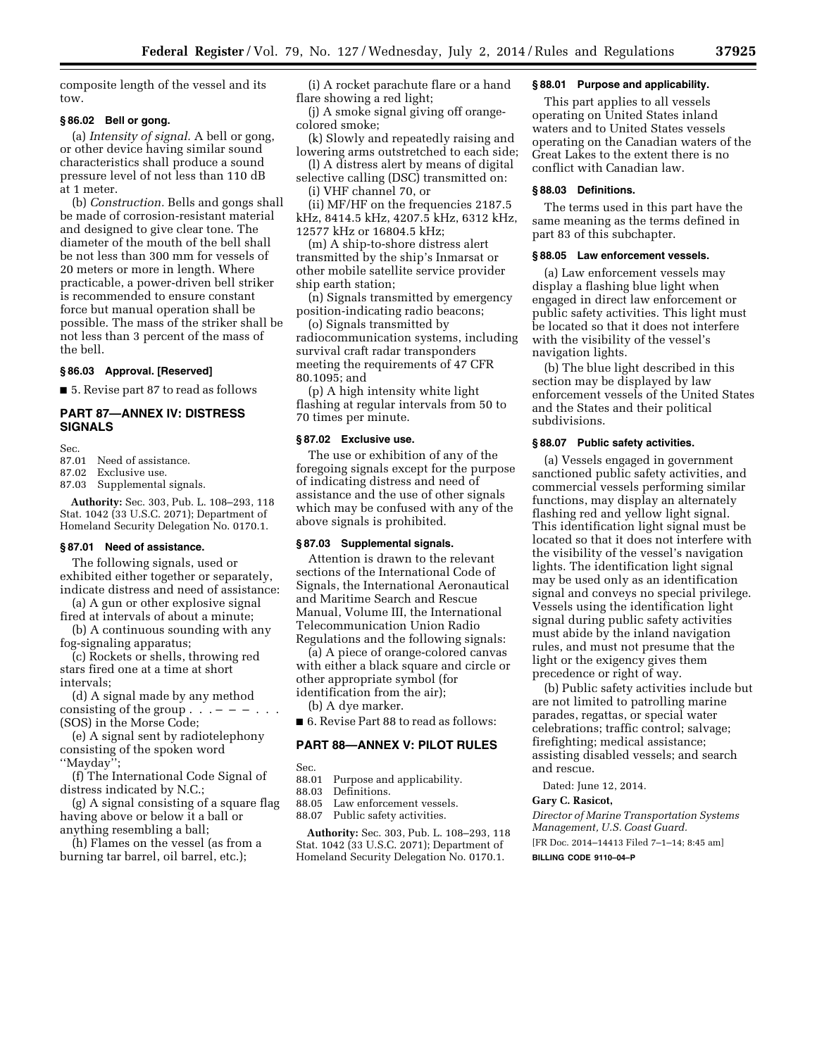composite length of the vessel and its tow.

### § 86.02 Bell or gong.

(a) *Intensity of signal.* A bell or gong, or other device having similar sound characteristics shall produce a sound pressure level of not less than 110 dB at 1 meter.

(b) *Construction.* Bells and gongs shall be made of corrosion-resistant material and designed to give clear tone. The diameter of the mouth of the bell shall be not less than 300 mm for vessels of 20 meters or more in length. Where practicable, a power-driven bell striker is recommended to ensure constant force but manual operation shall be possible. The mass of the striker shall be not less than 3 percent of the mass of the bell.

### § 86.03 Approval. [Reserved]

■ 5. Revise part 87 to read as follows

## PART 87—ANNEX IV: DISTRESS SIGNALS

Sec.
87.01 Need of assistance.
87.02 Exclusive use.
87.03 Supplemental signals.

**Authority:** Sec. 303, Pub. L. 108–293, 118 Stat. 1042 (33 U.S.C. 2071); Department of Homeland Security Delegation No. 0170.1.

### § 87.01 Need of assistance.

The following signals, used or exhibited either together or separately, indicate distress and need of assistance:

(a) A gun or other explosive signal fired at intervals of about a minute;

(b) A continuous sounding with any fog-signaling apparatus;

(c) Rockets or shells, throwing red stars fired one at a time at short intervals;

(d) A signal made by any method consisting of the group . . . – – – . . . (SOS) in the Morse Code;

(e) A signal sent by radiotelephony consisting of the spoken word ''Mayday'';

(f) The International Code Signal of distress indicated by N.C.;

(g) A signal consisting of a square flag having above or below it a ball or anything resembling a ball;

(h) Flames on the vessel (as from a burning tar barrel, oil barrel, etc.);

(i) A rocket parachute flare or a hand flare showing a red light;

(j) A smoke signal giving off orange-colored smoke;

(k) Slowly and repeatedly raising and lowering arms outstretched to each side;

(l) A distress alert by means of digital selective calling (DSC) transmitted on:

(i) VHF channel 70, or

(ii) MF/HF on the frequencies 2187.5 kHz, 8414.5 kHz, 4207.5 kHz, 6312 kHz, 12577 kHz or 16804.5 kHz;

(m) A ship-to-shore distress alert transmitted by the ship's Inmarsat or other mobile satellite service provider ship earth station;

(n) Signals transmitted by emergency position-indicating radio beacons;

(o) Signals transmitted by radiocommunication systems, including survival craft radar transponders meeting the requirements of 47 CFR 80.1095; and

(p) A high intensity white light flashing at regular intervals from 50 to 70 times per minute.

### § 87.02 Exclusive use.

The use or exhibition of any of the foregoing signals except for the purpose of indicating distress and need of assistance and the use of other signals which may be confused with any of the above signals is prohibited.

### § 87.03 Supplemental signals.

Attention is drawn to the relevant sections of the International Code of Signals, the International Aeronautical and Maritime Search and Rescue Manual, Volume III, the International Telecommunication Union Radio Regulations and the following signals:

(a) A piece of orange-colored canvas with either a black square and circle or other appropriate symbol (for identification from the air);

(b) A dye marker.

■ 6. Revise Part 88 to read as follows:

## PART 88—ANNEX V: PILOT RULES

Sec.
88.01 Purpose and applicability.
88.03 Definitions.
88.05 Law enforcement vessels.
88.07 Public safety activities.

**Authority:** Sec. 303, Pub. L. 108–293, 118 Stat. 1042 (33 U.S.C. 2071); Department of Homeland Security Delegation No. 0170.1.

### § 88.01 Purpose and applicability.

This part applies to all vessels operating on United States inland waters and to United States vessels operating on the Canadian waters of the Great Lakes to the extent there is no conflict with Canadian law.

### § 88.03 Definitions.

The terms used in this part have the same meaning as the terms defined in part 83 of this subchapter.

### § 88.05 Law enforcement vessels.

(a) Law enforcement vessels may display a flashing blue light when engaged in direct law enforcement or public safety activities. This light must be located so that it does not interfere with the visibility of the vessel's navigation lights.

(b) The blue light described in this section may be displayed by law enforcement vessels of the United States and the States and their political subdivisions.

### § 88.07 Public safety activities.

(a) Vessels engaged in government sanctioned public safety activities, and commercial vessels performing similar functions, may display an alternately flashing red and yellow light signal. This identification light signal must be located so that it does not interfere with the visibility of the vessel's navigation lights. The identification light signal may be used only as an identification signal and conveys no special privilege. Vessels using the identification light signal during public safety activities must abide by the inland navigation rules, and must not presume that the light or the exigency gives them precedence or right of way.

(b) Public safety activities include but are not limited to patrolling marine parades, regattas, or special water celebrations; traffic control; salvage; firefighting; medical assistance; assisting disabled vessels; and search and rescue.

Dated: June 12, 2014.

**Gary C. Rasicot,**

*Director of Marine Transportation Systems Management, U.S. Coast Guard.*

[FR Doc. 2014–14413 Filed 7–1–14; 8:45 am]

**BILLING CODE 9110–04–P**